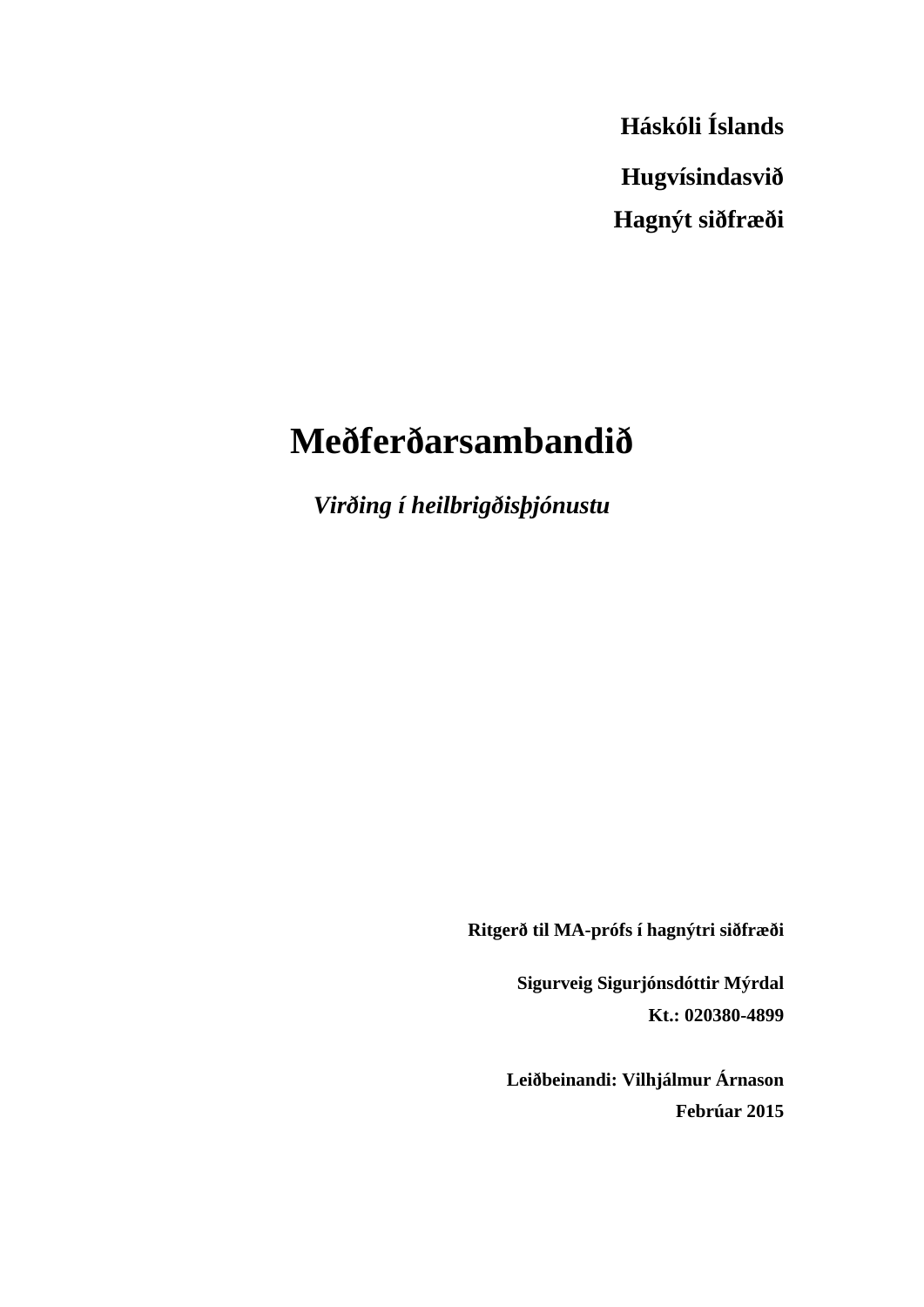**Háskóli Íslands**

**Hugvísindasvið**

**Hagnýt siðfræði**

# Meðferðarsambandið

***Virðing í heilbrigðisþjónustu***

**Ritgerð til MA-prófs í hagnýtri siðfræði**

**Sigurveig Sigurjónsdóttir Mýrdal**

**Kt.: 020380-4899**

**Leiðbeinandi: Vilhjálmur Árnason**

**Febrúar 2015**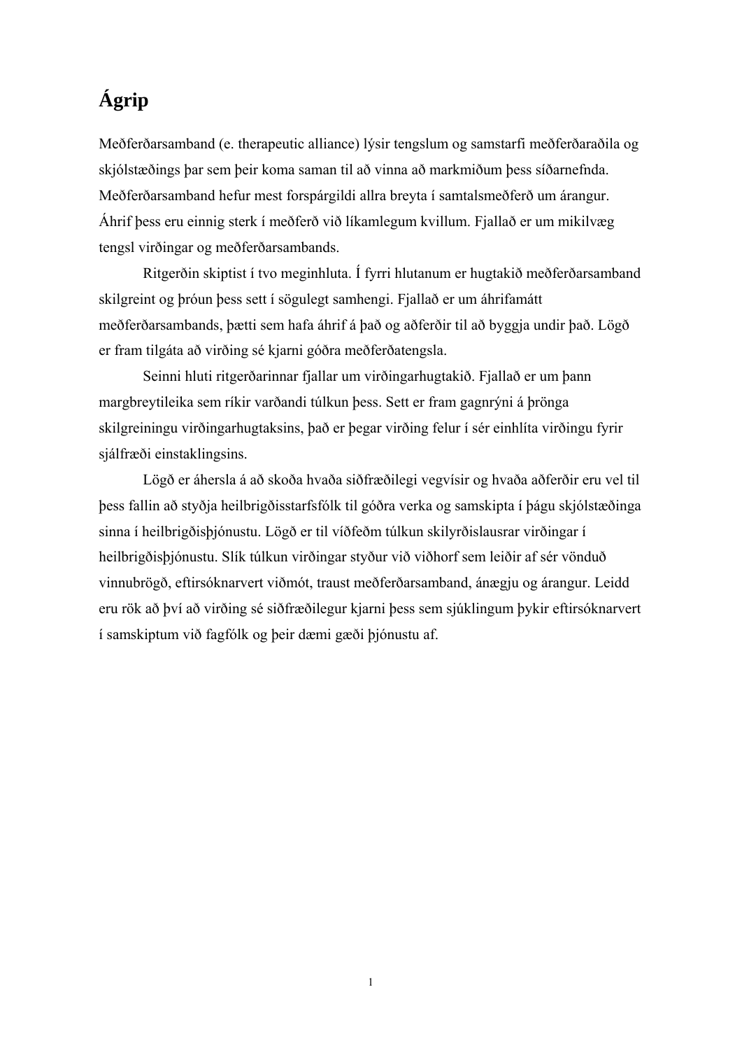# Ágrip

Meðferðarsamband (e. therapeutic alliance) lýsir tengslum og samstarfi meðferðaraðila og skjólstæðings þar sem þeir koma saman til að vinna að markmiðum þess síðarnefnda. Meðferðarsamband hefur mest forspárgildi allra breyta í samtalsmeðferð um árangur. Áhrif þess eru einnig sterk í meðferð við líkamlegum kvillum. Fjallað er um mikilvæg tengsl virðingar og meðferðarsambands.

Ritgerðin skiptist í tvo meginhluta. Í fyrri hlutanum er hugtakið meðferðarsamband skilgreint og þróun þess sett í sögulegt samhengi. Fjallað er um áhrifamátt meðferðarsambands, þætti sem hafa áhrif á það og aðferðir til að byggja undir það. Lögð er fram tilgáta að virðing sé kjarni góðra meðferðatengsla.

Seinni hluti ritgerðarinnar fjallar um virðingarhugtakið. Fjallað er um þann margbreytileika sem ríkir varðandi túlkun þess. Sett er fram gagnrýni á þrönga skilgreiningu virðingarhugtaksins, það er þegar virðing felur í sér einhlíta virðingu fyrir sjálfræði einstaklingsins.

Lögð er áhersla á að skoða hvaða siðfræðilegi vegvísir og hvaða aðferðir eru vel til þess fallin að styðja heilbrigðisstarfsfólk til góðra verka og samskipta í þágu skjólstæðinga sinna í heilbrigðisþjónustu. Lögð er til víðfeðm túlkun skilyrðislausrar virðingar í heilbrigðisþjónustu. Slík túlkun virðingar styður við viðhorf sem leiðir af sér vönduð vinnubrögð, eftirsóknarvert viðmót, traust meðferðarsamband, ánægju og árangur. Leidd eru rök að því að virðing sé siðfræðilegur kjarni þess sem sjúklingum þykir eftirsóknarvert í samskiptum við fagfólk og þeir dæmi gæði þjónustu af.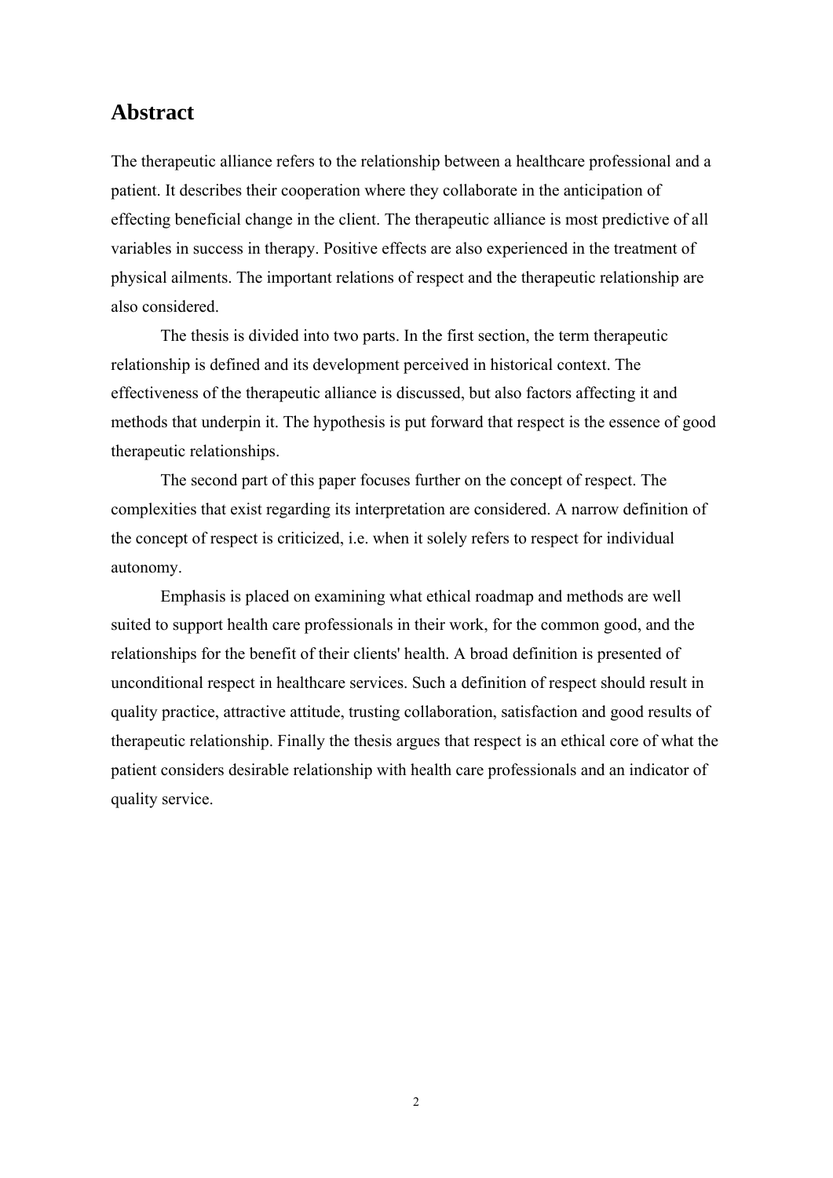## Abstract

The therapeutic alliance refers to the relationship between a healthcare professional and a patient. It describes their cooperation where they collaborate in the anticipation of effecting beneficial change in the client. The therapeutic alliance is most predictive of all variables in success in therapy. Positive effects are also experienced in the treatment of physical ailments. The important relations of respect and the therapeutic relationship are also considered.

The thesis is divided into two parts. In the first section, the term therapeutic relationship is defined and its development perceived in historical context. The effectiveness of the therapeutic alliance is discussed, but also factors affecting it and methods that underpin it. The hypothesis is put forward that respect is the essence of good therapeutic relationships.

The second part of this paper focuses further on the concept of respect. The complexities that exist regarding its interpretation are considered. A narrow definition of the concept of respect is criticized, i.e. when it solely refers to respect for individual autonomy.

Emphasis is placed on examining what ethical roadmap and methods are well suited to support health care professionals in their work, for the common good, and the relationships for the benefit of their clients' health. A broad definition is presented of unconditional respect in healthcare services. Such a definition of respect should result in quality practice, attractive attitude, trusting collaboration, satisfaction and good results of therapeutic relationship. Finally the thesis argues that respect is an ethical core of what the patient considers desirable relationship with health care professionals and an indicator of quality service.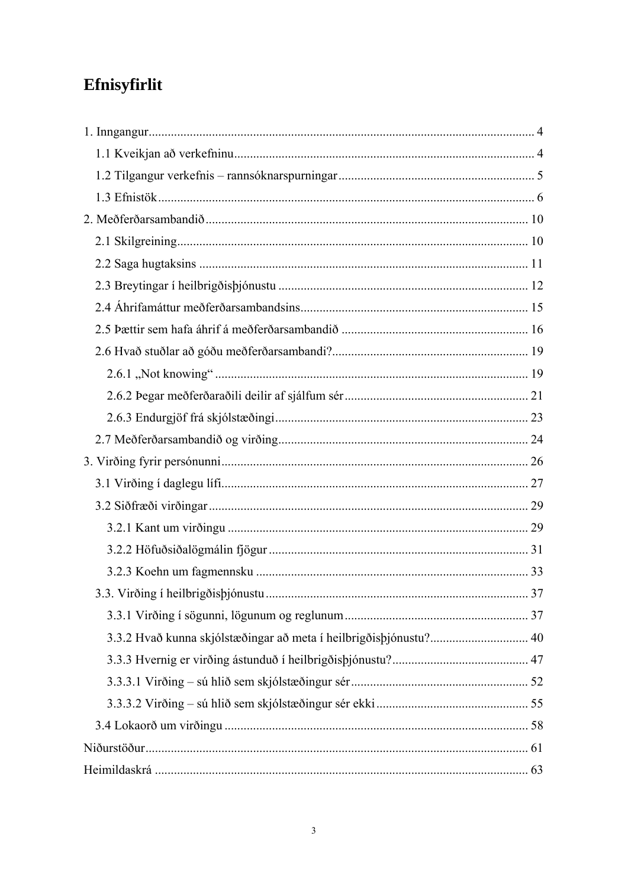# Efnisyfirlit

1. Inngangur ..... 4
   - 1.1 Kveikjan að verkefninu ..... 4
   - 1.2 Tilgangur verkefnis – rannsóknarspurningar ..... 5
   - 1.3 Efnistök ..... 6
2. Meðferðarsambandið ..... 10
   - 2.1 Skilgreining ..... 10
   - 2.2 Saga hugtaksins ..... 11
   - 2.3 Breytingar í heilbrigðisþjónustu ..... 12
   - 2.4 Áhrifamáttur meðferðarsambandsins ..... 15
   - 2.5 Þættir sem hafa áhrif á meðferðarsambandið ..... 16
   - 2.6 Hvað stuðlar að góðu meðferðarsambandi? ..... 19
     - 2.6.1 „Not knowing“ ..... 19
     - 2.6.2 Þegar meðferðaraðili deilir af sjálfum sér ..... 21
     - 2.6.3 Endurgjöf frá skjólstæðingi ..... 23
   - 2.7 Meðferðarsambandið og virðing ..... 24
3. Virðing fyrir persónunni ..... 26
   - 3.1 Virðing í daglegu lífi ..... 27
   - 3.2 Siðfræði virðingar ..... 29
     - 3.2.1 Kant um virðingu ..... 29
     - 3.2.2 Höfuðsiðalögmálin fjögur ..... 31
     - 3.2.3 Koehn um fagmennsku ..... 33
   - 3.3. Virðing í heilbrigðisþjónustu ..... 37
     - 3.3.1 Virðing í sögunni, lögunum og reglunum ..... 37
     - 3.3.2 Hvað kunna skjólstæðingar að meta í heilbrigðisþjónustu? ..... 40
     - 3.3.3 Hvernig er virðing ástunduð í heilbrigðisþjónustu? ..... 47
     - 3.3.3.1 Virðing – sú hlið sem skjólstæðingur sér ..... 52
     - 3.3.3.2 Virðing – sú hlið sem skjólstæðingur sér ekki ..... 55
   - 3.4 Lokaorð um virðingu ..... 58

Niðurstöður ..... 61

Heimildaskrá ..... 63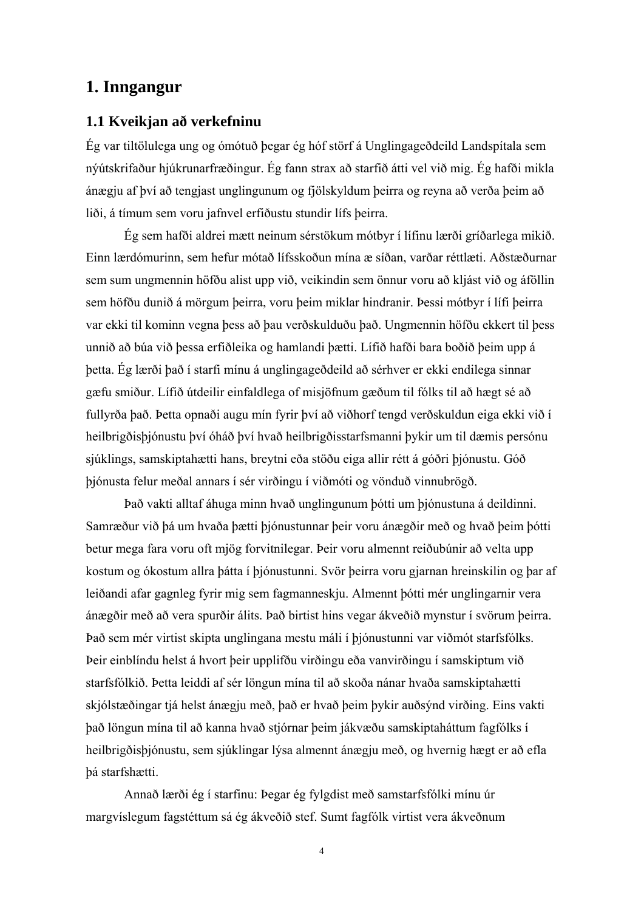# 1. Inngangur

## 1.1 Kveikjan að verkefninu

Ég var tiltölulega ung og ómótuð þegar ég hóf störf á Unglingageðdeild Landspítala sem nýútskrifaður hjúkrunarfræðingur. Ég fann strax að starfið átti vel við mig. Ég hafði mikla ánægju af því að tengjast unglingunum og fjölskyldum þeirra og reyna að verða þeim að liði, á tímum sem voru jafnvel erfiðustu stundir lífs þeirra.

Ég sem hafði aldrei mætt neinum sérstökum mótbyr í lífinu lærði gríðarlega mikið. Einn lærdómurinn, sem hefur mótað lífsskoðun mína æ síðan, varðar réttlæti. Aðstæðurnar sem sum ungmennin höfðu alist upp við, veikindin sem önnur voru að kljást við og áföllin sem höfðu dunið á mörgum þeirra, voru þeim miklar hindranir. Þessi mótbyr í lífi þeirra var ekki til kominn vegna þess að þau verðskulduðu það. Ungmennin höfðu ekkert til þess unnið að búa við þessa erfiðleika og hamlandi þætti. Lífið hafði bara boðið þeim upp á þetta. Ég lærði það í starfi mínu á unglingageðdeild að sérhver er ekki endilega sinnar gæfu smiður. Lífið útdeilir einfaldlega of misjöfnum gæðum til fólks til að hægt sé að fullyrða það. Þetta opnaði augu mín fyrir því að viðhorf tengd verðskuldun eiga ekki við í heilbrigðisþjónustu því óháð því hvað heilbrigðisstarfsmanni þykir um til dæmis persónu sjúklings, samskiptahætti hans, breytni eða stöðu eiga allir rétt á góðri þjónustu. Góð þjónusta felur meðal annars í sér virðingu í viðmóti og vönduð vinnubrögð.

Það vakti alltaf áhuga minn hvað unglingunum þótti um þjónustuna á deildinni. Samræður við þá um hvaða þætti þjónustunnar þeir voru ánægðir með og hvað þeim þótti betur mega fara voru oft mjög forvitnilegar. Þeir voru almennt reiðubúnir að velta upp kostum og ókostum allra þátta í þjónustunni. Svör þeirra voru gjarnan hreinskilin og þar af leiðandi afar gagnleg fyrir mig sem fagmanneskju. Almennt þótti mér unglingarnir vera ánægðir með að vera spurðir álits. Það birtist hins vegar ákveðið mynstur í svörum þeirra. Það sem mér virtist skipta unglingana mestu máli í þjónustunni var viðmót starfsfólks. Þeir einblíndu helst á hvort þeir upplifðu virðingu eða vanvirðingu í samskiptum við starfsfólkið. Þetta leiddi af sér löngun mína til að skoða nánar hvaða samskiptahætti skjólstæðingar tjá helst ánægju með, það er hvað þeim þykir auðsýnd virðing. Eins vakti það löngun mína til að kanna hvað stjórnar þeim jákvæðu samskiptaháttum fagfólks í heilbrigðisþjónustu, sem sjúklingar lýsa almennt ánægju með, og hvernig hægt er að efla þá starfshætti.

Annað lærði ég í starfinu: Þegar ég fylgdist með samstarfsfólki mínu úr margvíslegum fagstéttum sá ég ákveðið stef. Sumt fagfólk virtist vera ákveðnum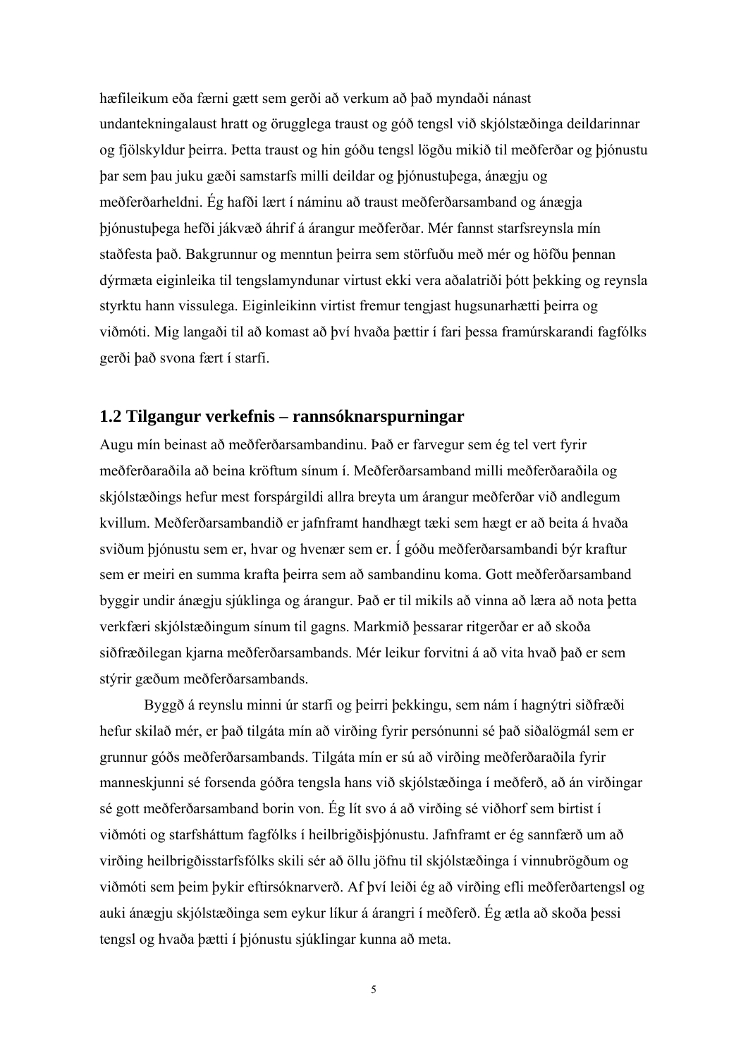hæfileikum eða færni gætt sem gerði að verkum að það myndaði nánast undantekningalaust hratt og örugglega traust og góð tengsl við skjólstæðinga deildarinnar og fjölskyldur þeirra. Þetta traust og hin góðu tengsl lögðu mikið til meðferðar og þjónustu þar sem þau juku gæði samstarfs milli deildar og þjónustuþega, ánægju og meðferðarheldni. Ég hafði lært í náminu að traust meðferðarsamband og ánægja þjónustuþega hefði jákvæð áhrif á árangur meðferðar. Mér fannst starfsreynsla mín staðfesta það. Bakgrunnur og menntun þeirra sem störfuðu með mér og höfðu þennan dýrmæta eiginleika til tengslamyndunar virtust ekki vera aðalatriði þótt þekking og reynsla styrktu hann vissulega. Eiginleikinn virtist fremur tengjast hugsunarhætti þeirra og viðmóti. Mig langaði til að komast að því hvaða þættir í fari þessa framúrskarandi fagfólks gerði það svona fært í starfi.

## 1.2 Tilgangur verkefnis – rannsóknarspurningar

Augu mín beinast að meðferðarsambandinu. Það er farvegur sem ég tel vert fyrir meðferðaraðila að beina kröftum sínum í. Meðferðarsamband milli meðferðaraðila og skjólstæðings hefur mest forspárgildi allra breyta um árangur meðferðar við andlegum kvillum. Meðferðarsambandið er jafnframt handhægt tæki sem hægt er að beita á hvaða sviðum þjónustu sem er, hvar og hvenær sem er. Í góðu meðferðarsambandi býr kraftur sem er meiri en summa krafta þeirra sem að sambandinu koma. Gott meðferðarsamband byggir undir ánægju sjúklinga og árangur. Það er til mikils að vinna að læra að nota þetta verkfæri skjólstæðingum sínum til gagns. Markmið þessarar ritgerðar er að skoða siðfræðilegan kjarna meðferðarsambands. Mér leikur forvitni á að vita hvað það er sem stýrir gæðum meðferðarsambands.

Byggð á reynslu minni úr starfi og þeirri þekkingu, sem nám í hagnýtri siðfræði hefur skilað mér, er það tilgáta mín að virðing fyrir persónunni sé það siðalögmál sem er grunnur góðs meðferðarsambands. Tilgáta mín er sú að virðing meðferðaraðila fyrir manneskjunni sé forsenda góðra tengsla hans við skjólstæðinga í meðferð, að án virðingar sé gott meðferðarsamband borin von. Ég lít svo á að virðing sé viðhorf sem birtist í viðmóti og starfsháttum fagfólks í heilbrigðisþjónustu. Jafnframt er ég sannfærð um að virðing heilbrigðisstarfsfólks skili sér að öllu jöfnu til skjólstæðinga í vinnubrögðum og viðmóti sem þeim þykir eftirsóknarverð. Af því leiði ég að virðing efli meðferðartengsl og auki ánægju skjólstæðinga sem eykur líkur á árangri í meðferð. Ég ætla að skoða þessi tengsl og hvaða þætti í þjónustu sjúklingar kunna að meta.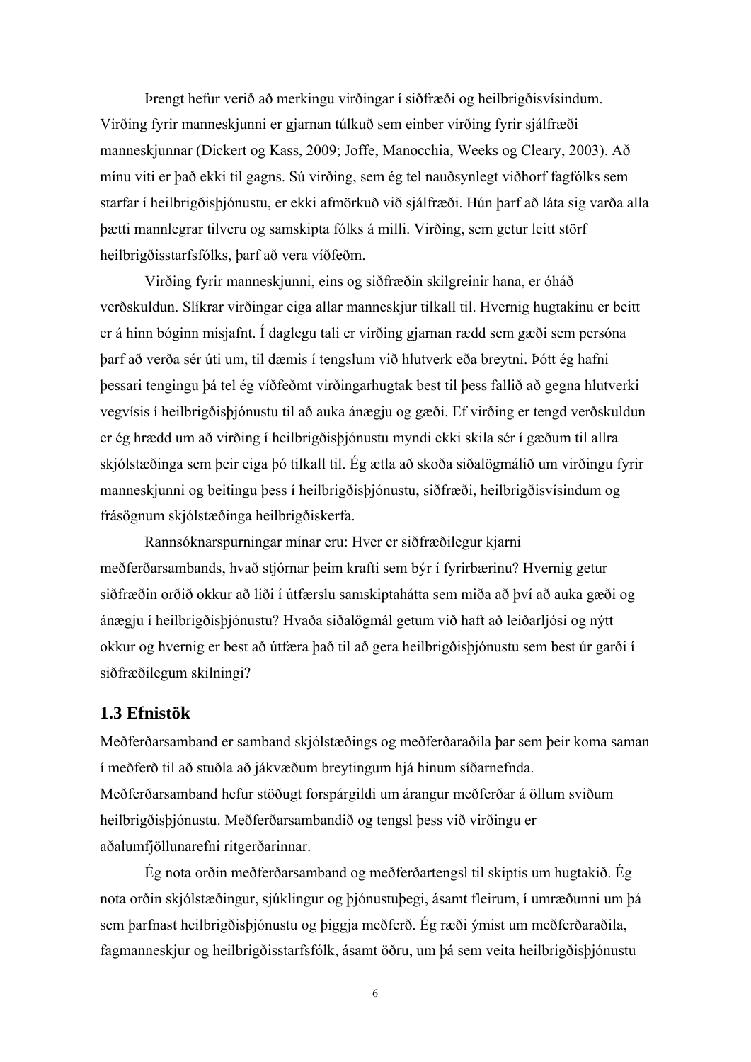Þrengt hefur verið að merkingu virðingar í siðfræði og heilbrigðisvísindum. Virðing fyrir manneskjunni er gjarnan túlkuð sem einber virðing fyrir sjálfræði manneskjunnar (Dickert og Kass, 2009; Joffe, Manocchia, Weeks og Cleary, 2003). Að mínu viti er það ekki til gagns. Sú virðing, sem ég tel nauðsynlegt viðhorf fagfólks sem starfar í heilbrigðisþjónustu, er ekki afmörkuð við sjálfræði. Hún þarf að láta sig varða alla þætti mannlegrar tilveru og samskipta fólks á milli. Virðing, sem getur leitt störf heilbrigðisstarfsfólks, þarf að vera víðfeðm.

Virðing fyrir manneskjunni, eins og siðfræðin skilgreinir hana, er óháð verðskuldun. Slíkrar virðingar eiga allar manneskjur tilkall til. Hvernig hugtakinu er beitt er á hinn bóginn misjafnt. Í daglegu tali er virðing gjarnan rædd sem gæði sem persóna þarf að verða sér úti um, til dæmis í tengslum við hlutverk eða breytni. Þótt ég hafni þessari tengingu þá tel ég víðfeðmt virðingarhugtak best til þess fallið að gegna hlutverki vegvísis í heilbrigðisþjónustu til að auka ánægju og gæði. Ef virðing er tengd verðskuldun er ég hrædd um að virðing í heilbrigðisþjónustu myndi ekki skila sér í gæðum til allra skjólstæðinga sem þeir eiga þó tilkall til. Ég ætla að skoða siðalögmálið um virðingu fyrir manneskjunni og beitingu þess í heilbrigðisþjónustu, siðfræði, heilbrigðisvísindum og frásögnum skjólstæðinga heilbrigðiskerfa.

Rannsóknarspurningar mínar eru: Hver er siðfræðilegur kjarni meðferðarsambands, hvað stjórnar þeim krafti sem býr í fyrirbærinu? Hvernig getur siðfræðin orðið okkur að liði í útfærslu samskiptaháttа sem miða að því að auka gæði og ánægju í heilbrigðisþjónustu? Hvaða siðalögmál getum við haft að leiðarljósi og nýtt okkur og hvernig er best að útfæra það til að gera heilbrigðisþjónustu sem best úr garði í siðfræðilegum skilningi?

## 1.3 Efnistök

Meðferðarsamband er samband skjólstæðings og meðferðaraðila þar sem þeir koma saman í meðferð til að stuðla að jákvæðum breytingum hjá hinum síðarnefnda. Meðferðarsamband hefur stöðugt forspárgildi um árangur meðferðar á öllum sviðum heilbrigðisþjónustu. Meðferðarsambandið og tengsl þess við virðingu er aðalumfjöllunarefni ritgerðarinnar.

Ég nota orðin meðferðarsamband og meðferðartengsl til skiptis um hugtakið. Ég nota orðin skjólstæðingur, sjúklingur og þjónustuþegi, ásamt fleirum, í umræðunni um þá sem þarfnast heilbrigðisþjónustu og þiggja meðferð. Ég ræði ýmist um meðferðaraðila, fagmanneskjur og heilbrigðisstarfsfólk, ásamt öðru, um þá sem veita heilbrigðisþjónustu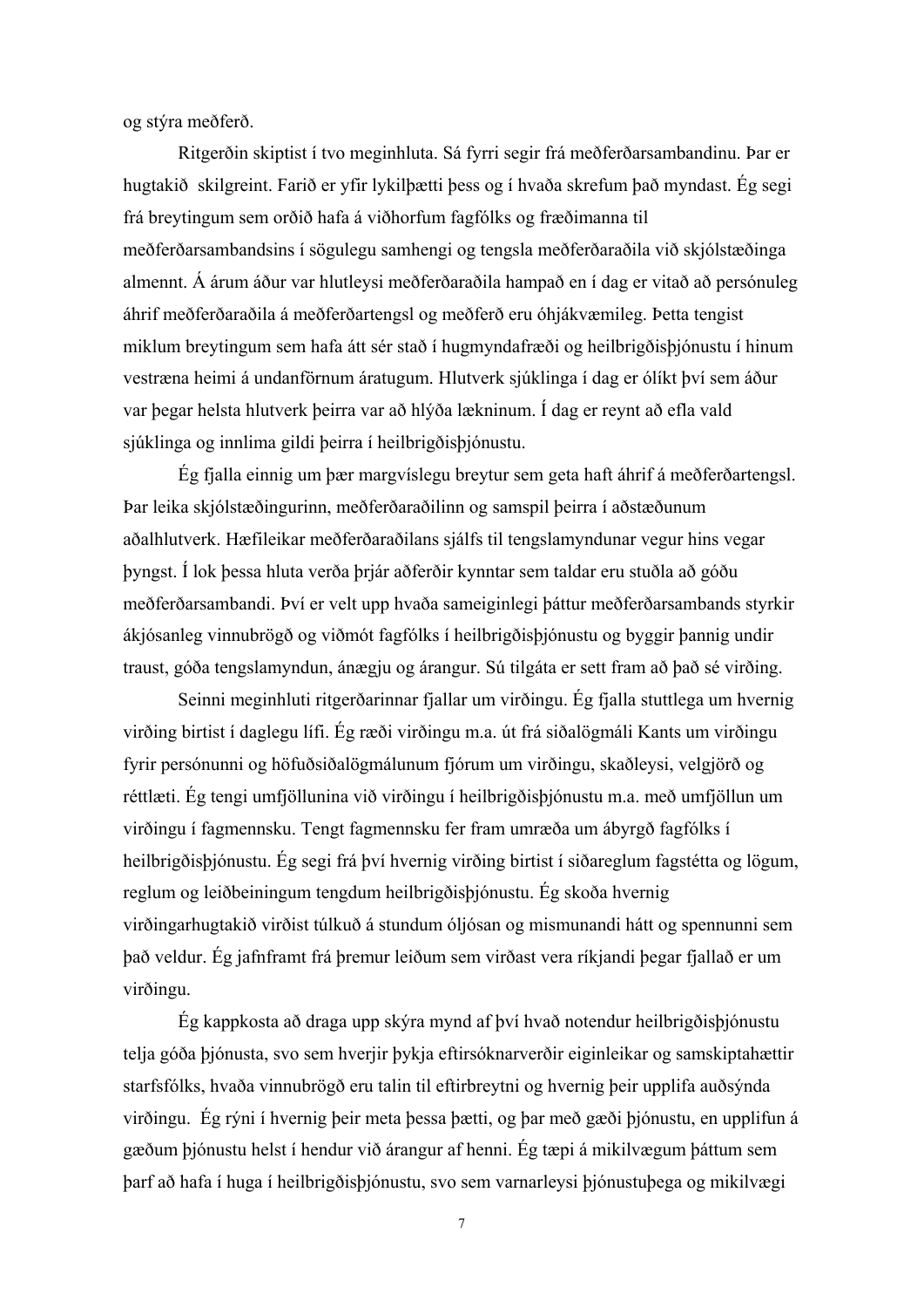og stýra meðferð.

Ritgerðin skiptist í tvo meginhluta. Sá fyrri segir frá meðferðarsambandinu. Þar er hugtakið skilgreint. Farið er yfir lykilþætti þess og í hvaða skrefum það myndast. Ég segi frá breytingum sem orðið hafa á viðhorfum fagfólks og fræðimanna til meðferðarsambandsins í sögulegu samhengi og tengsla meðferðaraðila við skjólstæðinga almennt. Á árum áður var hlutleysi meðferðaraðila hampað en í dag er vitað að persónuleg áhrif meðferðaraðila á meðferðartengsl og meðferð eru óhjákvæmileg. Þetta tengist miklum breytingum sem hafa átt sér stað í hugmyndafræði og heilbrigðisþjónustu í hinum vestræna heimi á undanförnum áratugum. Hlutverk sjúklinga í dag er ólíkt því sem áður var þegar helsta hlutverk þeirra var að hlýða lækninum. Í dag er reynt að efla vald sjúklinga og innlima gildi þeirra í heilbrigðisþjónustu.

Ég fjalla einnig um þær margvíslegu breytur sem geta haft áhrif á meðferðartengsl. Þar leika skjólstæðingurinn, meðferðaraðilinn og samspil þeirra í aðstæðunum aðalhlutverk. Hæfileikar meðferðaraðilans sjálfs til tengslamyndunar vegur hins vegar þyngst. Í lok þessa hluta verða þrjár aðferðir kynntar sem taldar eru stuðla að góðu meðferðarsambandi. Því er velt upp hvaða sameiginlegi þáttur meðferðarsambands styrkir ákjósanleg vinnubrögð og viðmót fagfólks í heilbrigðisþjónustu og byggir þannig undir traust, góða tengslamyndun, ánægju og árangur. Sú tilgáta er sett fram að það sé virðing.

Seinni meginhluti ritgerðarinnar fjallar um virðingu. Ég fjalla stuttlega um hvernig virðing birtist í daglegu lífi. Ég ræði virðingu m.a. út frá siðalögmáli Kants um virðingu fyrir persónunni og höfuðsiðalögmálunum fjórum um virðingu, skaðleysi, velgjörð og réttlæti. Ég tengi umfjöllunina við virðingu í heilbrigðisþjónustu m.a. með umfjöllun um virðingu í fagmennsku. Tengt fagmennsku fer fram umræða um ábyrgð fagfólks í heilbrigðisþjónustu. Ég segi frá því hvernig virðing birtist í siðareglum fagstétta og lögum, reglum og leiðbeiningum tengdum heilbrigðisþjónustu. Ég skoða hvernig virðingarhugtakið virðist túlkuð á stundum óljósan og mismunandi hátt og spennunni sem það veldur. Ég jafnframt frá þremur leiðum sem virðast vera ríkjandi þegar fjallað er um virðingu.

Ég kappkosta að draga upp skýra mynd af því hvað notendur heilbrigðisþjónustu telja góða þjónusta, svo sem hverjir þykja eftirsóknarverðir eiginleikar og samskiptahættir starfsfólks, hvaða vinnubrögð eru talin til eftirbreytni og hvernig þeir upplifa auðsýnda virðingu. Ég rýni í hvernig þeir meta þessa þætti, og þar með gæði þjónustu, en upplifun á gæðum þjónustu helst í hendur við árangur af henni. Ég tæpi á mikilvægum þáttum sem þarf að hafa í huga í heilbrigðisþjónustu, svo sem varnarleysi þjónustuþega og mikilvægi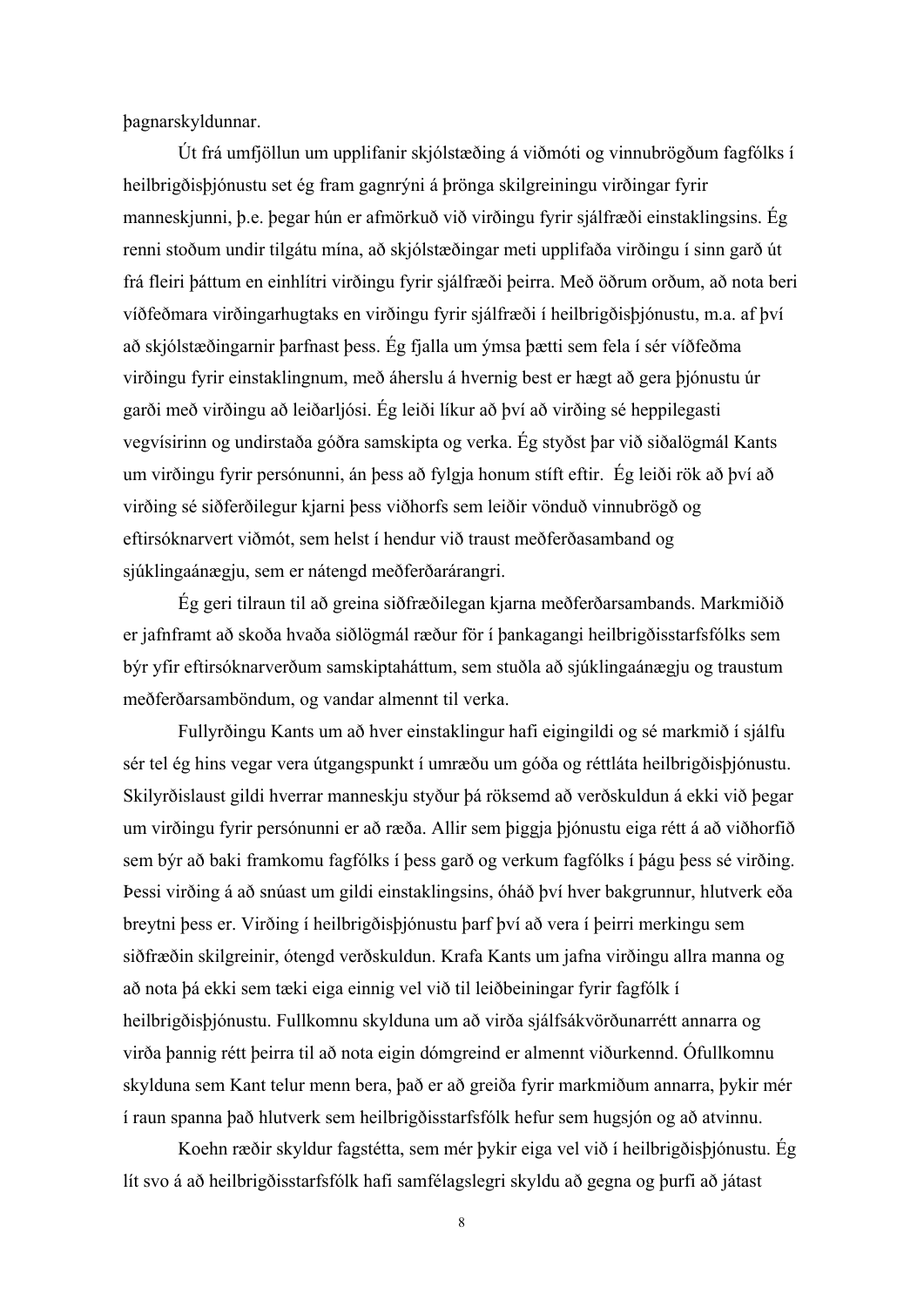þagnarskyldunnar.

Út frá umfjöllun um upplifanir skjólstæðing á viðmóti og vinnubrögðum fagfólks í heilbrigðisþjónustu set ég fram gagnrýni á þrönga skilgreiningu virðingar fyrir manneskjunni, þ.e. þegar hún er afmörkuð við virðingu fyrir sjálfræði einstaklingsins. Ég renni stoðum undir tilgátu mína, að skjólstæðingar meti upplifaða virðingu í sinn garð út frá fleiri þáttum en einhlítri virðingu fyrir sjálfræði þeirra. Með öðrum orðum, að nota beri víðfeðmara virðingarhugtaks en virðingu fyrir sjálfræði í heilbrigðisþjónustu, m.a. af því að skjólstæðingarnir þarfnast þess. Ég fjalla um ýmsa þætti sem fela í sér víðfeðma virðingu fyrir einstaklingnum, með áherslu á hvernig best er hægt að gera þjónustu úr garði með virðingu að leiðarljósi. Ég leiði líkur að því að virðing sé heppilegasti vegvísirinn og undirstaða góðra samskipta og verka. Ég styðst þar við siðalögmál Kants um virðingu fyrir persónunni, án þess að fylgja honum stíft eftir. Ég leiði rök að því að virðing sé siðferðilegur kjarni þess viðhorfs sem leiðir vönduð vinnubrögð og eftirsóknarvert viðmót, sem helst í hendur við traust meðferðasamband og sjúklingaánægju, sem er nátengd meðferðarárangri.

Ég geri tilraun til að greina siðfræðilegan kjarna meðferðarsambands. Markmiðið er jafnframt að skoða hvaða siðlögmál ræður för í þankagangi heilbrigðisstarfsfólks sem býr yfir eftirsóknarverðum samskiptaháttum, sem stuðla að sjúklingaánægju og traustum meðferðarsamböndum, og vandar almennt til verka.

Fullyrðingu Kants um að hver einstaklingur hafi eigingildi og sé markmið í sjálfu sér tel ég hins vegar vera útgangspunkt í umræðu um góða og réttláta heilbrigðisþjónustu. Skilyrðislaust gildi hverrar manneskju styður þá röksemd að verðskuldun á ekki við þegar um virðingu fyrir persónunni er að ræða. Allir sem þiggja þjónustu eiga rétt á að viðhorfið sem býr að baki framkomu fagfólks í þess garð og verkum fagfólks í þágu þess sé virðing. Þessi virðing á að snúast um gildi einstaklingsins, óháð því hver bakgrunnur, hlutverk eða breytni þess er. Virðing í heilbrigðisþjónustu þarf því að vera í þeirri merkingu sem siðfræðin skilgreinir, ótengd verðskuldun. Krafa Kants um jafna virðingu allra manna og að nota þá ekki sem tæki eiga einnig vel við til leiðbeiningar fyrir fagfólk í heilbrigðisþjónustu. Fullkomnu skylduna um að virða sjálfsákvörðunarrétt annarra og virða þannig rétt þeirra til að nota eigin dómgreind er almennt viðurkennd. Ófullkomnu skylduna sem Kant telur menn bera, það er að greiða fyrir markmiðum annarra, þykir mér í raun spanna það hlutverk sem heilbrigðisstarfsfólk hefur sem hugsjón og að atvinnu.

Koehn ræðir skyldur fagstétta, sem mér þykir eiga vel við í heilbrigðisþjónustu. Ég lít svo á að heilbrigðisstarfsfólk hafi samfélagslegri skyldu að gegna og þurfi að játast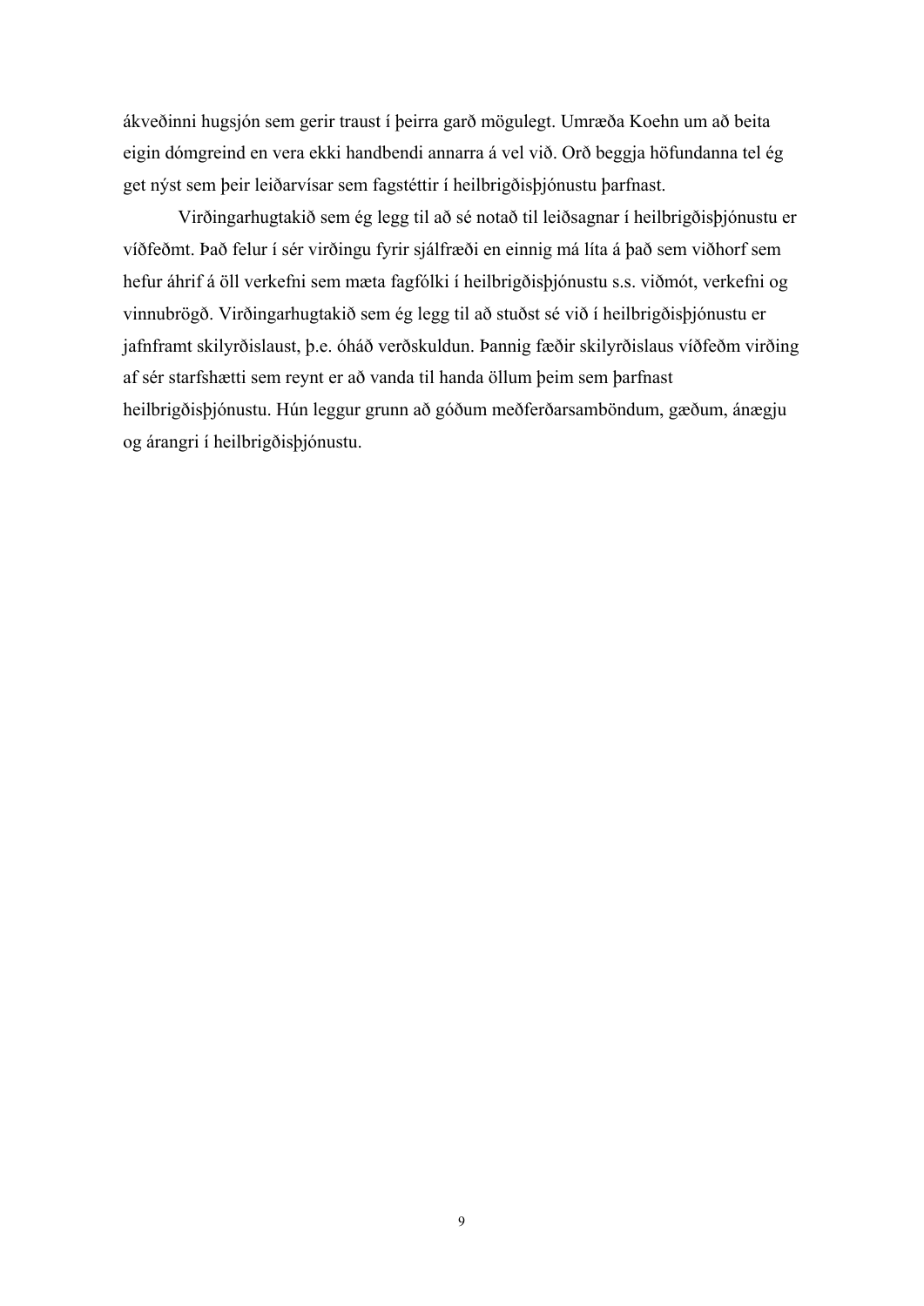ákveðinni hugsjón sem gerir traust í þeirra garð mögulegt. Umræða Koehn um að beita eigin dómgreind en vera ekki handbendi annarra á vel við. Orð beggja höfundanna tel ég get nýst sem þeir leiðarvísar sem fagstéttir í heilbrigðisþjónustu þarfnast.

Virðingarhugtakið sem ég legg til að sé notað til leiðsagnar í heilbrigðisþjónustu er víðfeðmt. Það felur í sér virðingu fyrir sjálfræði en einnig má líta á það sem viðhorf sem hefur áhrif á öll verkefni sem mæta fagfólki í heilbrigðisþjónustu s.s. viðmót, verkefni og vinnubrögð. Virðingarhugtakið sem ég legg til að stuðst sé við í heilbrigðisþjónustu er jafnframt skilyrðislaust, þ.e. óháð verðskuldun. Þannig fæðir skilyrðislaus víðfeðm virðing af sér starfshætti sem reynt er að vanda til handa öllum þeim sem þarfnast heilbrigðisþjónustu. Hún leggur grunn að góðum meðferðarsamböndum, gæðum, ánægju og árangri í heilbrigðisþjónustu.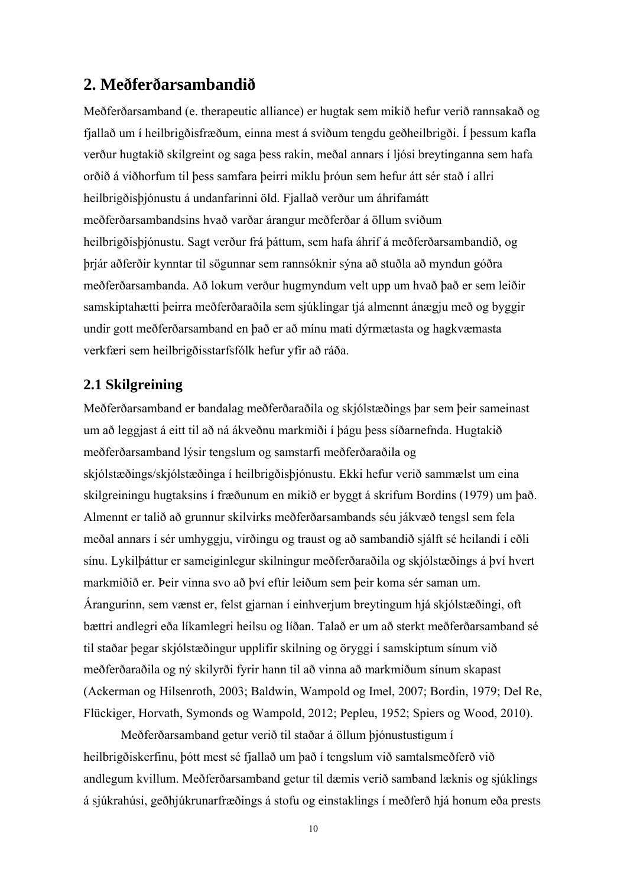## 2. Meðferðarsambandið

Meðferðarsamband (e. therapeutic alliance) er hugtak sem mikið hefur verið rannsakað og fjallað um í heilbrigðisfræðum, einna mest á sviðum tengdu geðheilbrigði. Í þessum kafla verður hugtakið skilgreint og saga þess rakin, meðal annars í ljósi breytinganna sem hafa orðið á viðhorfum til þess samfara þeirri miklu þróun sem hefur átt sér stað í allri heilbrigðisþjónustu á undanfarinni öld. Fjallað verður um áhrifamátt meðferðarsambandsins hvað varðar árangur meðferðar á öllum sviðum heilbrigðisþjónustu. Sagt verður frá þáttum, sem hafa áhrif á meðferðarsambandið, og þrjár aðferðir kynntar til sögunnar sem rannsóknir sýna að stuðla að myndun góðra meðferðarsambanda. Að lokum verður hugmyndum velt upp um hvað það er sem leiðir samskiptahætti þeirra meðferðaraðila sem sjúklingar tjá almennt ánægju með og byggir undir gott meðferðarsamband en það er að mínu mati dýrmætasta og hagkvæmasta verkfæri sem heilbrigðisstarfsfólk hefur yfir að ráða.

### 2.1 Skilgreining

Meðferðarsamband er bandalag meðferðaraðila og skjólstæðings þar sem þeir sameinast um að leggjast á eitt til að ná ákveðnu markmiði í þágu þess síðarnefnda. Hugtakið meðferðarsamband lýsir tengslum og samstarfi meðferðaraðila og skjólstæðings/skjólstæðinga í heilbrigðisþjónustu. Ekki hefur verið sammælst um eina skilgreiningu hugtaksins í fræðunum en mikið er byggt á skrifum Bordins (1979) um það. Almennt er talið að grunnur skilvirks meðferðarsambands séu jákvæð tengsl sem fela meðal annars í sér umhyggju, virðingu og traust og að sambandið sjálft sé heilandi í eðli sínu. Lykilþáttur er sameiginlegur skilningur meðferðaraðila og skjólstæðings á því hvert markmiðið er. Þeir vinna svo að því eftir leiðum sem þeir koma sér saman um. Árangurinn, sem vænst er, felst gjarnan í einhverjum breytingum hjá skjólstæðingi, oft bættri andlegri eða líkamlegri heilsu og líðan. Talað er um að sterkt meðferðarsamband sé til staðar þegar skjólstæðingur upplifir skilning og öryggi í samskiptum sínum við meðferðaraðila og ný skilyrði fyrir hann til að vinna að markmiðum sínum skapast (Ackerman og Hilsenroth, 2003; Baldwin, Wampold og Imel, 2007; Bordin, 1979; Del Re, Flückiger, Horvath, Symonds og Wampold, 2012; Pepleu, 1952; Spiers og Wood, 2010).

Meðferðarsamband getur verið til staðar á öllum þjónustustigum í heilbrigðiskerfinu, þótt mest sé fjallað um það í tengslum við samtalsmeðferð við andlegum kvillum. Meðferðarsamband getur til dæmis verið samband læknis og sjúklings á sjúkrahúsi, geðhjúkrunarfræðings á stofu og einstaklings í meðferð hjá honum eða prests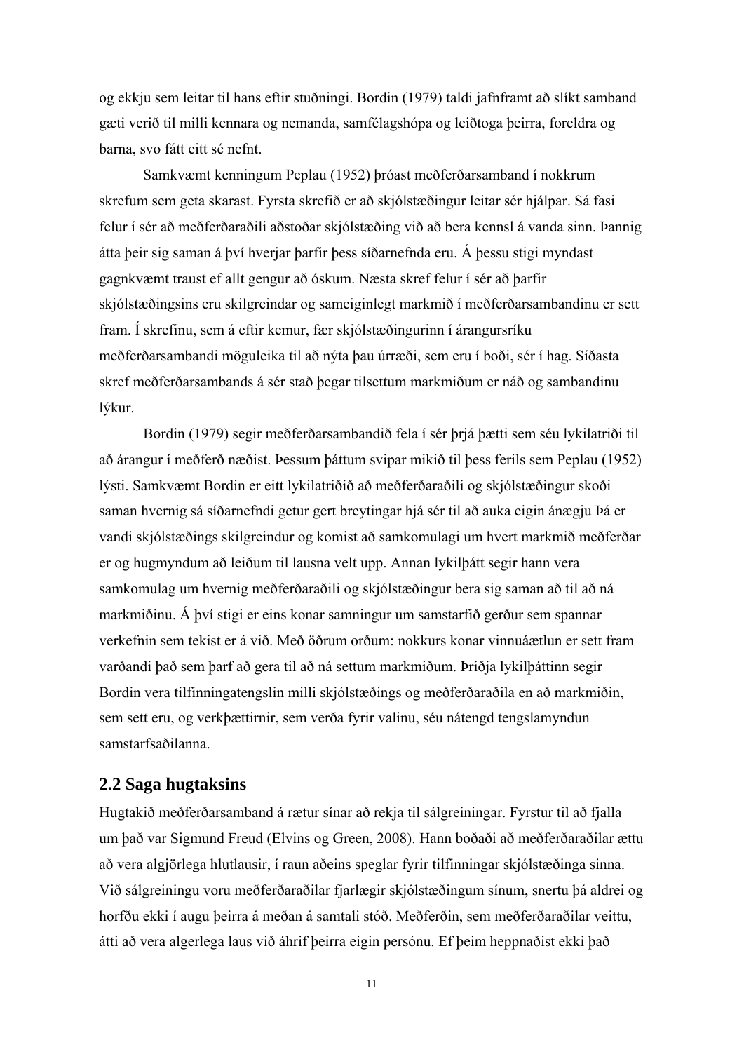og ekkju sem leitar til hans eftir stuðningi. Bordin (1979) taldi jafnframt að slíkt samband gæti verið til milli kennara og nemanda, samfélagshópa og leiðtoga þeirra, foreldra og barna, svo fátt eitt sé nefnt.

Samkvæmt kenningum Peplau (1952) þróast meðferðarsamband í nokkrum skrefum sem geta skarast. Fyrsta skrefið er að skjólstæðingur leitar sér hjálpar. Sá fasi felur í sér að meðferðaraðili aðstoðar skjólstæðing við að bera kennsl á vanda sinn. Þannig átta þeir sig saman á því hverjar þarfir þess síðarnefnda eru. Á þessu stigi myndast gagnkvæmt traust ef allt gengur að óskum. Næsta skref felur í sér að þarfir skjólstæðingsins eru skilgreindar og sameiginlegt markmið í meðferðarsambandinu er sett fram. Í skrefinu, sem á eftir kemur, fær skjólstæðingurinn í árangursríku meðferðarsambandi möguleika til að nýta þau úrræði, sem eru í boði, sér í hag. Síðasta skref meðferðarsambands á sér stað þegar tilsettum markmiðum er náð og sambandinu lýkur.

Bordin (1979) segir meðferðarsambandið fela í sér þrjá þætti sem séu lykilatriði til að árangur í meðferð næðist. Þessum þáttum svipar mikið til þess ferils sem Peplau (1952) lýsti. Samkvæmt Bordin er eitt lykilatriðið að meðferðaraðili og skjólstæðingur skoði saman hvernig sá síðarnefndi getur gert breytingar hjá sér til að auka eigin ánægju Þá er vandi skjólstæðings skilgreindur og komist að samkomulagi um hvert markmið meðferðar er og hugmyndum að leiðum til lausna velt upp. Annan lykilþátt segir hann vera samkomulag um hvernig meðferðaraðili og skjólstæðingur bera sig saman að til að ná markmiðinu. Á því stigi er eins konar samningur um samstarfið gerður sem spannar verkefnin sem tekist er á við. Með öðrum orðum: nokkurs konar vinnuáætlun er sett fram varðandi það sem þarf að gera til að ná settum markmiðum. Þriðja lykilþáttinn segir Bordin vera tilfinningatengslin milli skjólstæðings og meðferðaraðila en að markmiðin, sem sett eru, og verkþættirnir, sem verða fyrir valinu, séu nátengd tengslamyndun samstarfsaðilanna.

## 2.2 Saga hugtaksins

Hugtakið meðferðarsamband á rætur sínar að rekja til sálgreiningar. Fyrstur til að fjalla um það var Sigmund Freud (Elvins og Green, 2008). Hann boðaði að meðferðaraðilar ættu að vera algjörlega hlutlausir, í raun aðeins speglar fyrir tilfinningar skjólstæðinga sinna. Við sálgreiningu voru meðferðaraðilar fjarlægir skjólstæðingum sínum, snertu þá aldrei og horfðu ekki í augu þeirra á meðan á samtali stóð. Meðferðin, sem meðferðaraðilar veittu, átti að vera algerlega laus við áhrif þeirra eigin persónu. Ef þeim heppnaðist ekki það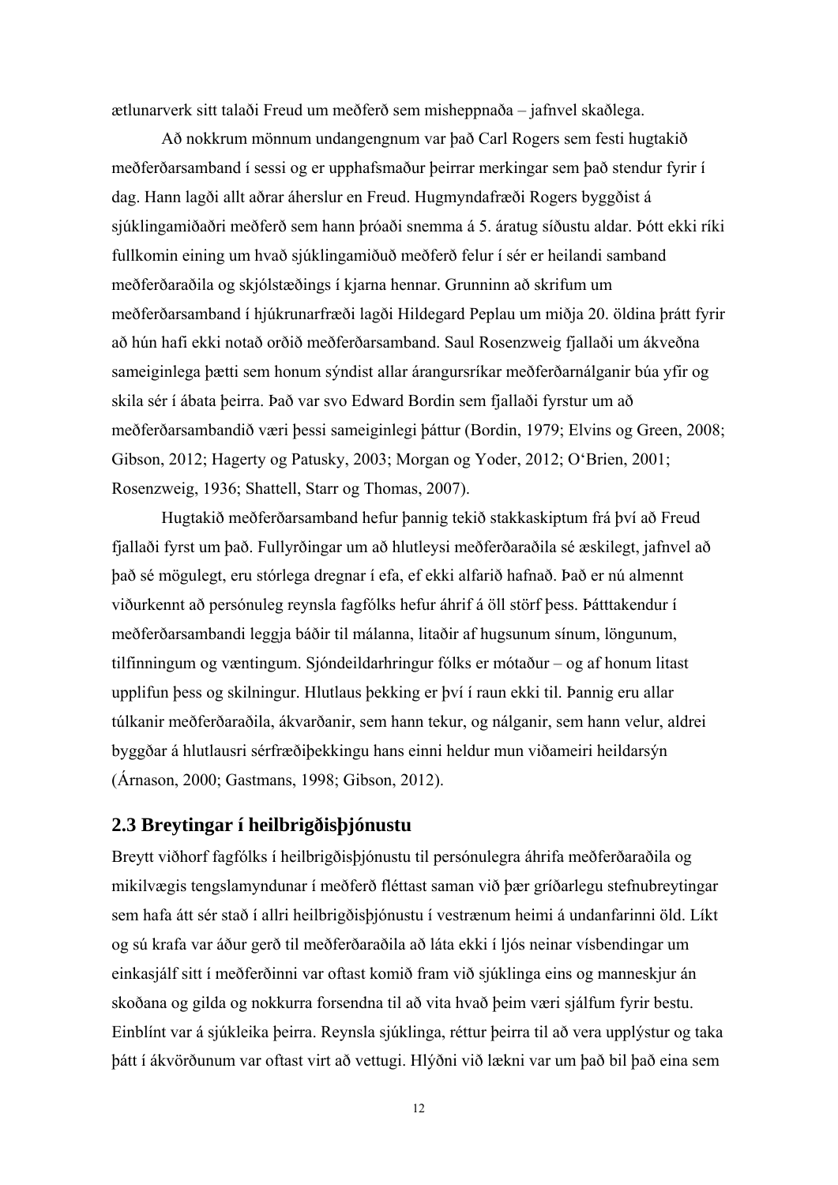ætlunarverk sitt talaði Freud um meðferð sem misheppnaða – jafnvel skaðlega.

Að nokkrum mönnum undangengnum var það Carl Rogers sem festi hugtakið meðferðarsamband í sessi og er upphafsmaður þeirrar merkingar sem það stendur fyrir í dag. Hann lagði allt aðrar áherslur en Freud. Hugmyndafræði Rogers byggðist á sjúklingamiðaðri meðferð sem hann þróaði snemma á 5. áratug síðustu aldar. Þótt ekki ríki fullkomin eining um hvað sjúklingamiðuð meðferð felur í sér er heilandi samband meðferðaraðila og skjólstæðings í kjarna hennar. Grunninn að skrifum um meðferðarsamband í hjúkrunarfræði lagði Hildegard Peplau um miðja 20. öldina þrátt fyrir að hún hafi ekki notað orðið meðferðarsamband. Saul Rosenzweig fjallaði um ákveðna sameiginlega þætti sem honum sýndist allar árangursríkar meðferðarnálganir búa yfir og skila sér í ábata þeirra. Það var svo Edward Bordin sem fjallaði fyrstur um að meðferðarsambandið væri þessi sameiginlegi þáttur (Bordin, 1979; Elvins og Green, 2008; Gibson, 2012; Hagerty og Patusky, 2003; Morgan og Yoder, 2012; O'Brien, 2001; Rosenzweig, 1936; Shattell, Starr og Thomas, 2007).

Hugtakið meðferðarsamband hefur þannig tekið stakkaskiptum frá því að Freud fjallaði fyrst um það. Fullyrðingar um að hlutleysi meðferðaraðila sé æskilegt, jafnvel að það sé mögulegt, eru stórlega dregnar í efa, ef ekki alfarið hafnað. Það er nú almennt viðurkennt að persónuleg reynsla fagfólks hefur áhrif á öll störf þess. Þátttakendur í meðferðarsambandi leggja báðir til málanna, litaðir af hugsunum sínum, löngunum, tilfinningum og væntingum. Sjóndeildarhringur fólks er mótaður – og af honum litast upplifun þess og skilningur. Hlutlaus þekking er því í raun ekki til. Þannig eru allar túlkanir meðferðaraðila, ákvarðanir, sem hann tekur, og nálganir, sem hann velur, aldrei byggðar á hlutlausri sérfræðiþekkingu hans einni heldur mun víðameiri heildarsýn (Árnason, 2000; Gastmans, 1998; Gibson, 2012).

## 2.3 Breytingar í heilbrigðisþjónustu

Breytt viðhorf fagfólks í heilbrigðisþjónustu til persónulegra áhrifa meðferðaraðila og mikilvægis tengslamyndunar í meðferð fléttast saman við þær gríðarlegu stefnubreytingar sem hafa átt sér stað í allri heilbrigðisþjónustu í vestrænum heimi á undanfarinni öld. Líkt og sú krafa var áður gerð til meðferðaraðila að láta ekki í ljós neinar vísbendingar um einkasjálf sitt í meðferðinni var oftast komið fram við sjúklinga eins og manneskjur án skoðana og gilda og nokkurra forsendna til að vita hvað þeim væri sjálfum fyrir bestu. Einblínt var á sjúkleika þeirra. Reynsla sjúklinga, réttur þeirra til að vera upplýstur og taka þátt í ákvörðunum var oftast virt að vettugi. Hlýðni við lækni var um það bil það eina sem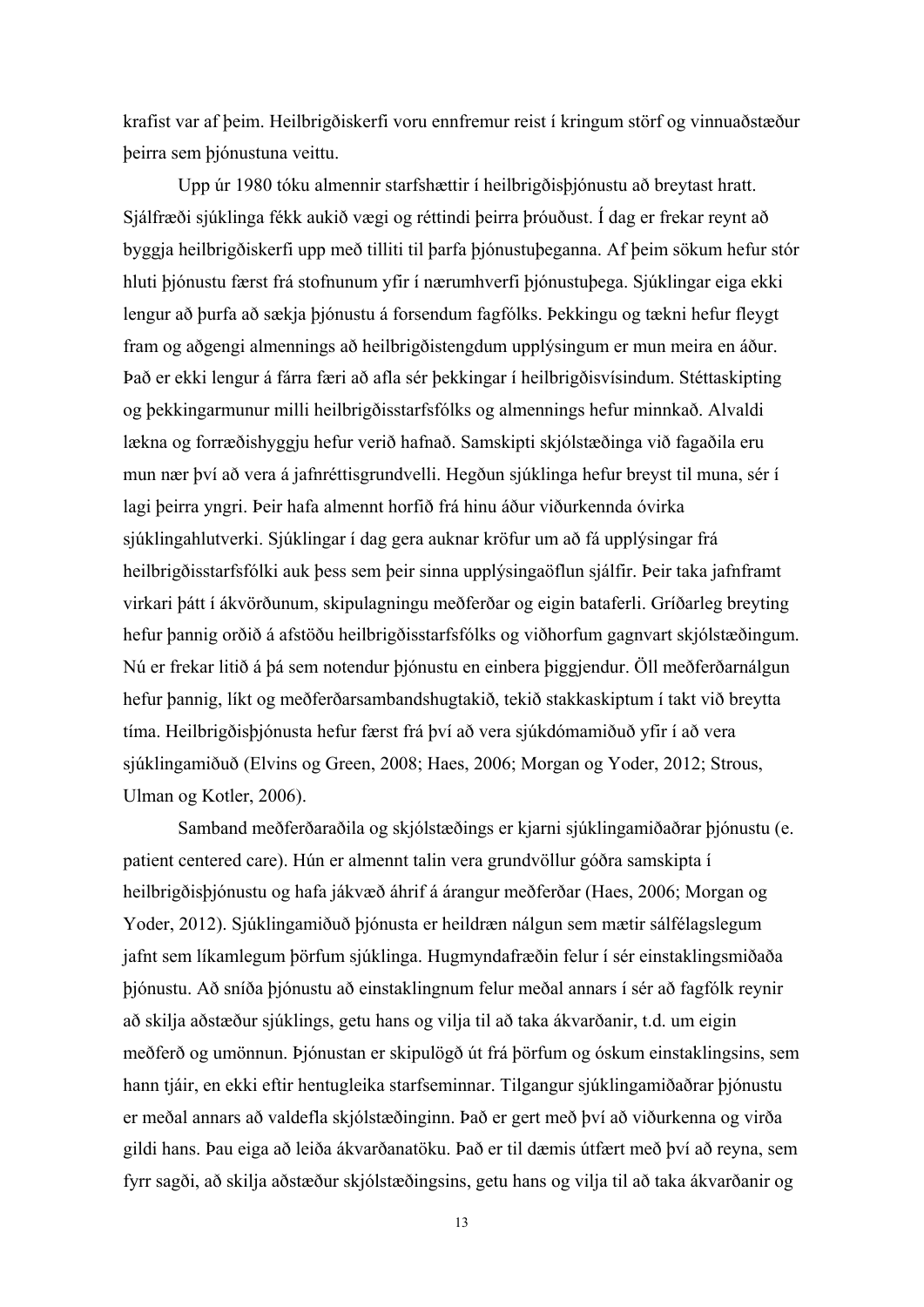krafist var af þeim. Heilbrigðiskerfi voru ennfremur reist í kringum störf og vinnuaðstæður þeirra sem þjónustuna veittu.

Upp úr 1980 tóku almennir starfshættir í heilbrigðisþjónustu að breytast hratt. Sjálfræði sjúklinga fékk aukið vægi og réttindi þeirra þróuðust. Í dag er frekar reynt að byggja heilbrigðiskerfi upp með tilliti til þarfa þjónustuþeganna. Af þeim sökum hefur stór hluti þjónustu færst frá stofnunum yfir í nærumhverfi þjónustuþega. Sjúklingar eiga ekki lengur að þurfa að sækja þjónustu á forsendum fagfólks. Þekkingu og tækni hefur fleygt fram og aðgengi almennings að heilbrigðistengdum upplýsingum er mun meira en áður. Það er ekki lengur á fárra færi að afla sér þekkingar í heilbrigðisvísindum. Stéttaskipting og þekkingarmunur milli heilbrigðisstarfsfólks og almennings hefur minnkað. Alvaldi lækna og forræðishyggju hefur verið hafnað. Samskipti skjólstæðinga við fagaðila eru mun nær því að vera á jafnréttisgrundvelli. Hegðun sjúklinga hefur breyst til muna, sér í lagi þeirra yngri. Þeir hafa almennt horfið frá hinu áður viðurkennda óvirka sjúklingahlutverki. Sjúklingar í dag gera auknar kröfur um að fá upplýsingar frá heilbrigðisstarfsfólki auk þess sem þeir sinna upplýsingaöflun sjálfir. Þeir taka jafnframt virkari þátt í ákvörðunum, skipulagningu meðferðar og eigin bataferli. Gríðarleg breyting hefur þannig orðið á afstöðu heilbrigðisstarfsfólks og viðhorfum gagnvart skjólstæðingum. Nú er frekar litið á þá sem notendur þjónustu en einbera þiggjendur. Öll meðferðarnálgun hefur þannig, líkt og meðferðarsambandshugtakið, tekið stakkaskiptum í takt við breytta tíma. Heilbrigðisþjónusta hefur færst frá því að vera sjúkdómamiðuð yfir í að vera sjúklingamiðuð (Elvins og Green, 2008; Haes, 2006; Morgan og Yoder, 2012; Strous, Ulman og Kotler, 2006).

Samband meðferðaraðila og skjólstæðings er kjarni sjúklingamiðaðrar þjónustu (e. patient centered care). Hún er almennt talin vera grundvöllur góðra samskipta í heilbrigðisþjónustu og hafa jákvæð áhrif á árangur meðferðar (Haes, 2006; Morgan og Yoder, 2012). Sjúklingamiðuð þjónusta er heildræn nálgun sem mætir sálfélagslegum jafnt sem líkamlegum þörfum sjúklinga. Hugmyndafræðin felur í sér einstaklingsmiðaða þjónustu. Að sníða þjónustu að einstaklingnum felur meðal annars í sér að fagfólk reynir að skilja aðstæður sjúklings, getu hans og vilja til að taka ákvarðanir, t.d. um eigin meðferð og umönnun. Þjónustan er skipulögð út frá þörfum og óskum einstaklingsins, sem hann tjáir, en ekki eftir hentugleika starfseminnar. Tilgangur sjúklingamiðaðrar þjónustu er meðal annars að valdefla skjólstæðinginn. Það er gert með því að viðurkenna og virða gildi hans. Þau eiga að leiða ákvarðanatöku. Það er til dæmis útfært með því að reyna, sem fyrr sagði, að skilja aðstæður skjólstæðingsins, getu hans og vilja til að taka ákvarðanir og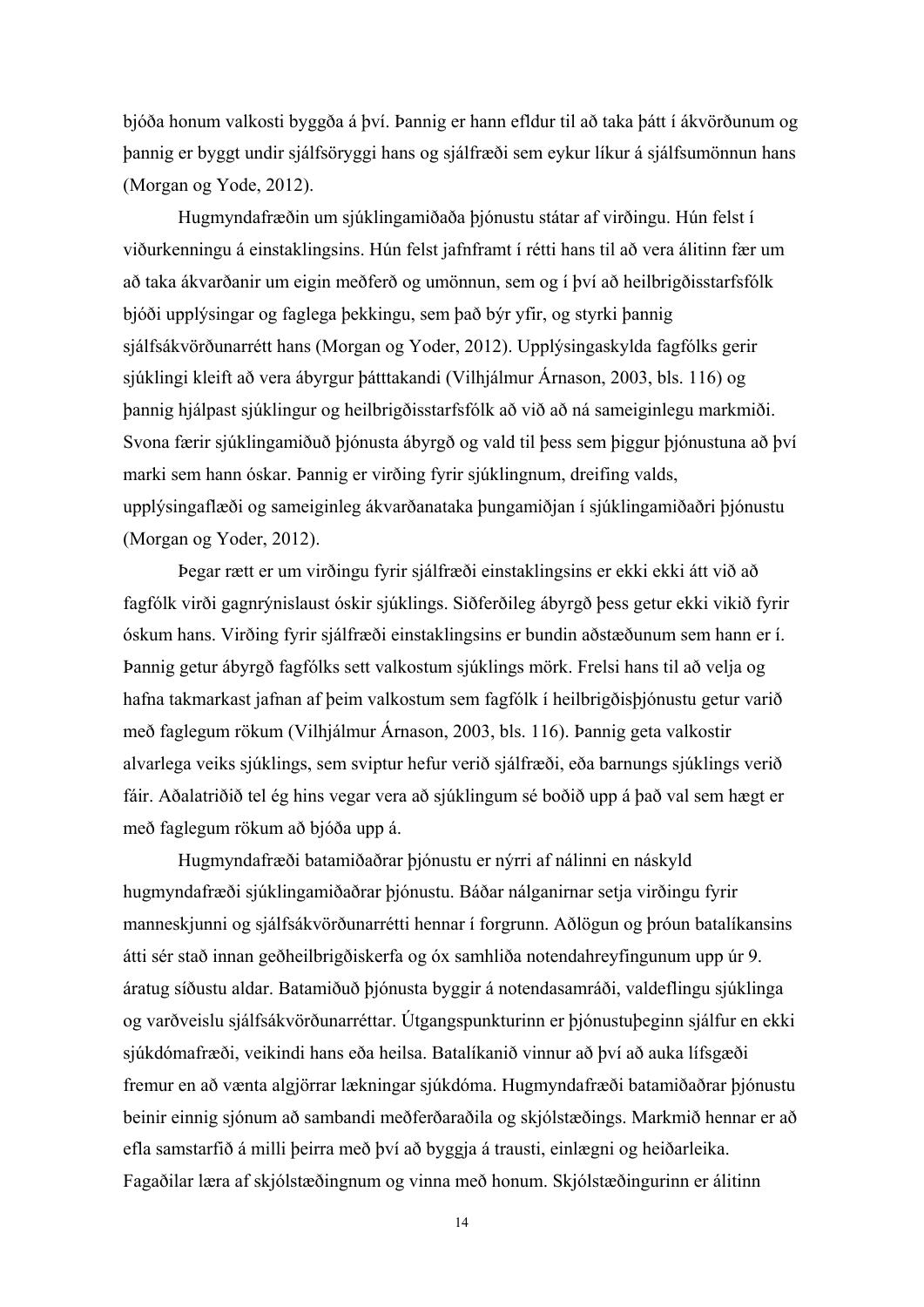bjóða honum valkosti byggða á því. Þannig er hann efldur til að taka þátt í ákvörðunum og þannig er byggt undir sjálfsöryggi hans og sjálfræði sem eykur líkur á sjálfsumönnun hans (Morgan og Yode, 2012).

Hugmyndafræðin um sjúklingamiðaða þjónustu státar af virðingu. Hún felst í viðurkenningu á einstaklingsins. Hún felst jafnframt í rétti hans til að vera álitinn fær um að taka ákvarðanir um eigin meðferð og umönnun, sem og í því að heilbrigðisstarfsfólk bjóði upplýsingar og faglega þekkingu, sem það býr yfir, og styrki þannig sjálfsákvörðunarrétt hans (Morgan og Yoder, 2012). Upplýsingaskylda fagfólks gerir sjúklingi kleift að vera ábyrgur þátttakandi (Vilhjálmur Árnason, 2003, bls. 116) og þannig hjálpast sjúklingur og heilbrigðisstarfsfólk að við að ná sameiginlegu markmiði. Svona færir sjúklingamiðuð þjónusta ábyrgð og vald til þess sem þiggur þjónustuna að því marki sem hann óskar. Þannig er virðing fyrir sjúklingnum, dreifing valds, upplýsingaflæði og sameiginleg ákvarðanataka þungamiðjan í sjúklingamiðaðri þjónustu (Morgan og Yoder, 2012).

Þegar rætt er um virðingu fyrir sjálfræði einstaklingsins er ekki ekki átt við að fagfólk virði gagnrýnislaust óskir sjúklings. Siðferðileg ábyrgð þess getur ekki vikið fyrir óskum hans. Virðing fyrir sjálfræði einstaklingsins er bundin aðstæðunum sem hann er í. Þannig getur ábyrgð fagfólks sett valkostum sjúklings mörk. Frelsi hans til að velja og hafna takmarkast jafnan af þeim valkostum sem fagfólk í heilbrigðisþjónustu getur varið með faglegum rökum (Vilhjálmur Árnason, 2003, bls. 116). Þannig geta valkostir alvarlega veiks sjúklings, sem sviptur hefur verið sjálfræði, eða barnungs sjúklings verið fáir. Aðalatriðið tel ég hins vegar vera að sjúklingum sé boðið upp á það val sem hægt er með faglegum rökum að bjóða upp á.

Hugmyndafræði batamiðaðrar þjónustu er nýrri af nálinni en náskyld hugmyndafræði sjúklingamiðaðrar þjónustu. Báðar nálganirnar setja virðingu fyrir manneskjunni og sjálfsákvörðunarrétti hennar í forgrunn. Aðlögun og þróun batalíkansins átti sér stað innan geðheilbrigðiskerfa og óx samhliða notendahreyfingunum upp úr 9. áratug síðustu aldar. Batamiðuð þjónusta byggir á notendasamráði, valdeflingu sjúklinga og varðveislu sjálfsákvörðunarréttar. Útgangspunkturinn er þjónustuþeginn sjálfur en ekki sjúkdómafræði, veikindi hans eða heilsa. Batalíkanið vinnur að því að auka lífsgæði fremur en að vænta algjörrar lækningar sjúkdóma. Hugmyndafræði batamiðaðrar þjónustu beinir einnig sjónum að sambandi meðferðaraðila og skjólstæðings. Markmið hennar er að efla samstarfið á milli þeirra með því að byggja á trausti, einlægni og heiðarleika. Fagaðilar læra af skjólstæðingnum og vinna með honum. Skjólstæðingurinn er álitinn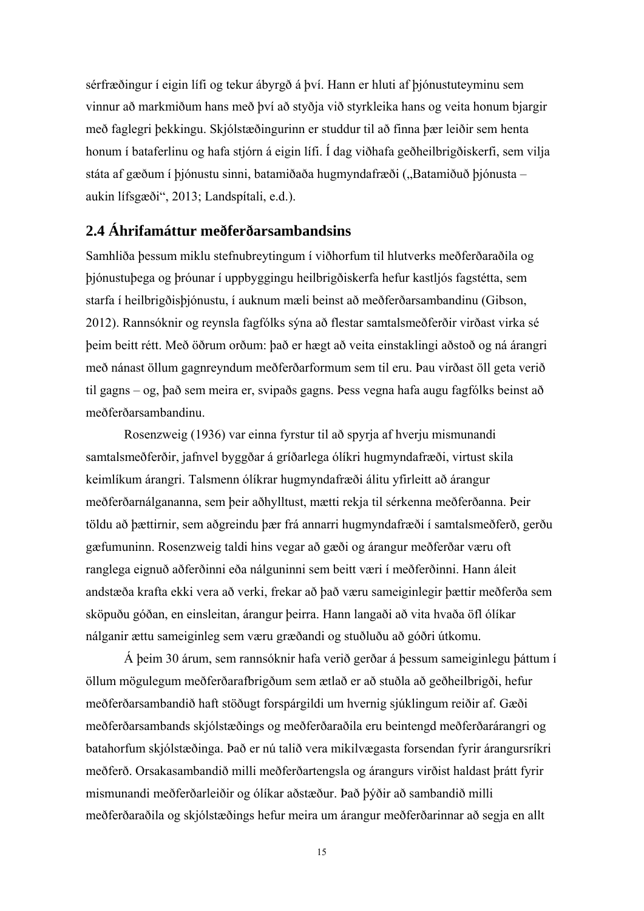sérfræðingur í eigin lífi og tekur ábyrgð á því. Hann er hluti af þjónustuteyminu sem vinnur að markmiðum hans með því að styðja við styrkleika hans og veita honum bjargir með faglegri þekkingu. Skjólstæðingurinn er studdur til að finna þær leiðir sem henta honum í bataferlinu og hafa stjórn á eigin lífi. Í dag viðhafa geðheilbrigðiskerfi, sem vilja státa af gæðum í þjónustu sinni, batamiðaða hugmyndafræði („Batamiðuð þjónusta – aukin lífsgæði“, 2013; Landspítali, e.d.).

## 2.4 Áhrifamáttur meðferðarsambandsins

Samhliða þessum miklu stefnubreytingum í viðhorfum til hlutverks meðferðaraðila og þjónustuþega og þróunar í uppbyggingu heilbrigðiskerfa hefur kastljós fagstétta, sem starfa í heilbrigðisþjónustu, í auknum mæli beinst að meðferðarsambandinu (Gibson, 2012). Rannsóknir og reynsla fagfólks sýna að flestar samtalsmeðferðir virðast virka sé þeim beitt rétt. Með öðrum orðum: það er hægt að veita einstaklingi aðstoð og ná árangri með nánast öllum gagnreyndum meðferðarformum sem til eru. Þau virðast öll geta verið til gagns – og, það sem meira er, svipaðs gagns. Þess vegna hafa augu fagfólks beinst að meðferðarsambandinu.

Rosenzweig (1936) var einna fyrstur til að spyrja af hverju mismunandi samtalsmeðferðir, jafnvel byggðar á gríðarlega ólíkri hugmyndafræði, virtust skila keimlíkum árangri. Talsmenn ólíkrar hugmyndafræði álitu yfirleitt að árangur meðferðarnálgananna, sem þeir aðhylltust, mætti rekja til sérkenna meðferðanna. Þeir töldu að þættirnir, sem aðgreindu þær frá annarri hugmyndafræði í samtalsmeðferð, gerðu gæfumuninn. Rosenzweig taldi hins vegar að gæði og árangur meðferðar væru oft ranglega eignuð aðferðinni eða nálguninni sem beitt væri í meðferðinni. Hann áleit andstæða krafta ekki vera að verki, frekar að það væru sameiginlegir þættir meðferða sem sköpuðu góðan, en einsleitan, árangur þeirra. Hann langaði að vita hvaða öfl ólíkar nálganir ættu sameiginleg sem væru græðandi og stuðluðu að góðri útkomu.

Á þeim 30 árum, sem rannsóknir hafa verið gerðar á þessum sameiginlegu þáttum í öllum mögulegum meðferðarafbrigðum sem ætlað er að stuðla að geðheilbrigði, hefur meðferðarsambandið haft stöðugt forspárgildi um hvernig sjúklingum reiðir af. Gæði meðferðarsambands skjólstæðings og meðferðaraðila eru beintengd meðferðarárangri og batahorfum skjólstæðinga. Það er nú talið vera mikilvægasta forsendan fyrir árangursríkri meðferð. Orsakasambandið milli meðferðartengsla og árangurs virðist haldast þrátt fyrir mismunandi meðferðarleiðir og ólíkar aðstæður. Það þýðir að sambandið milli meðferðaraðila og skjólstæðings hefur meira um árangur meðferðarinnar að segja en allt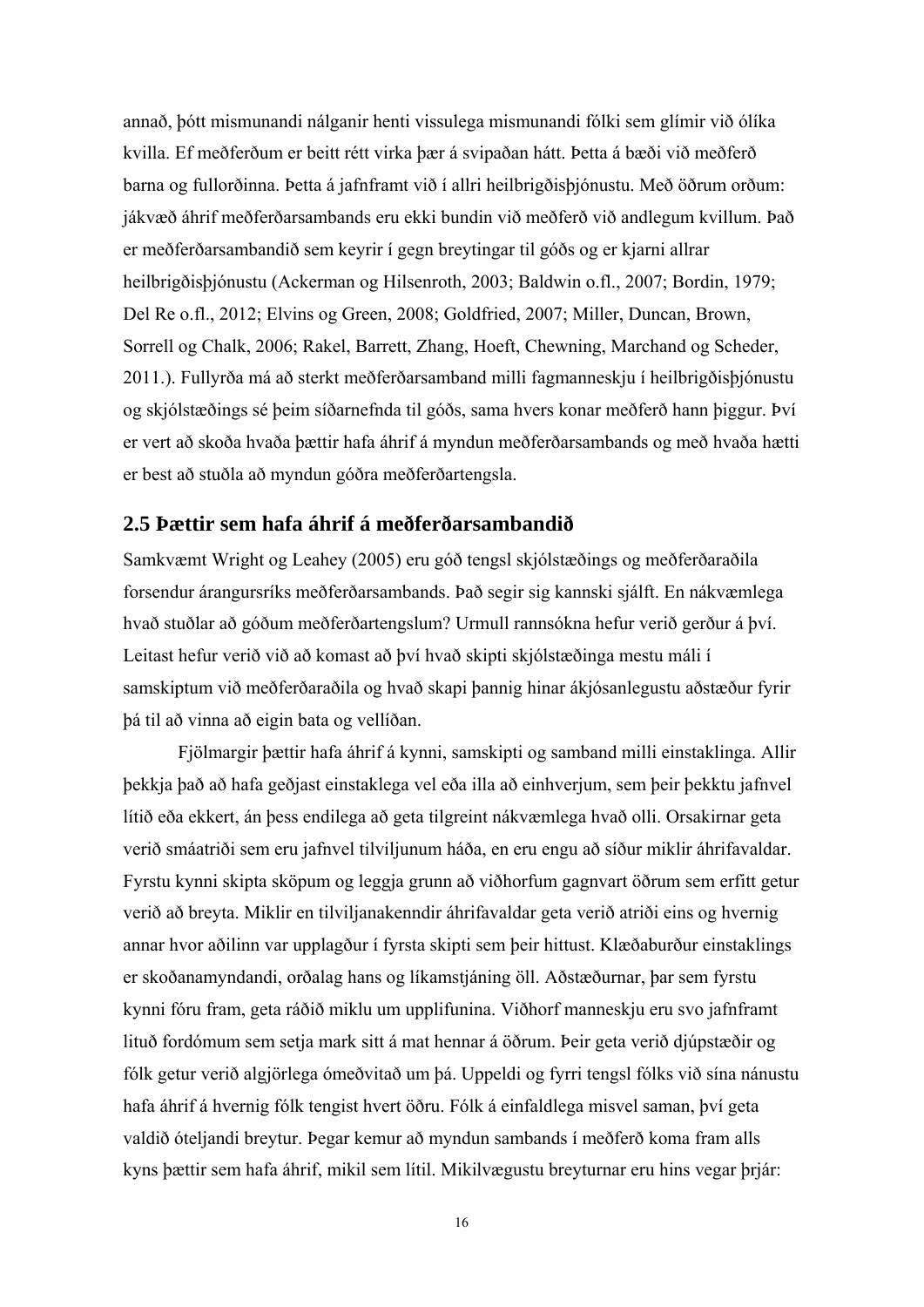annað, þótt mismunandi nálganir henti vissulega mismunandi fólki sem glímir við ólíka kvilla. Ef meðferðum er beitt rétt virka þær á svipaðan hátt. Þetta á bæði við meðferð barna og fullorðinna. Þetta á jafnframt við í allri heilbrigðisþjónustu. Með öðrum orðum: jákvæð áhrif meðferðarsambands eru ekki bundin við meðferð við andlegum kvillum. Það er meðferðarsambandið sem keyrir í gegn breytingar til góðs og er kjarni allrar heilbrigðisþjónustu (Ackerman og Hilsenroth, 2003; Baldwin o.fl., 2007; Bordin, 1979; Del Re o.fl., 2012; Elvins og Green, 2008; Goldfried, 2007; Miller, Duncan, Brown, Sorrell og Chalk, 2006; Rakel, Barrett, Zhang, Hoeft, Chewning, Marchand og Scheder, 2011.). Fullyrða má að sterkt meðferðarsamband milli fagmanneskju í heilbrigðisþjónustu og skjólstæðings sé þeim síðarnefnda til góðs, sama hvers konar meðferð hann þiggur. Því er vert að skoða hvaða þættir hafa áhrif á myndun meðferðarsambands og með hvaða hætti er best að stuðla að myndun góðra meðferðartengsla.

## 2.5 Þættir sem hafa áhrif á meðferðarsambandið

Samkvæmt Wright og Leahey (2005) eru góð tengsl skjólstæðings og meðferðaraðila forsendur árangursríks meðferðarsambands. Það segir sig kannski sjálft. En nákvæmlega hvað stuðlar að góðum meðferðartengslum? Urmull rannsókna hefur verið gerður á því. Leitast hefur verið við að komast að því hvað skipti skjólstæðinga mestu máli í samskiptum við meðferðaraðila og hvað skapi þannig hinar ákjósanlegustu aðstæður fyrir þá til að vinna að eigin bata og vellíðan.

Fjölmargir þættir hafa áhrif á kynni, samskipti og samband milli einstaklinga. Allir þekkja það að hafa geðjast einstaklega vel eða illa að einhverjum, sem þeir þekktu jafnvel lítið eða ekkert, án þess endilega að geta tilgreint nákvæmlega hvað olli. Orsakirnar geta verið smáatriði sem eru jafnvel tilviljunum háða, en eru engu að síður miklir áhrifavaldar. Fyrstu kynni skipta sköpum og leggja grunn að viðhorfum gagnvart öðrum sem erfitt getur verið að breyta. Miklir en tilviljanakenndir áhrifavaldar geta verið atriði eins og hvernig annar hvor aðilinn var upplagður í fyrsta skipti sem þeir hittust. Klæðaburður einstaklings er skoðanamyndandi, orðalag hans og líkamstjáning öll. Aðstæðurnar, þar sem fyrstu kynni fóru fram, geta ráðið miklu um upplifunina. Viðhorf manneskju eru svo jafnframt lituð fordómum sem setja mark sitt á mat hennar á öðrum. Þeir geta verið djúpstæðir og fólk getur verið algjörlega ómeðvitað um þá. Uppeldi og fyrri tengsl fólks við sína nánustu hafa áhrif á hvernig fólk tengist hvert öðru. Fólk á einfaldlega misvel saman, því geta valdið óteljandi breytur. Þegar kemur að myndun sambands í meðferð koma fram alls kyns þættir sem hafa áhrif, mikil sem lítil. Mikilvægustu breyturnar eru hins vegar þrjár: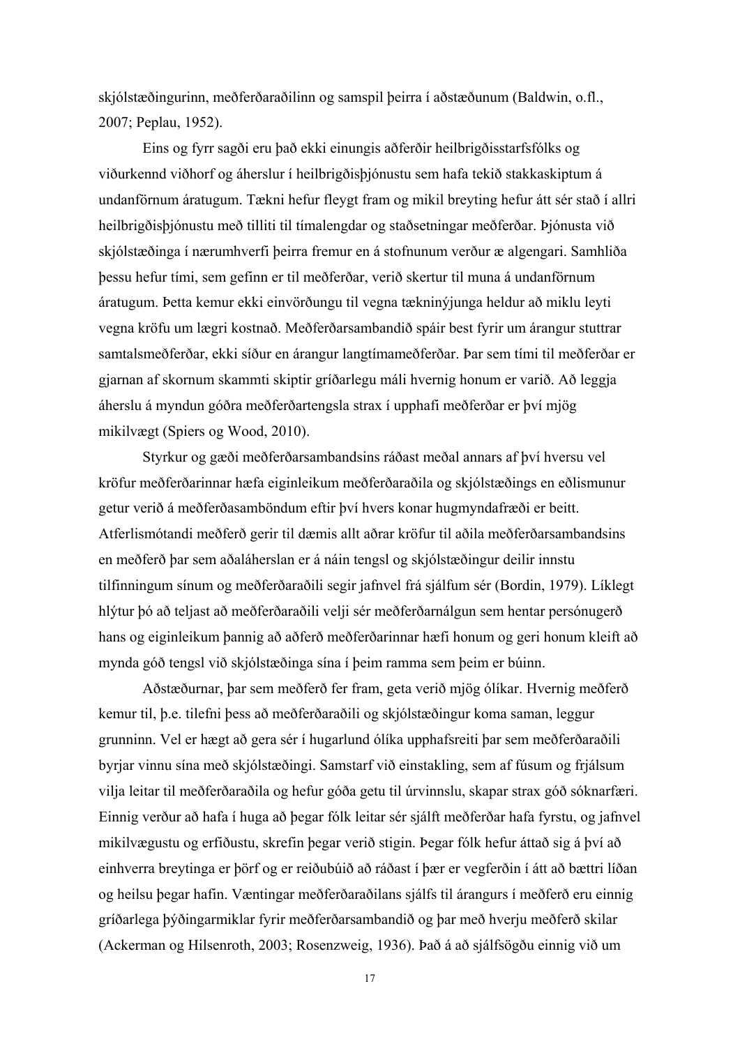skjólstæðingurinn, meðferðaraðilinn og samspil þeirra í aðstæðunum (Baldwin, o.fl., 2007; Peplau, 1952).

Eins og fyrr sagði eru það ekki einungis aðferðir heilbrigðisstarfsfólks og viðurkennd viðhorf og áherslur í heilbrigðisþjónustu sem hafa tekið stakkaskiptum á undanförnum áratugum. Tækni hefur fleygt fram og mikil breyting hefur átt sér stað í allri heilbrigðisþjónustu með tilliti til tímalengdar og staðsetningar meðferðar. Þjónusta við skjólstæðinga í nærumhverfi þeirra fremur en á stofnunum verður æ algengari. Samhliða þessu hefur tími, sem gefinn er til meðferðar, verið skertur til muna á undanförnum áratugum. Þetta kemur ekki einvörðungu til vegna tækninýjunga heldur að miklu leyti vegna kröfu um lægri kostnað. Meðferðarsambandið spáir best fyrir um árangur stuttrar samtalsmeðferðar, ekki síður en árangur langtímameðferðar. Þar sem tími til meðferðar er gjarnan af skornum skammti skiptir gríðarlegu máli hvernig honum er varið. Að leggja áherslu á myndun góðra meðferðartengsla strax í upphafi meðferðar er því mjög mikilvægt (Spiers og Wood, 2010).

Styrkur og gæði meðferðarsambandsins ráðast meðal annars af því hversu vel kröfur meðferðarinnar hæfa eiginleikum meðferðaraðila og skjólstæðings en eðlismunur getur verið á meðferðasamböndum eftir því hvers konar hugmyndafræði er beitt. Atferlismótandi meðferð gerir til dæmis allt aðrar kröfur til aðila meðferðarsambandsins en meðferð þar sem aðaláherslan er á náin tengsl og skjólstæðingur deilir innstu tilfinningum sínum og meðferðaraðili segir jafnvel frá sjálfum sér (Bordin, 1979). Líklegt hlýtur þó að teljast að meðferðaraðili velji sér meðferðarnálgun sem hentar persónugerð hans og eiginleikum þannig að aðferð meðferðarinnar hæfi honum og geri honum kleift að mynda góð tengsl við skjólstæðinga sína í þeim ramma sem þeim er búinn.

Aðstæðurnar, þar sem meðferð fer fram, geta verið mjög ólíkar. Hvernig meðferð kemur til, þ.e. tilefni þess að meðferðaraðili og skjólstæðingur koma saman, leggur grunninn. Vel er hægt að gera sér í hugarlund ólíka upphafsreiti þar sem meðferðaraðili byrjar vinnu sína með skjólstæðingi. Samstarf við einstakling, sem af fúsum og frjálsum vilja leitar til meðferðaraðila og hefur góða getu til úrvinnslu, skapar strax góð sóknarfæri. Einnig verður að hafa í huga að þegar fólk leitar sér sjálft meðferðar hafa fyrstu, og jafnvel mikilvægustu og erfiðustu, skrefin þegar verið stigin. Þegar fólk hefur áttað sig á því að einhverra breytinga er þörf og er reiðubúið að ráðast í þær er vegferðin í átt að bættri líðan og heilsu þegar hafin. Væntingar meðferðaraðilans sjálfs til árangurs í meðferð eru einnig gríðarlega þýðingarmiklar fyrir meðferðarsambandið og þar með hverju meðferð skilar (Ackerman og Hilsenroth, 2003; Rosenzweig, 1936). Það á að sjálfsögðu einnig við um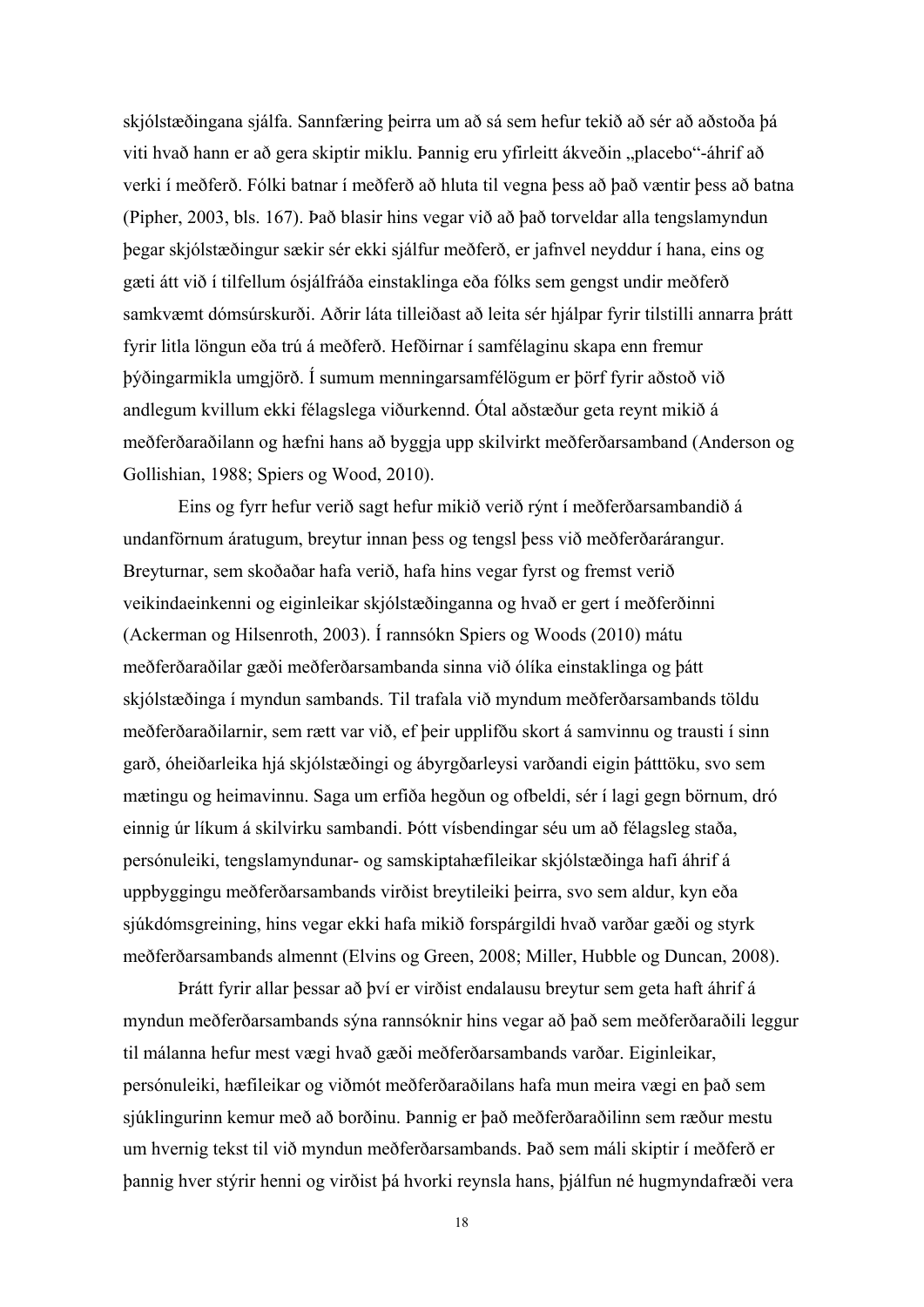skjólstæðingana sjálfa. Sannfæring þeirra um að sá sem hefur tekið að sér að aðstoða þá viti hvað hann er að gera skiptir miklu. Þannig eru yfirleitt ákveðin „placebo"-áhrif að verki í meðferð. Fólki batnar í meðferð að hluta til vegna þess að það væntir þess að batna (Pipher, 2003, bls. 167). Það blasir hins vegar við að það torveldar alla tengslamyndun þegar skjólstæðingur sækir sér ekki sjálfur meðferð, er jafnvel neyddur í hana, eins og gæti átt við í tilfellum ósjálfráða einstaklinga eða fólks sem gengst undir meðferð samkvæmt dómsúrskurði. Aðrir láta tilleiðast að leita sér hjálpar fyrir tilstilli annarra þrátt fyrir litla löngun eða trú á meðferð. Hefðirnar í samfélaginu skapa enn fremur þýðingarmikla umgjörð. Í sumum menningarsamfélögum er þörf fyrir aðstoð við andlegum kvillum ekki félagslega viðurkennd. Ótal aðstæður geta reynt mikið á meðferðaraðilann og hæfni hans að byggja upp skilvirkt meðferðarsamband (Anderson og Gollishian, 1988; Spiers og Wood, 2010).

Eins og fyrr hefur verið sagt hefur mikið verið rýnt í meðferðarsambandið á undanförnum áratugum, breytur innan þess og tengsl þess við meðferðarárangur. Breyturnar, sem skoðaðar hafa verið, hafa hins vegar fyrst og fremst verið veikindaeinkenni og eiginleikar skjólstæðinganna og hvað er gert í meðferðinni (Ackerman og Hilsenroth, 2003). Í rannsókn Spiers og Woods (2010) mátu meðferðaraðilar gæði meðferðarsambanda sinna við ólíka einstaklinga og þátt skjólstæðinga í myndun sambands. Til trafala við myndum meðferðarsambands töldu meðferðaraðilarnir, sem rætt var við, ef þeir upplifðu skort á samvinnu og trausti í sinn garð, óheiðarleika hjá skjólstæðingi og ábyrgðarleysi varðandi eigin þátttöku, svo sem mætingu og heimavinnu. Saga um erfiða hegðun og ofbeldi, sér í lagi gegn börnum, dró einnig úr líkum á skilvirku sambandi. Þótt vísbendingar séu um að félagsleg staða, persónuleiki, tengslamyndunar- og samskiptahæfileikar skjólstæðinga hafi áhrif á uppbyggingu meðferðarsambands virðist breytileiki þeirra, svo sem aldur, kyn eða sjúkdómsgreining, hins vegar ekki hafa mikið forspárgildi hvað varðar gæði og styrk meðferðarsambands almennt (Elvins og Green, 2008; Miller, Hubble og Duncan, 2008).

Þrátt fyrir allar þessar að því er virðist endalausu breytur sem geta haft áhrif á myndun meðferðarsambands sýna rannsóknir hins vegar að það sem meðferðaraðili leggur til málanna hefur mest vægi hvað gæði meðferðarsambands varðar. Eiginleikar, persónuleiki, hæfileikar og viðmót meðferðaraðilans hafa mun meira vægi en það sem sjúklingurinn kemur með að borðinu. Þannig er það meðferðaraðilinn sem ræður mestu um hvernig tekst til við myndun meðferðarsambands. Það sem máli skiptir í meðferð er þannig hver stýrir henni og virðist þá hvorki reynsla hans, þjálfun né hugmyndafræði vera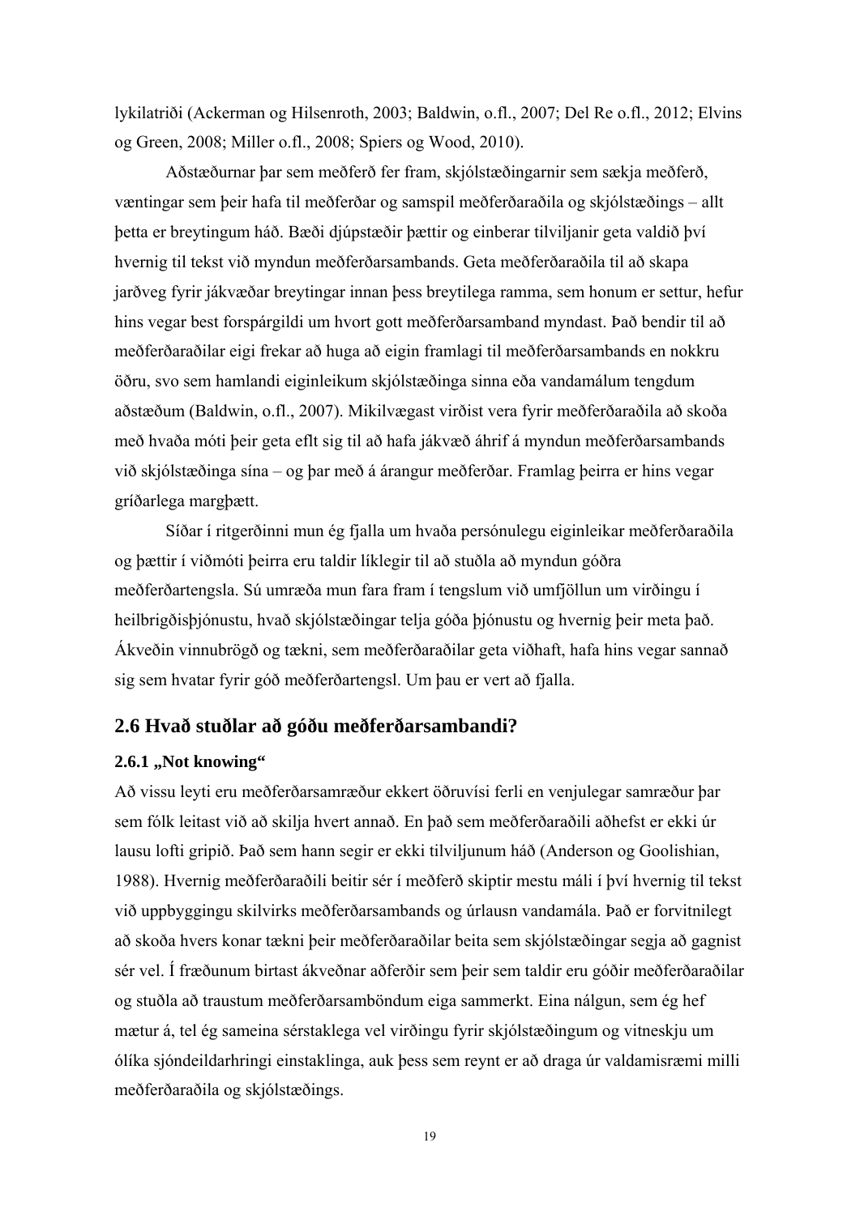lykilatriði (Ackerman og Hilsenroth, 2003; Baldwin, o.fl., 2007; Del Re o.fl., 2012; Elvins og Green, 2008; Miller o.fl., 2008; Spiers og Wood, 2010).

Aðstæðurnar þar sem meðferð fer fram, skjólstæðingarnir sem sækja meðferð, væntingar sem þeir hafa til meðferðar og samspil meðferðaraðila og skjólstæðings – allt þetta er breytingum háð. Bæði djúpstæðir þættir og einberar tilviljanir geta valdið því hvernig til tekst við myndun meðferðarsambands. Geta meðferðaraðila til að skapa jarðveg fyrir jákvæðar breytingar innan þess breytilega ramma, sem honum er settur, hefur hins vegar best forspárgildi um hvort gott meðferðarsamband myndast. Það bendir til að meðferðaraðilar eigi frekar að huga að eigin framlagi til meðferðarsambands en nokkru öðru, svo sem hamlandi eiginleikum skjólstæðinga sinna eða vandamálum tengdum aðstæðum (Baldwin, o.fl., 2007). Mikilvægast virðist vera fyrir meðferðaraðila að skoða með hvaða móti þeir geta eflt sig til að hafa jákvæð áhrif á myndun meðferðarsambands við skjólstæðinga sína – og þar með á árangur meðferðar. Framlag þeirra er hins vegar gríðarlega margþætt.

Síðar í ritgerðinni mun ég fjalla um hvaða persónulegu eiginleikar meðferðaraðila og þættir í viðmóti þeirra eru taldir líklegir til að stuðla að myndun góðra meðferðartengsla. Sú umræða mun fara fram í tengslum við umfjöllun um virðingu í heilbrigðisþjónustu, hvað skjólstæðingar telja góða þjónustu og hvernig þeir meta það. Ákveðin vinnubrögð og tækni, sem meðferðaraðilar geta viðhaft, hafa hins vegar sannað sig sem hvatar fyrir góð meðferðartengsl. Um þau er vert að fjalla.

## 2.6 Hvað stuðlar að góðu meðferðarsambandi?

### 2.6.1 „Not knowing“

Að vissu leyti eru meðferðarsamræður ekkert öðruvísi ferli en venjulegar samræður þar sem fólk leitast við að skilja hvert annað. En það sem meðferðaraðili aðhefst er ekki úr lausu lofti gripið. Það sem hann segir er ekki tilviljunum háð (Anderson og Goolishian, 1988). Hvernig meðferðaraðili beitir sér í meðferð skiptir mestu máli í því hvernig til tekst við uppbyggingu skilvirks meðferðarsambands og úrlausn vandamála. Það er forvitnilegt að skoða hvers konar tækni þeir meðferðaraðilar beita sem skjólstæðingar segja að gagnist sér vel. Í fræðunum birtast ákveðnar aðferðir sem þeir sem taldir eru góðir meðferðaraðilar og stuðla að traustum meðferðarsamböndum eiga sammerkt. Eina nálgun, sem ég hef mætur á, tel ég sameina sérstaklega vel virðingu fyrir skjólstæðingum og vitneskju um ólíka sjóndeildarhringi einstaklinga, auk þess sem reynt er að draga úr valdamisræmi milli meðferðaraðila og skjólstæðings.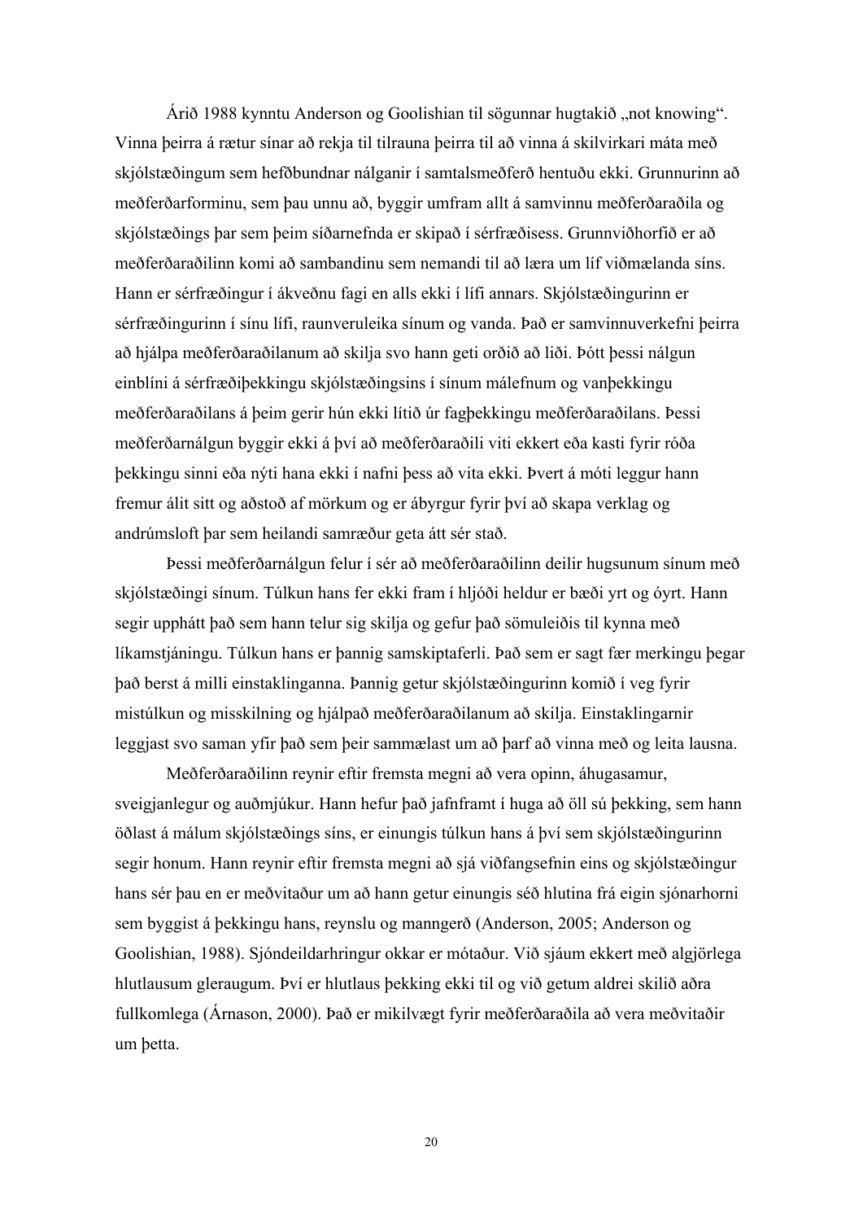Árið 1988 kynntu Anderson og Goolishian til sögunnar hugtakið „not knowing“. Vinna þeirra á rætur sínar að rekja til tilrauna þeirra til að vinna á skilvirkari máta með skjólstæðingum sem hefðbundnar nálganir í samtalsmeðferð hentuðu ekki. Grunnurinn að meðferðarforminu, sem þau unnu að, byggir umfram allt á samvinnu meðferðaraðila og skjólstæðings þar sem þeim síðarnefnda er skipað í sérfræðisess. Grunnviðhorfið er að meðferðaraðilinn komi að sambandinu sem nemandi til að læra um líf viðmælanda síns. Hann er sérfræðingur í ákveðnu fagi en alls ekki í lífi annars. Skjólstæðingurinn er sérfræðingurinn í sínu lífi, raunveruleika sínum og vanda. Það er samvinnuverkefni þeirra að hjálpa meðferðaraðilanum að skilja svo hann geti orðið að liði. Þótt þessi nálgun einblíni á sérfræðiþekkingu skjólstæðingsins í sínum málefnum og vanþekkingu meðferðaraðilans á þeim gerir hún ekki lítið úr fagþekkingu meðferðaraðilans. Þessi meðferðarnálgun byggir ekki á því að meðferðaraðili viti ekkert eða kasti fyrir róða þekkingu sinni eða nýti hana ekki í nafni þess að vita ekki. Þvert á móti leggur hann fremur álit sitt og aðstoð af mörkum og er ábyrgur fyrir því að skapa verklag og andrúmsloft þar sem heilandi samræður geta átt sér stað.

Þessi meðferðarnálgun felur í sér að meðferðaraðilinn deilir hugsunum sínum með skjólstæðingi sínum. Túlkun hans fer ekki fram í hljóði heldur er bæði yrt og óyrt. Hann segir upphátt það sem hann telur sig skilja og gefur það sömuleiðis til kynna með líkamstjáningu. Túlkun hans er þannig samskiptaferli. Það sem er sagt fær merkingu þegar það berst á milli einstaklinganna. Þannig getur skjólstæðingurinn komið í veg fyrir mistúlkun og misskilning og hjálpað meðferðaraðilanum að skilja. Einstaklingarnir leggjast svo saman yfir það sem þeir sammælast um að þarf að vinna með og leita lausna.

Meðferðaraðilinn reynir eftir fremsta megni að vera opinn, áhugasamur, sveigjanlegur og auðmjúkur. Hann hefur það jafnframt í huga að öll sú þekking, sem hann öðlast á málum skjólstæðings síns, er einungis túlkun hans á því sem skjólstæðingurinn segir honum. Hann reynir eftir fremsta megni að sjá viðfangsefnin eins og skjólstæðingur hans sér þau en er meðvitaður um að hann getur einungis séð hlutina frá eigin sjónarhorni sem byggist á þekkingu hans, reynslu og manngerð (Anderson, 2005; Anderson og Goolishian, 1988). Sjóndeildarhringur okkar er mótaður. Við sjáum ekkert með algjörlega hlutlausum gleraugum. Því er hlutlaus þekking ekki til og við getum aldrei skilið aðra fullkomlega (Árnason, 2000). Það er mikilvægt fyrir meðferðaraðila að vera meðvitaðir um þetta.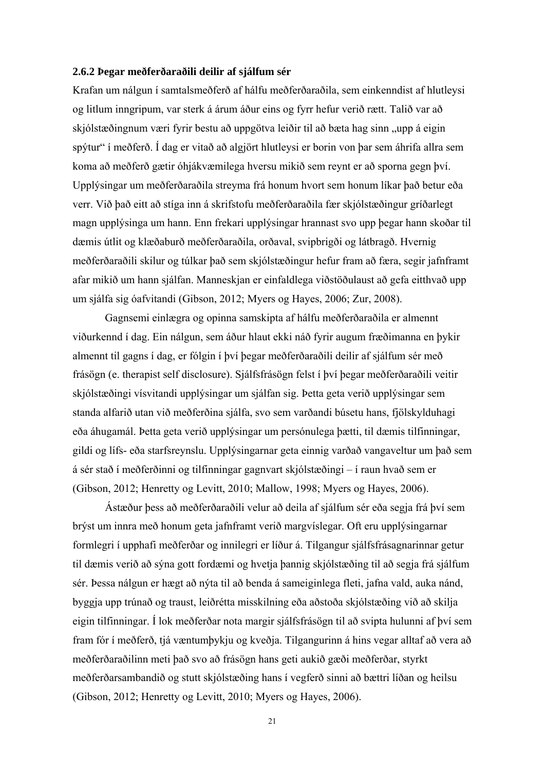### 2.6.2 Þegar meðferðaraðili deilir af sjálfum sér

Krafan um nálgun í samtalsmeðferð af hálfu meðferðaraðila, sem einkenndist af hlutleysi og litlum inngripum, var sterk á árum áður eins og fyrr hefur verið rætt. Talið var að skjólstæðingnum væri fyrir bestu að uppgötva leiðir til að bæta hag sinn „upp á eigin spýtur“ í meðferð. Í dag er vitað að algjört hlutleysi er borin von þar sem áhrifa allra sem koma að meðferð gætir óhjákvæmilega hversu mikið sem reynt er að sporna gegn því. Upplýsingar um meðferðaraðila streyma frá honum hvort sem honum líkar það betur eða verr. Við það eitt að stíga inn á skrifstofu meðferðaraðila fær skjólstæðingur gríðarlegt magn upplýsinga um hann. Enn frekari upplýsingar hrannast svo upp þegar hann skoðar til dæmis útlit og klæðaburð meðferðaraðila, orðaval, svipbrigði og látbragð. Hvernig meðferðaraðili skilur og túlkar það sem skjólstæðingur hefur fram að færa, segir jafnframt afar mikið um hann sjálfan. Manneskjan er einfaldlega viðstöðulaust að gefa eitthvað upp um sjálfa sig óafvitandi (Gibson, 2012; Myers og Hayes, 2006; Zur, 2008).

Gagnsemi einlægra og opinna samskipta af hálfu meðferðaraðila er almennt viðurkennd í dag. Ein nálgun, sem áður hlaut ekki náð fyrir augum fræðimanna en þykir almennt til gagns í dag, er fólgin í því þegar meðferðaraðili deilir af sjálfum sér með frásögn (e. therapist self disclosure). Sjálfsfrásögn felst í því þegar meðferðaraðili veitir skjólstæðingi vísvitandi upplýsingar um sjálfan sig. Þetta geta verið upplýsingar sem standa alfarið utan við meðferðina sjálfa, svo sem varðandi búsetu hans, fjölskylduhagi eða áhugamál. Þetta geta verið upplýsingar um persónulega þætti, til dæmis tilfinningar, gildi og lífs- eða starfsreynslu. Upplýsingarnar geta einnig varðað vangaveltur um það sem á sér stað í meðferðinni og tilfinningar gagnvart skjólstæðingi – í raun hvað sem er (Gibson, 2012; Henretty og Levitt, 2010; Mallow, 1998; Myers og Hayes, 2006).

Ástæður þess að meðferðaraðili velur að deila af sjálfum sér eða segja frá því sem brýst um innra með honum geta jafnframt verið margvíslegar. Oft eru upplýsingarnar formlegri í upphafi meðferðar og innilegri er líður á. Tilgangur sjálfsfrásagnarinnar getur til dæmis verið að sýna gott fordæmi og hvetja þannig skjólstæðing til að segja frá sjálfum sér. Þessa nálgun er hægt að nýta til að benda á sameiginlega fleti, jafna vald, auka nánd, byggja upp trúnað og traust, leiðrétta misskilning eða aðstoða skjólstæðing við að skilja eigin tilfinningar. Í lok meðferðar nota margir sjálfsfrásögn til að svipta hulunni af því sem fram fór í meðferð, tjá væntumþykju og kveðja. Tilgangurinn á hins vegar alltaf að vera að meðferðaraðilinn meti það svo að frásögn hans geti aukið gæði meðferðar, styrkt meðferðarsambandið og stutt skjólstæðing hans í vegferð sinni að bættri líðan og heilsu (Gibson, 2012; Henretty og Levitt, 2010; Myers og Hayes, 2006).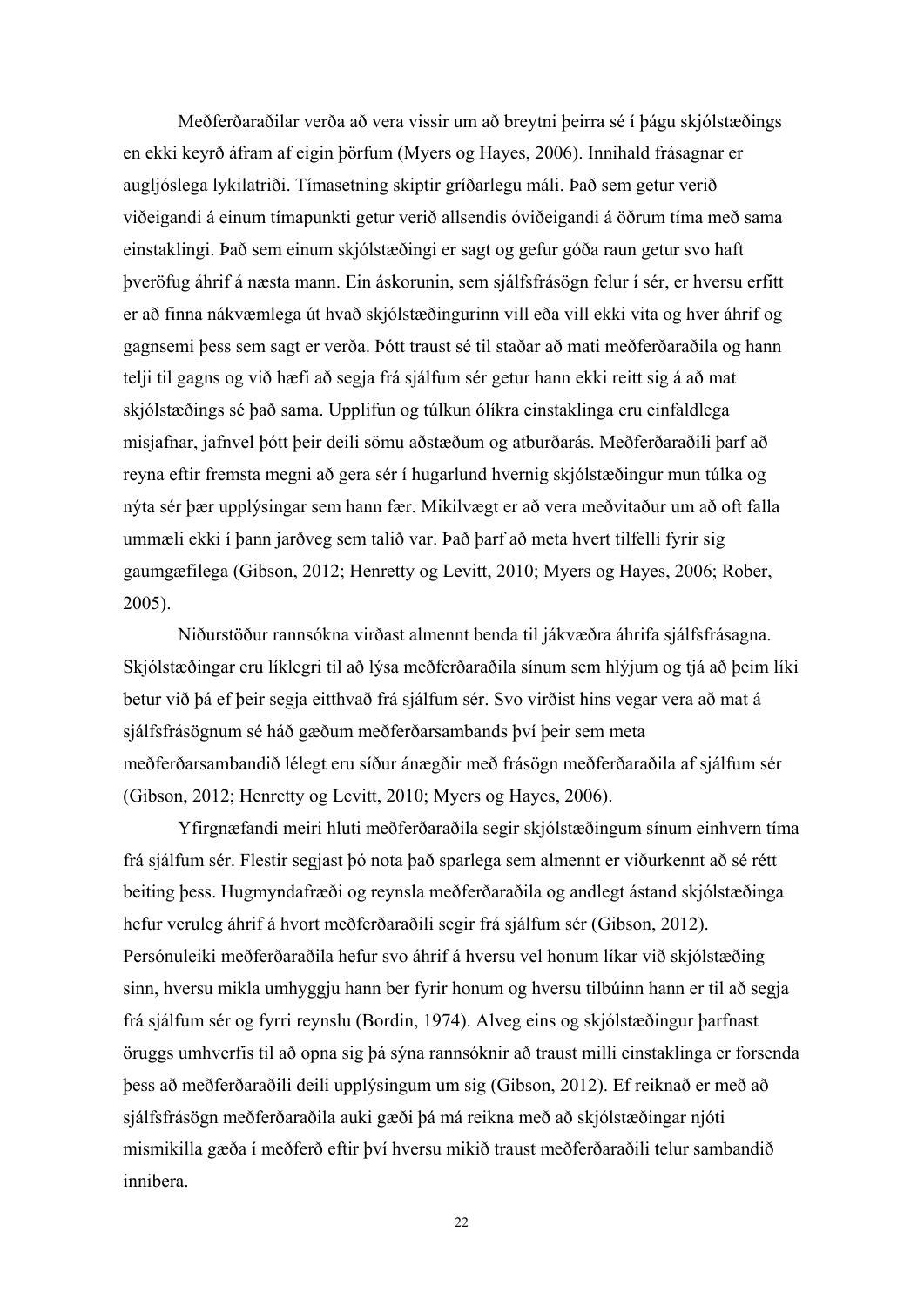Meðferðaraðilar verða að vera vissir um að breytni þeirra sé í þágu skjólstæðings en ekki keyrð áfram af eigin þörfum (Myers og Hayes, 2006). Innihald frásagnar er augljóslega lykilatriði. Tímasetning skiptir gríðarlegu máli. Það sem getur verið viðeigandi á einum tímapunkti getur verið allsendis óviðeigandi á öðrum tíma með sama einstaklingi. Það sem einum skjólstæðingi er sagt og gefur góða raun getur svo haft þveröfug áhrif á næsta mann. Ein áskorunin, sem sjálfsfrásögn felur í sér, er hversu erfitt er að finna nákvæmlega út hvað skjólstæðingurinn vill eða vill ekki vita og hver áhrif og gagnsemi þess sem sagt er verða. Þótt traust sé til staðar að mati meðferðaraðila og hann telji til gagns og við hæfi að segja frá sjálfum sér getur hann ekki reitt sig á að mat skjólstæðings sé það sama. Upplifun og túlkun ólíkra einstaklinga eru einfaldlega misjafnar, jafnvel þótt þeir deili sömu aðstæðum og atburðarás. Meðferðaraðili þarf að reyna eftir fremsta megni að gera sér í hugarlund hvernig skjólstæðingur mun túlka og nýta sér þær upplýsingar sem hann fær. Mikilvægt er að vera meðvitaður um að oft falla ummæli ekki í þann jarðveg sem talið var. Það þarf að meta hvert tilfelli fyrir sig gaumgæfilega (Gibson, 2012; Henretty og Levitt, 2010; Myers og Hayes, 2006; Rober, 2005).

Niðurstöður rannsókna virðast almennt benda til jákvæðra áhrifa sjálfsfrásagna. Skjólstæðingar eru líklegri til að lýsa meðferðaraðila sínum sem hlýjum og tjá að þeim líki betur við þá ef þeir segja eitthvað frá sjálfum sér. Svo virðist hins vegar vera að mat á sjálfsfrásögnum sé háð gæðum meðferðarsambands því þeir sem meta meðferðarsambandið lélegt eru síður ánægðir með frásögn meðferðaraðila af sjálfum sér (Gibson, 2012; Henretty og Levitt, 2010; Myers og Hayes, 2006).

Yfirgnæfandi meiri hluti meðferðaraðila segir skjólstæðingum sínum einhvern tíma frá sjálfum sér. Flestir segjast þó nota það sparlega sem almennt er viðurkennt að sé rétt beiting þess. Hugmyndafræði og reynsla meðferðaraðila og andlegt ástand skjólstæðinga hefur veruleg áhrif á hvort meðferðaraðili segir frá sjálfum sér (Gibson, 2012). Persónuleiki meðferðaraðila hefur svo áhrif á hversu vel honum líkar við skjólstæðing sinn, hversu mikla umhyggju hann ber fyrir honum og hversu tilbúinn hann er til að segja frá sjálfum sér og fyrri reynslu (Bordin, 1974). Alveg eins og skjólstæðingur þarfnast öruggs umhverfis til að opna sig þá sýna rannsóknir að traust milli einstaklinga er forsenda þess að meðferðaraðili deili upplýsingum um sig (Gibson, 2012). Ef reiknað er með að sjálfsfrásögn meðferðaraðila auki gæði þá má reikna með að skjólstæðingar njóti mismikilla gæða í meðferð eftir því hversu mikið traust meðferðaraðili telur sambandið innibera.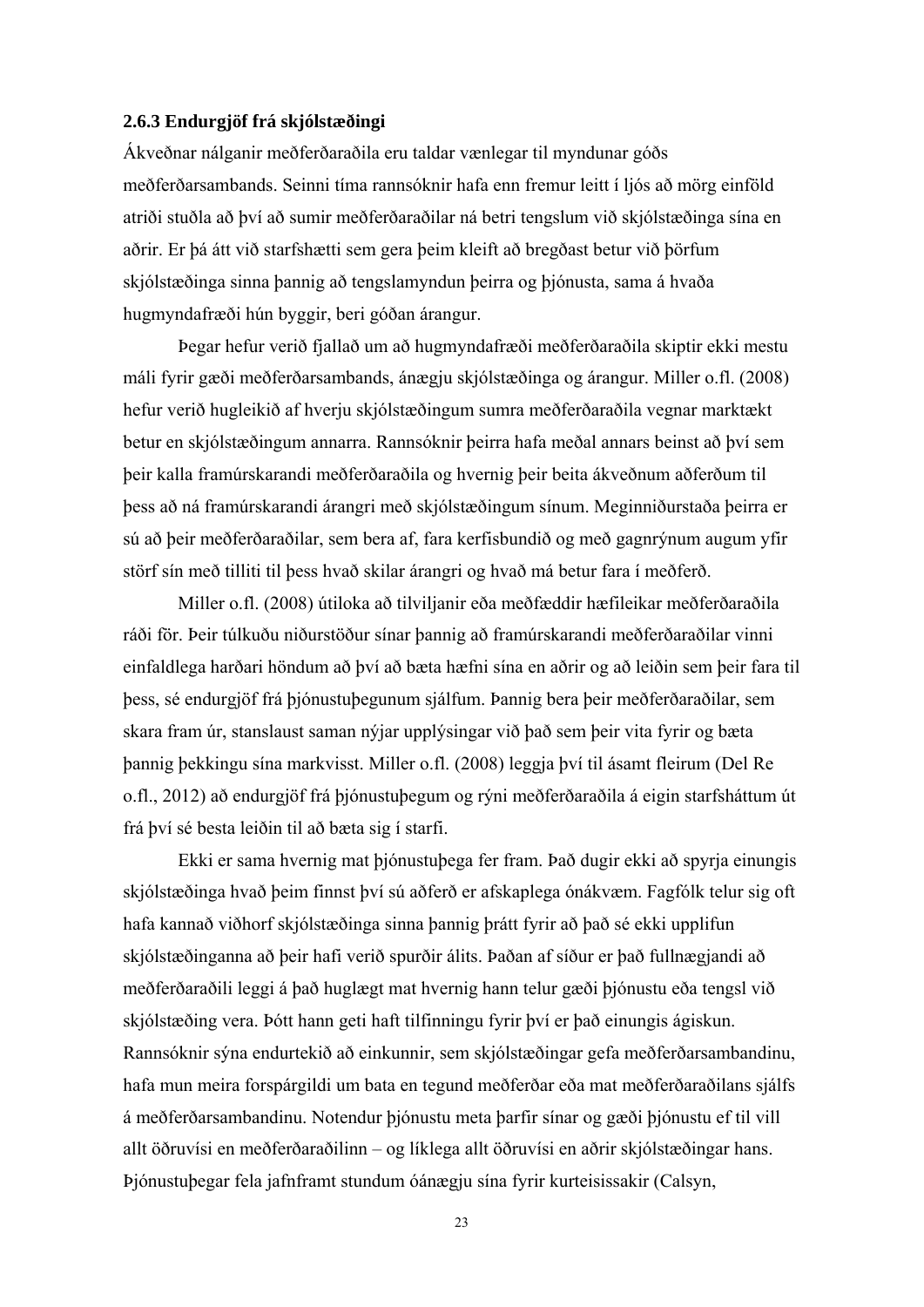### 2.6.3 Endurgjöf frá skjólstæðingi

Ákveðnar nálganir meðferðaraðila eru taldar vænlegar til myndunar góðs meðferðarsambands. Seinni tíma rannsóknir hafa enn fremur leitt í ljós að mörg einföld atriði stuðla að því að sumir meðferðaraðilar ná betri tengslum við skjólstæðinga sína en aðrir. Er þá átt við starfshætti sem gera þeim kleift að bregðast betur við þörfum skjólstæðinga sinna þannig að tengslamyndun þeirra og þjónusta, sama á hvaða hugmyndafræði hún byggir, beri góðan árangur.

Þegar hefur verið fjallað um að hugmyndafræði meðferðaraðila skiptir ekki mestu máli fyrir gæði meðferðarsambands, ánægju skjólstæðinga og árangur. Miller o.fl. (2008) hefur verið hugleikið af hverju skjólstæðingum sumra meðferðaraðila vegnar marktækt betur en skjólstæðingum annarra. Rannsóknir þeirra hafa meðal annars beinst að því sem þeir kalla framúrskarandi meðferðaraðila og hvernig þeir beita ákveðnum aðferðum til þess að ná framúrskarandi árangri með skjólstæðingum sínum. Meginniðurstaða þeirra er sú að þeir meðferðaraðilar, sem bera af, fara kerfisbundið og með gagnrýnum augum yfir störf sín með tilliti til þess hvað skilar árangri og hvað má betur fara í meðferð.

Miller o.fl. (2008) útiloka að tilviljanir eða meðfæddir hæfileikar meðferðaraðila ráði för. Þeir túlkuðu niðurstöður sínar þannig að framúrskarandi meðferðaraðilar vinni einfaldlega harðari höndum að því að bæta hæfni sína en aðrir og að leiðin sem þeir fara til þess, sé endurgjöf frá þjónustuþegunum sjálfum. Þannig bera þeir meðferðaraðilar, sem skara fram úr, stanslaust saman nýjar upplýsingar við það sem þeir vita fyrir og bæta þannig þekkingu sína markvisst. Miller o.fl. (2008) leggja því til ásamt fleirum (Del Re o.fl., 2012) að endurgjöf frá þjónustuþegum og rýni meðferðaraðila á eigin starfsháttum út frá því sé besta leiðin til að bæta sig í starfi.

Ekki er sama hvernig mat þjónustuþega fer fram. Það dugir ekki að spyrja einungis skjólstæðinga hvað þeim finnst því sú aðferð er afskaplega ónákvæm. Fagfólk telur sig oft hafa kannað viðhorf skjólstæðinga sinna þannig þrátt fyrir að það sé ekki upplifun skjólstæðinganna að þeir hafi verið spurðir álits. Þaðan af síður er það fullnægjandi að meðferðaraðili leggi á það huglægt mat hvernig hann telur gæði þjónustu eða tengsl við skjólstæðing vera. Þótt hann geti haft tilfinningu fyrir því er það einungis ágiskun. Rannsóknir sýna endurtekið að einkunnir, sem skjólstæðingar gefa meðferðarsambandinu, hafa mun meira forspárgildi um bata en tegund meðferðar eða mat meðferðaraðilans sjálfs á meðferðarsambandinu. Notendur þjónustu meta þarfir sínar og gæði þjónustu ef til vill allt öðruvísi en meðferðaraðilinn – og líklega allt öðruvísi en aðrir skjólstæðingar hans. Þjónustuþegar fela jafnframt stundum óánægju sína fyrir kurteisissakir (Calsyn,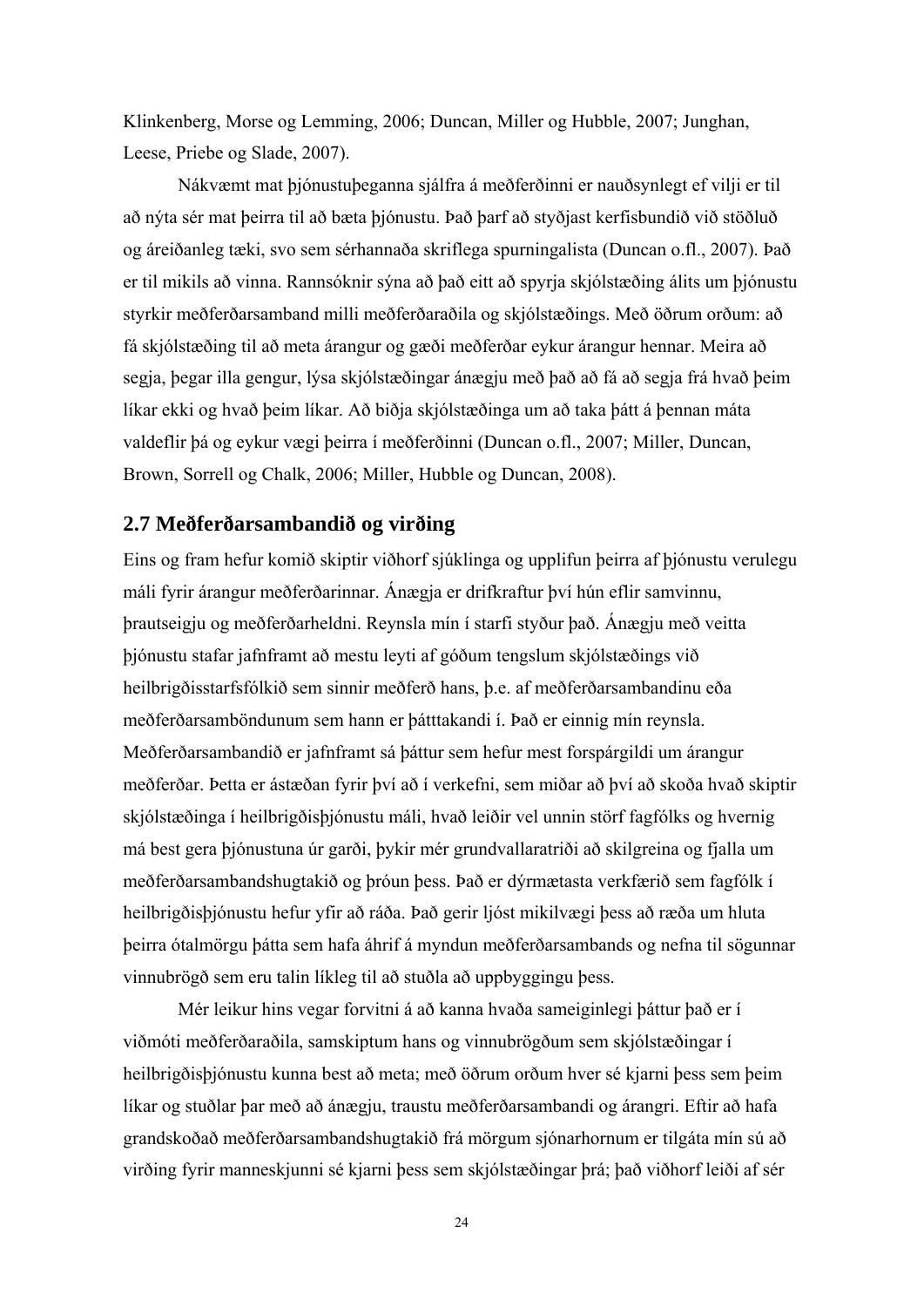Klinkenberg, Morse og Lemming, 2006; Duncan, Miller og Hubble, 2007; Junghan, Leese, Priebe og Slade, 2007).

Nákvæmt mat þjónustuþeganna sjálfra á meðferðinni er nauðsynlegt ef vilji er til að nýta sér mat þeirra til að bæta þjónustu. Það þarf að styðjast kerfisbundið við stöðluð og áreiðanleg tæki, svo sem sérhannaða skriflega spurningalista (Duncan o.fl., 2007). Það er til mikils að vinna. Rannsóknir sýna að það eitt að spyrja skjólstæðing álits um þjónustu styrkir meðferðarsamband milli meðferðaraðila og skjólstæðings. Með öðrum orðum: að fá skjólstæðing til að meta árangur og gæði meðferðar eykur árangur hennar. Meira að segja, þegar illa gengur, lýsa skjólstæðingar ánægju með það að fá að segja frá hvað þeim líkar ekki og hvað þeim líkar. Að biðja skjólstæðinga um að taka þátt á þennan máta valdeflir þá og eykur vægi þeirra í meðferðinni (Duncan o.fl., 2007; Miller, Duncan, Brown, Sorrell og Chalk, 2006; Miller, Hubble og Duncan, 2008).

## 2.7 Meðferðarsambandið og virðing

Eins og fram hefur komið skiptir viðhorf sjúklinga og upplifun þeirra af þjónustu verulegu máli fyrir árangur meðferðarinnar. Ánægja er drifkraftur því hún eflir samvinnu, þrautseigju og meðferðarheldni. Reynsla mín í starfi styður það. Ánægju með veitta þjónustu stafar jafnframt að mestu leyti af góðum tengslum skjólstæðings við heilbrigðisstarfsfólkið sem sinnir meðferð hans, þ.e. af meðferðarsambandinu eða meðferðarsamböndunum sem hann er þátttakandi í. Það er einnig mín reynsla. Meðferðarsambandið er jafnframt sá þáttur sem hefur mest forspárgildi um árangur meðferðar. Þetta er ástæðan fyrir því að í verkefni, sem miðar að því að skoða hvað skiptir skjólstæðinga í heilbrigðisþjónustu máli, hvað leiðir vel unnin störf fagfólks og hvernig má best gera þjónustuna úr garði, þykir mér grundvallaratriði að skilgreina og fjalla um meðferðarsambandshugtakið og þróun þess. Það er dýrmætasta verkfærið sem fagfólk í heilbrigðisþjónustu hefur yfir að ráða. Það gerir ljóst mikilvægi þess að ræða um hluta þeirra ótalmörgu þátta sem hafa áhrif á myndun meðferðarsambands og nefna til sögunnar vinnubrögð sem eru talin líkleg til að stuðla að uppbyggingu þess.

Mér leikur hins vegar forvitni á að kanna hvaða sameiginlegi þáttur það er í viðmóti meðferðaraðila, samskiptum hans og vinnubrögðum sem skjólstæðingar í heilbrigðisþjónustu kunna best að meta; með öðrum orðum hver sé kjarni þess sem þeim líkar og stuðlar þar með að ánægju, traustu meðferðarsambandi og árangri. Eftir að hafa grandskoðað meðferðarsambandshugtakið frá mörgum sjónarhornum er tilgáta mín sú að virðing fyrir manneskjunni sé kjarni þess sem skjólstæðingar þrá; það viðhorf leiði af sér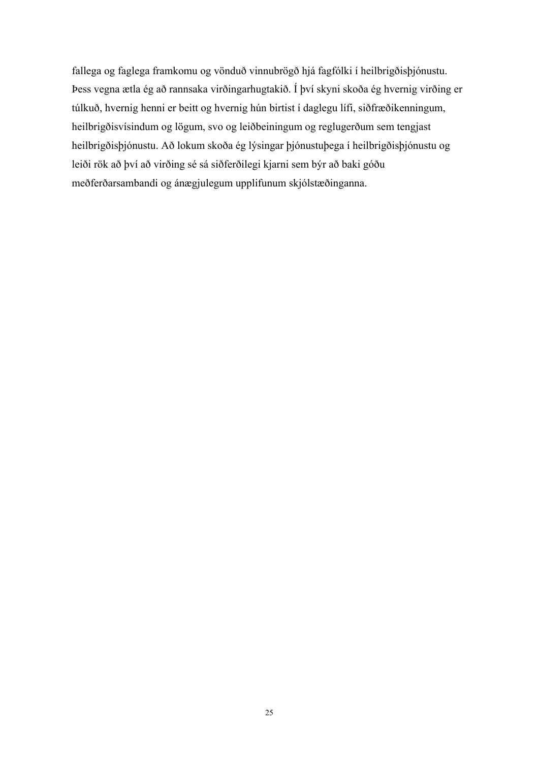fallega og faglega framkomu og vönduð vinnubrögð hjá fagfólki í heilbrigðisþjónustu. Þess vegna ætla ég að rannsaka virðingarhugtakið. Í því skyni skoða ég hvernig virðing er túlkuð, hvernig henni er beitt og hvernig hún birtist í daglegu lífi, siðfræðikenningum, heilbrigðisvísindum og lögum, svo og leiðbeiningum og reglugerðum sem tengjast heilbrigðisþjónustu. Að lokum skoða ég lýsingar þjónustuþega í heilbrigðisþjónustu og leiði rök að því að virðing sé sá siðferðilegi kjarni sem býr að baki góðu meðferðarsambandi og ánægjulegum upplifunum skjólstæðinganna.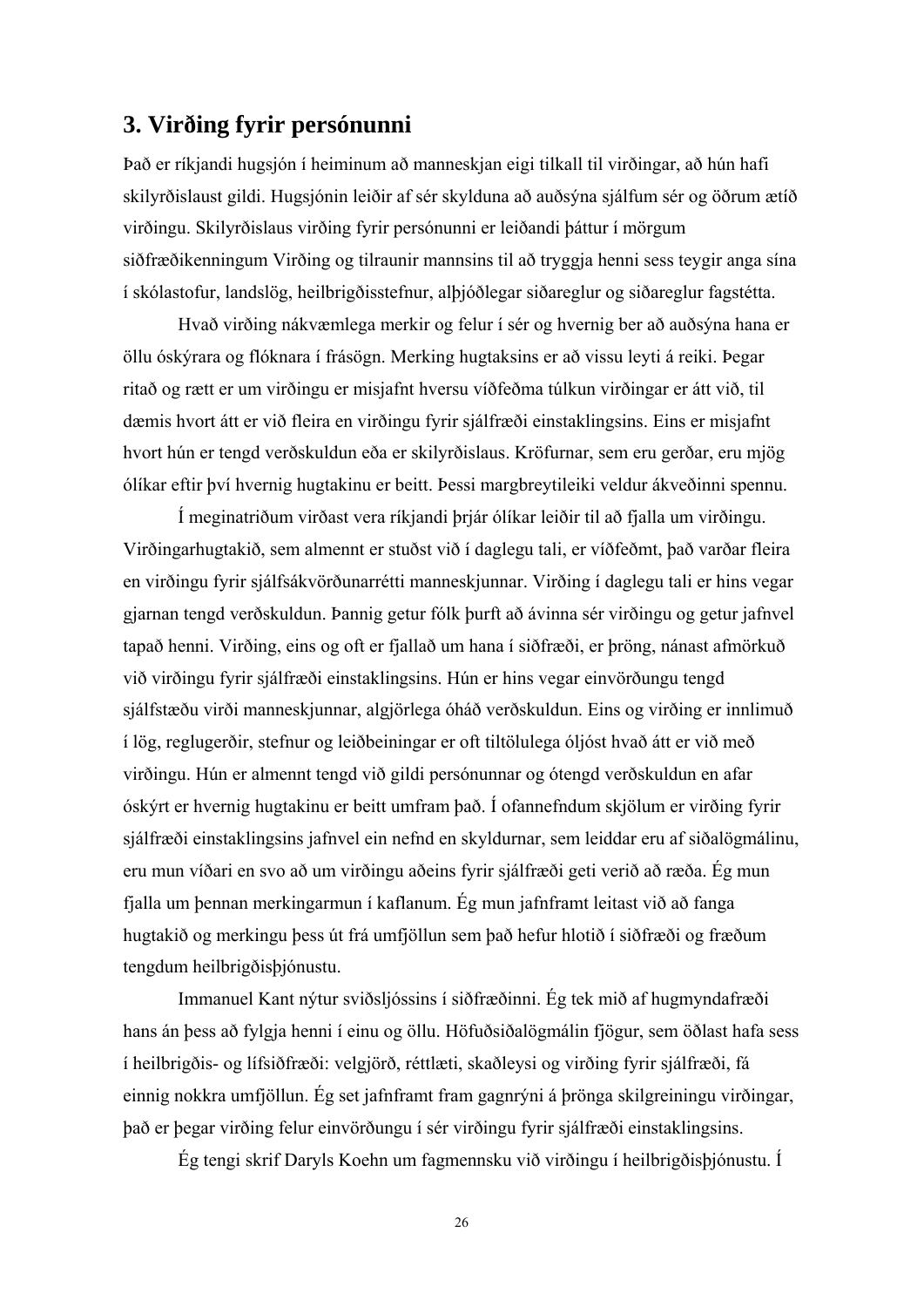## 3. Virðing fyrir persónunni

Það er ríkjandi hugsjón í heiminum að manneskjan eigi tilkall til virðingar, að hún hafi skilyrðislaust gildi. Hugsjónin leiðir af sér skylduna að auðsýna sjálfum sér og öðrum ætíð virðingu. Skilyrðislaus virðing fyrir persónunni er leiðandi þáttur í mörgum siðfræðikenningum Virðing og tilraunir mannsins til að tryggja henni sess teygir anga sína í skólastofur, landslög, heilbrigðisstefnur, alþjóðlegar siðareglur og siðareglur fagstétta.

Hvað virðing nákvæmlega merkir og felur í sér og hvernig ber að auðsýna hana er öllu óskýrara og flóknara í frásögn. Merking hugtaksins er að vissu leyti á reiki. Þegar ritað og rætt er um virðingu er misjafnt hversu víðfeðma túlkun virðingar er átt við, til dæmis hvort átt er við fleira en virðingu fyrir sjálfræði einstaklingsins. Eins er misjafnt hvort hún er tengd verðskuldun eða er skilyrðislaus. Kröfurnar, sem eru gerðar, eru mjög ólíkar eftir því hvernig hugtakinu er beitt. Þessi margbreytileiki veldur ákveðinni spennu.

Í meginatriðum virðast vera ríkjandi þrjár ólíkar leiðir til að fjalla um virðingu. Virðingarhugtakið, sem almennt er stuðst við í daglegu tali, er víðfeðmt, það varðar fleira en virðingu fyrir sjálfsákvörðunarrétti manneskjunnar. Virðing í daglegu tali er hins vegar gjarnan tengd verðskuldun. Þannig getur fólk þurft að ávinna sér virðingu og getur jafnvel tapað henni. Virðing, eins og oft er fjallað um hana í siðfræði, er þröng, nánast afmörkuð við virðingu fyrir sjálfræði einstaklingsins. Hún er hins vegar einvörðungu tengd sjálfstæðu virði manneskjunnar, algjörlega óháð verðskuldun. Eins og virðing er innlimuð í lög, reglugerðir, stefnur og leiðbeiningar er oft tiltölulega óljóst hvað átt er við með virðingu. Hún er almennt tengd við gildi persónunnar og ótengd verðskuldun en afar óskýrt er hvernig hugtakinu er beitt umfram það. Í ofannefndum skjölum er virðing fyrir sjálfræði einstaklingsins jafnvel ein nefnd en skyldurnar, sem leiddar eru af siðalögmálinu, eru mun víðari en svo að um virðingu aðeins fyrir sjálfræði geti verið að ræða. Ég mun fjalla um þennan merkingarmun í kaflanum. Ég mun jafnframt leitast við að fanga hugtakið og merkingu þess út frá umfjöllun sem það hefur hlotið í siðfræði og fræðum tengdum heilbrigðisþjónustu.

Immanuel Kant nýtur sviðsljóssins í siðfræðinni. Ég tek mið af hugmyndafræði hans án þess að fylgja henni í einu og öllu. Höfuðsiðalögmálin fjögur, sem öðlast hafa sess í heilbrigðis- og lífsiðfræði: velgjörð, réttlæti, skaðleysi og virðing fyrir sjálfræði, fá einnig nokkra umfjöllun. Ég set jafnframt fram gagnrýni á þrönga skilgreiningu virðingar, það er þegar virðing felur einvörðungu í sér virðingu fyrir sjálfræði einstaklingsins.

Ég tengi skrif Daryls Koehn um fagmennsku við virðingu í heilbrigðisþjónustu. Í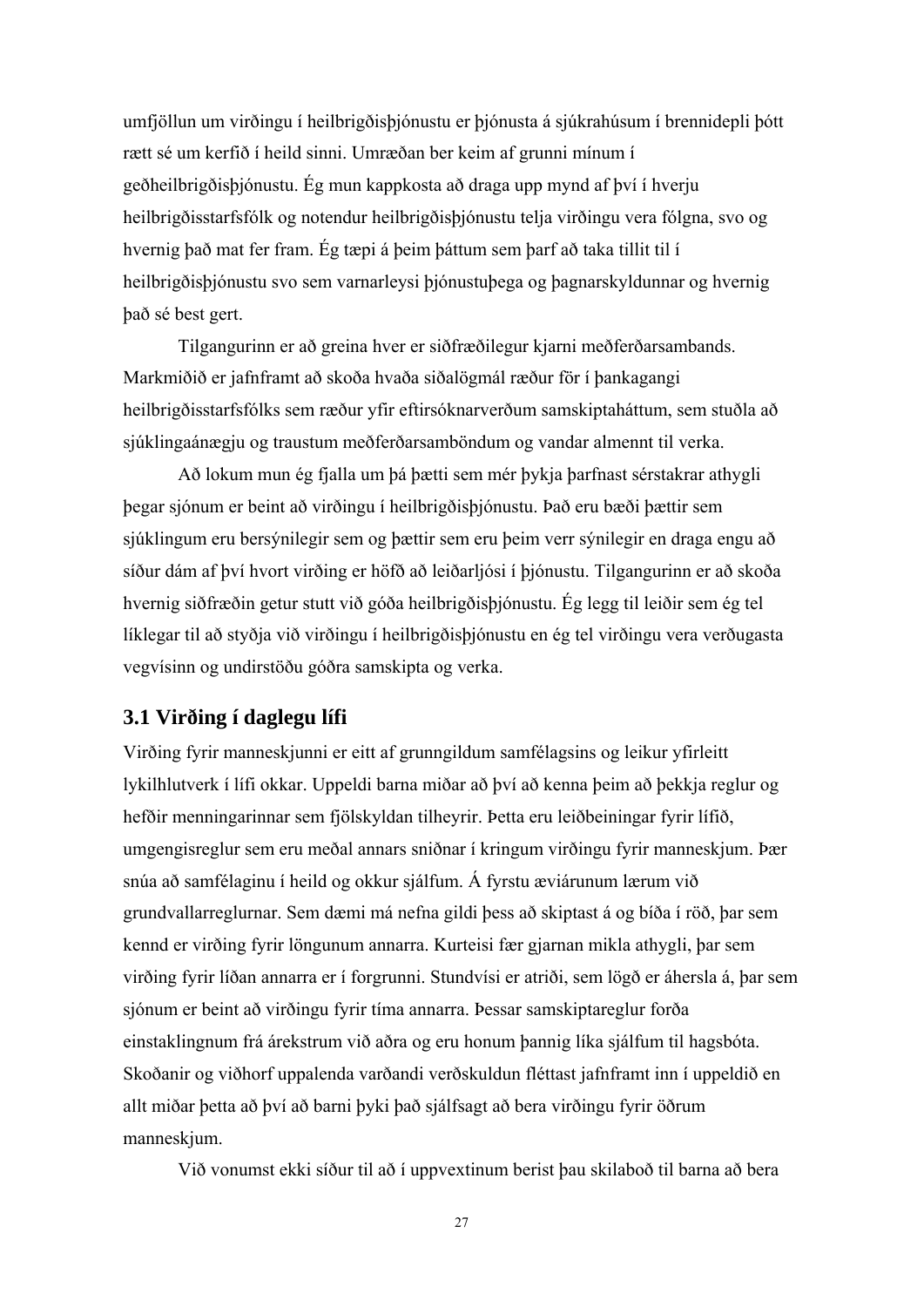umfjöllun um virðingu í heilbrigðisþjónustu er þjónusta á sjúkrahúsum í brennidepli þótt rætt sé um kerfið í heild sinni. Umræðan ber keim af grunni mínum í geðheilbrigðisþjónustu. Ég mun kappkosta að draga upp mynd af því í hverju heilbrigðisstarfsfólk og notendur heilbrigðisþjónustu telja virðingu vera fólgna, svo og hvernig það mat fer fram. Ég tæpi á þeim þáttum sem þarf að taka tillit til í heilbrigðisþjónustu svo sem varnarleysi þjónustuþega og þagnarskyldunnar og hvernig það sé best gert.

Tilgangurinn er að greina hver er siðfræðilegur kjarni meðferðarsambands. Markmiðið er jafnframt að skoða hvaða siðalögmál ræður för í þankagangi heilbrigðisstarfsfólks sem ræður yfir eftirsóknarverðum samskiptaháttum, sem stuðla að sjúklingaánægju og traustum meðferðarsamböndum og vandar almennt til verka.

Að lokum mun ég fjalla um þá þætti sem mér þykja þarfnast sérstakrar athygli þegar sjónum er beint að virðingu í heilbrigðisþjónustu. Það eru bæði þættir sem sjúklingum eru bersýnilegir sem og þættir sem eru þeim verr sýnilegir en draga engu að síður dám af því hvort virðing er höfð að leiðarljósi í þjónustu. Tilgangurinn er að skoða hvernig siðfræðin getur stutt við góða heilbrigðisþjónustu. Ég legg til leiðir sem ég tel líklegar til að styðja við virðingu í heilbrigðisþjónustu en ég tel virðingu vera verðugasta vegvísinn og undirstöðu góðra samskipta og verka.

## 3.1 Virðing í daglegu lífi

Virðing fyrir manneskjunni er eitt af grunngildum samfélagsins og leikur yfirleitt lykilhlutverk í lífi okkar. Uppeldi barna miðar að því að kenna þeim að þekkja reglur og hefðir menningarinnar sem fjölskyldan tilheyrir. Þetta eru leiðbeiningar fyrir lífið, umgengisreglur sem eru meðal annars sniðnar í kringum virðingu fyrir manneskjum. Þær snúa að samfélaginu í heild og okkur sjálfum. Á fyrstu æviárunum lærum við grundvallarreglurnar. Sem dæmi má nefna gildi þess að skiptast á og bíða í röð, þar sem kennd er virðing fyrir löngunum annarra. Kurteisi fær gjarnan mikla athygli, þar sem virðing fyrir líðan annarra er í forgrunni. Stundvísi er atriði, sem lögð er áhersla á, þar sem sjónum er beint að virðingu fyrir tíma annarra. Þessar samskiptareglur forða einstaklingnum frá árekstrum við aðra og eru honum þannig líka sjálfum til hagsbóta. Skoðanir og viðhorf uppalenda varðandi verðskuldun fléttast jafnframt inn í uppeldið en allt miðar þetta að því að barni þyki það sjálfsagt að bera virðingu fyrir öðrum manneskjum.

Við vonumst ekki síður til að í uppvextinum berist þau skilaboð til barna að bera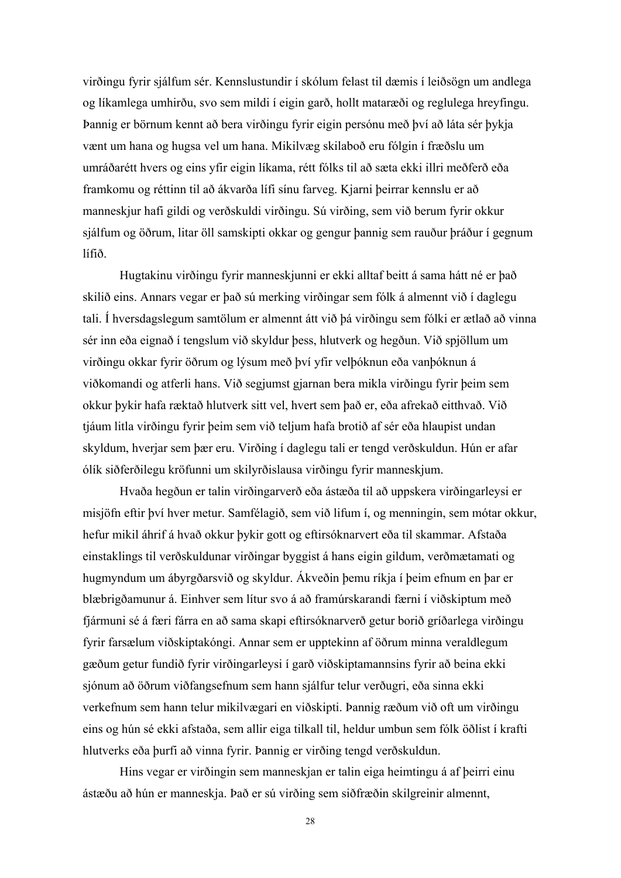virðingu fyrir sjálfum sér. Kennslustundir í skólum felast til dæmis í leiðsögn um andlega og líkamlega umhirðu, svo sem mildi í eigin garð, hollt mataræði og reglulega hreyfingu. Þannig er börnum kennt að bera virðingu fyrir eigin persónu með því að láta sér þykja vænt um hana og hugsa vel um hana. Mikilvæg skilaboð eru fólgin í fræðslu um umráðarétt hvers og eins yfir eigin líkama, rétt fólks til að sæta ekki illri meðferð eða framkomu og réttinn til að ákvarða lífi sínu farveg. Kjarni þeirrar kennslu er að manneskjur hafi gildi og verðskuldi virðingu. Sú virðing, sem við berum fyrir okkur sjálfum og öðrum, litar öll samskipti okkar og gengur þannig sem rauður þráður í gegnum lífið.

Hugtakinu virðingu fyrir manneskjunni er ekki alltaf beitt á sama hátt né er það skilið eins. Annars vegar er það sú merking virðingar sem fólk á almennt við í daglegu tali. Í hversdagslegum samtölum er almennt átt við þá virðingu sem fólki er ætlað að vinna sér inn eða eignað í tengslum við skyldur þess, hlutverk og hegðun. Við spjöllum um virðingu okkar fyrir öðrum og lýsum með því yfir velþóknun eða vanþóknun á viðkomandi og atferli hans. Við segjumst gjarnan bera mikla virðingu fyrir þeim sem okkur þykir hafa ræktað hlutverk sitt vel, hvert sem það er, eða afrekað eitthvað. Við tjáum litla virðingu fyrir þeim sem við teljum hafa brotið af sér eða hlaupist undan skyldum, hverjar sem þær eru. Virðing í daglegu tali er tengd verðskuldun. Hún er afar ólík siðferðilegu kröfunni um skilyrðislausa virðingu fyrir manneskjum.

Hvaða hegðun er talin virðingarverð eða ástæða til að uppskera virðingarleysi er misjöfn eftir því hver metur. Samfélagið, sem við lifum í, og menningin, sem mótar okkur, hefur mikil áhrif á hvað okkur þykir gott og eftirsóknarvert eða til skammar. Afstaða einstaklings til verðskuldunar virðingar byggist á hans eigin gildum, verðmætamati og hugmyndum um ábyrgðarsvið og skyldur. Ákveðin þemu ríkja í þeim efnum en þar er blæbrigðamunur á. Einhver sem lítur svo á að framúrskarandi færni í viðskiptum með fjármuni sé á færi færra en að sama skapi eftirsóknarverð getur borið gríðarlega virðingu fyrir farsælum viðskiptakóngi. Annar sem er upptekinn af öðrum minna veraldlegum gæðum getur fundið fyrir virðingarleysi í garð viðskiptamannsins fyrir að beina ekki sjónum að öðrum viðfangsefnum sem hann sjálfur telur verðugri, eða sinna ekki verkefnum sem hann telur mikilvægari en viðskipti. Þannig ræðum við oft um virðingu eins og hún sé ekki afstaða, sem allir eiga tilkall til, heldur umbun sem fólk öðlist í krafti hlutverks eða þurfi að vinna fyrir. Þannig er virðing tengd verðskuldun.

Hins vegar er virðingin sem manneskjan er talin eiga heimtingu á af þeirri einu ástæðu að hún er manneskja. Það er sú virðing sem siðfræðin skilgreinir almennt,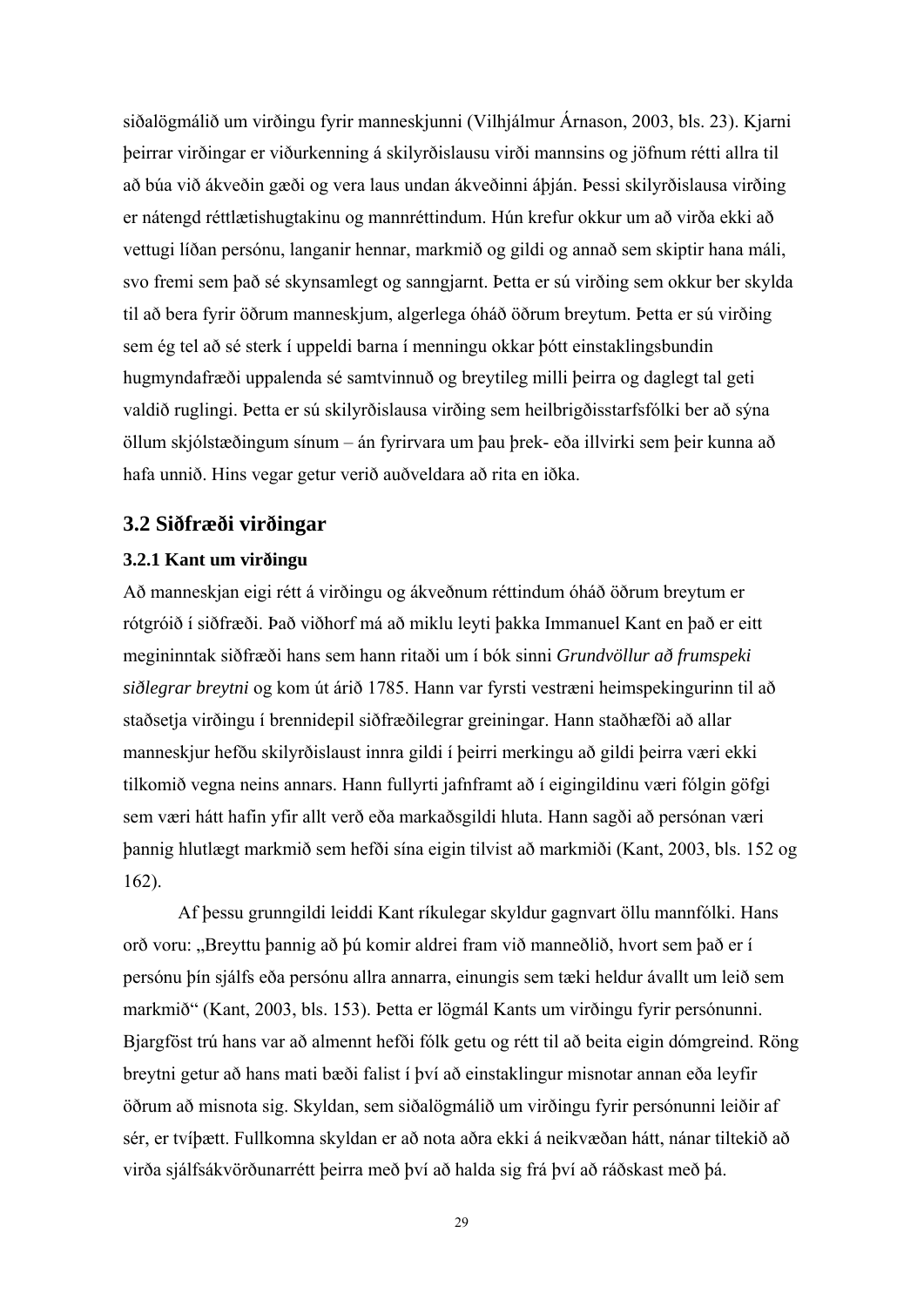siðalögmálið um virðingu fyrir manneskjunni (Vilhjálmur Árnason, 2003, bls. 23). Kjarni þeirrar virðingar er viðurkenning á skilyrðislausu virði mannsins og jöfnum rétti allra til að búa við ákveðin gæði og vera laus undan ákveðinni áþján. Þessi skilyrðislausa virðing er nátengd réttlætishugtakinu og mannréttindum. Hún krefur okkur um að virða ekki að vettugi líðan persónu, langanir hennar, markmið og gildi og annað sem skiptir hana máli, svo fremi sem það sé skynsamlegt og sanngjarnt. Þetta er sú virðing sem okkur ber skylda til að bera fyrir öðrum manneskjum, algerlega óháð öðrum breytum. Þetta er sú virðing sem ég tel að sé sterk í uppeldi barna í menningu okkar þótt einstaklingsbundin hugmyndafræði uppalenda sé samtvinnuð og breytileg milli þeirra og daglegt tal geti valdið ruglingi. Þetta er sú skilyrðislausa virðing sem heilbrigðisstarfsfólki ber að sýna öllum skjólstæðingum sínum – án fyrirvara um þau þrek- eða illvirki sem þeir kunna að hafa unnið. Hins vegar getur verið auðveldara að rita en iðka.

## 3.2 Siðfræði virðingar

### 3.2.1 Kant um virðingu

Að manneskjan eigi rétt á virðingu og ákveðnum réttindum óháð öðrum breytum er rótgróið í siðfræði. Það viðhorf má að miklu leyti þakka Immanuel Kant en það er eitt megininntak siðfræði hans sem hann ritaði um í bók sinni *Grundvöllur að frumspeki siðlegrar breytni* og kom út árið 1785. Hann var fyrsti vestræni heimspekingurinn til að staðsetja virðingu í brennidepil siðfræðilegrar greiningar. Hann staðhæfði að allar manneskjur hefðu skilyrðislaust innra gildi í þeirri merkingu að gildi þeirra væri ekki tilkomið vegna neins annars. Hann fullyrti jafnframt að í eigingildinu væri fólgin göfgi sem væri hátt hafin yfir allt verð eða markaðsgildi hluta. Hann sagði að persónan væri þannig hlutlægt markmið sem hefði sína eigin tilvist að markmiði (Kant, 2003, bls. 152 og 162).

Af þessu grunngildi leiddi Kant ríkulegar skyldur gagnvart öllu mannfólki. Hans orð voru: „Breyttu þannig að þú komir aldrei fram við manneðlið, hvort sem það er í persónu þín sjálfs eða persónu allra annarra, einungis sem tæki heldur ávallt um leið sem markmið“ (Kant, 2003, bls. 153). Þetta er lögmál Kants um virðingu fyrir persónunni. Bjargföst trú hans var að almennt hefði fólk getu og rétt til að beita eigin dómgreind. Röng breytni getur að hans mati bæði falist í því að einstaklingur misnotar annan eða leyfir öðrum að misnota sig. Skyldan, sem siðalögmálið um virðingu fyrir persónunni leiðir af sér, er tvíþætt. Fullkomna skyldan er að nota aðra ekki á neikvæðan hátt, nánar tiltekið að virða sjálfsákvörðunarrétt þeirra með því að halda sig frá því að ráðskast með þá.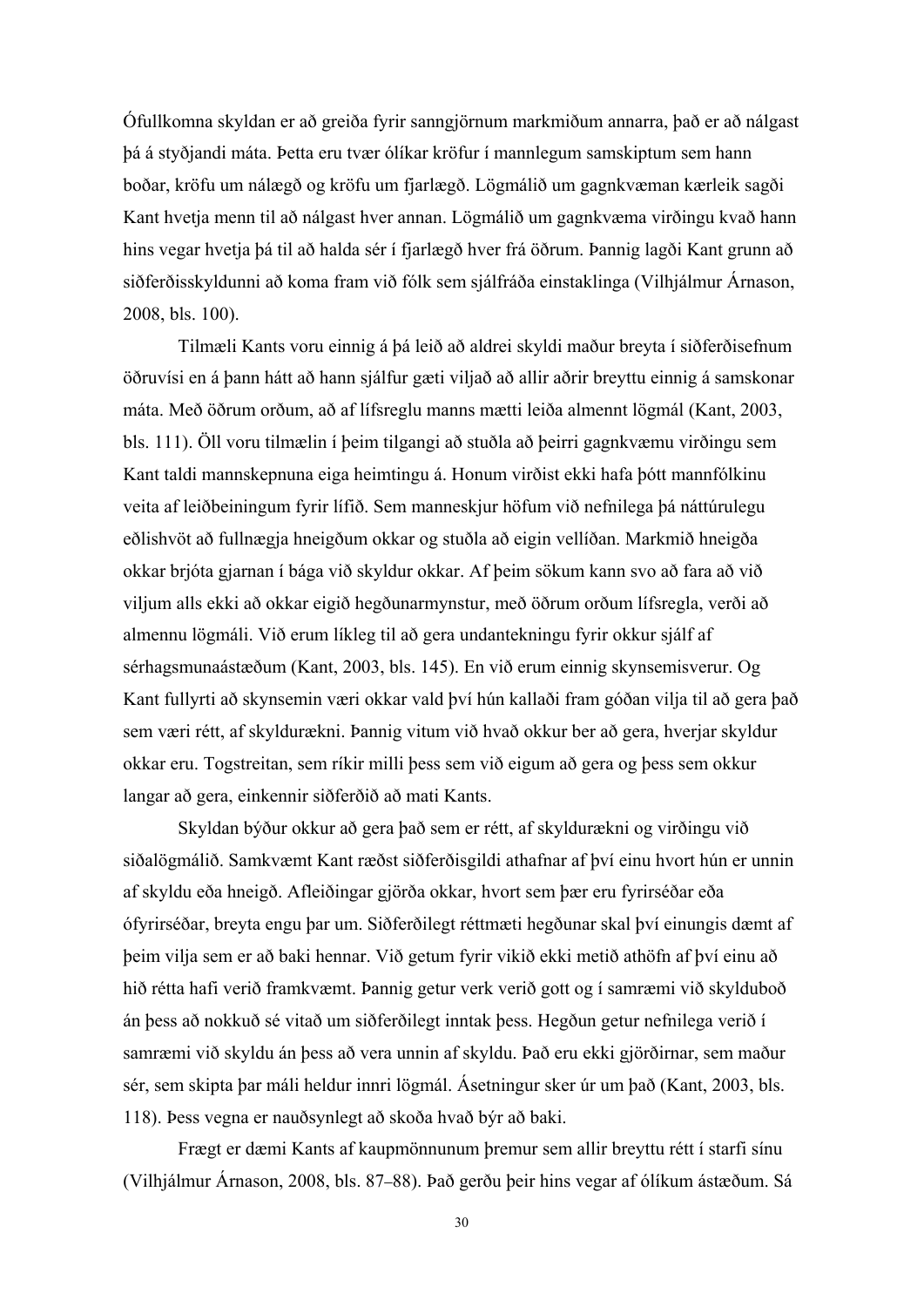Ófullkomna skyldan er að greiða fyrir sanngjörnum markmiðum annarra, það er að nálgast þá á styðjandi máta. Þetta eru tvær ólíkar kröfur í mannlegum samskiptum sem hann boðar, kröfu um nálægð og kröfu um fjarlægð. Lögmálið um gagnkvæman kærleik sagði Kant hvetja menn til að nálgast hver annan. Lögmálið um gagnkvæma virðingu kvað hann hins vegar hvetja þá til að halda sér í fjarlægð hver frá öðrum. Þannig lagði Kant grunn að siðferðisskyldunni að koma fram við fólk sem sjálfráða einstaklinga (Vilhjálmur Árnason, 2008, bls. 100).

Tilmæli Kants voru einnig á þá leið að aldrei skyldi maður breyta í siðferðisefnum öðruvísi en á þann hátt að hann sjálfur gæti viljað að allir aðrir breyttu einnig á samskonar máta. Með öðrum orðum, að af lífsreglu manns mætti leiða almennt lögmál (Kant, 2003, bls. 111). Öll voru tilmælin í þeim tilgangi að stuðla að þeirri gagnkvæmu virðingu sem Kant taldi mannskepnuna eiga heimtingu á. Honum virðist ekki hafa þótt mannfólkinu veita af leiðbeiningum fyrir lífið. Sem manneskjur höfum við nefnilega þá náttúrulegu eðlishvöt að fullnægja hneigðum okkar og stuðla að eigin vellíðan. Markmið hneigða okkar brjóta gjarnan í bága við skyldur okkar. Af þeim sökum kann svo að fara að við viljum alls ekki að okkar eigið hegðunarmynstur, með öðrum orðum lífsregla, verði að almennu lögmáli. Við erum líkleg til að gera undantekningu fyrir okkur sjálf af sérhagsmunaástæðum (Kant, 2003, bls. 145). En við erum einnig skynsemisverur. Og Kant fullyrti að skynsemin væri okkar vald því hún kallaði fram góðan vilja til að gera það sem væri rétt, af skyldurækni. Þannig vitum við hvað okkur ber að gera, hverjar skyldur okkar eru. Togstreitan, sem ríkir milli þess sem við eigum að gera og þess sem okkur langar að gera, einkennir siðferðið að mati Kants.

Skyldan býður okkur að gera það sem er rétt, af skyldurækni og virðingu við siðalögmálið. Samkvæmt Kant ræðst siðferðisgildi athafnar af því einu hvort hún er unnin af skyldu eða hneigð. Afleiðingar gjörða okkar, hvort sem þær eru fyrirséðar eða ófyrirséðar, breyta engu þar um. Siðferðilegt réttmæti hegðunar skal því einungis dæmt af þeim vilja sem er að baki hennar. Við getum fyrir vikið ekki metið athöfn af því einu að hið rétta hafi verið framkvæmt. Þannig getur verk verið gott og í samræmi við skylduboð án þess að nokkuð sé vitað um siðferðilegt inntak þess. Hegðun getur nefnilega verið í samræmi við skyldu án þess að vera unnin af skyldu. Það eru ekki gjörðirnar, sem maður sér, sem skipta þar máli heldur innri lögmál. Ásetningur sker úr um það (Kant, 2003, bls. 118). Þess vegna er nauðsynlegt að skoða hvað býr að baki.

Frægt er dæmi Kants af kaupmönnunum þremur sem allir breyttu rétt í starfi sínu (Vilhjálmur Árnason, 2008, bls. 87–88). Það gerðu þeir hins vegar af ólíkum ástæðum. Sá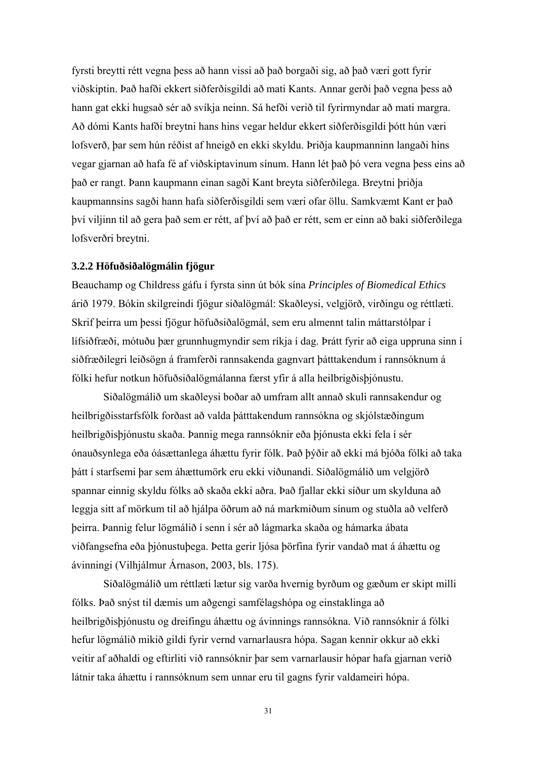fyrsti breytti rétt vegna þess að hann vissi að það borgaði sig, að það væri gott fyrir viðskiptin. Það hafði ekkert siðferðisgildi að mati Kants. Annar gerði það vegna þess að hann gat ekki hugsað sér að svíkja neinn. Sá hefði verið til fyrirmyndar að mati margra. Að dómi Kants hafði breytni hans hins vegar heldur ekkert siðferðisgildi þótt hún væri lofsverð, þar sem hún réðist af hneigð en ekki skyldu. Þriðja kaupmanninn langaði hins vegar gjarnan að hafa fé af viðskiptavinum sínum. Hann lét það þó vera vegna þess eins að það er rangt. Þann kaupmann einan sagði Kant breyta siðferðilega. Breytni þriðja kaupmannsins sagði hann hafa siðferðisgildi sem væri ofar öllu. Samkvæmt Kant er það því viljinn til að gera það sem er rétt, af því að það er rétt, sem er einn að baki siðferðilega lofsverðri breytni.

### 3.2.2 Höfuðsiðalögmálin fjögur

Beauchamp og Childress gáfu í fyrsta sinn út bók sína *Principles of Biomedical Ethics* árið 1979. Bókin skilgreindi fjögur siðalögmál: Skaðleysi, velgjörð, virðingu og réttlæti. Skrif þeirra um þessi fjögur höfuðsiðalögmál, sem eru almennt talin máttarstólpar í lífsiðfræði, mótuðu þær grunnhugmyndir sem ríkja í dag. Þrátt fyrir að eiga uppruna sinn í siðfræðilegri leiðsögn á framferði rannsakenda gagnvart þátttakendum í rannsóknum á fólki hefur notkun höfuðsiðalögmálanna færst yfir á alla heilbrigðisþjónustu.

Siðalögmálið um skaðleysi boðar að umfram allt annað skuli rannsakendur og heilbrigðisstarfsfólk forðast að valda þátttakendum rannsókna og skjólstæðingum heilbrigðisþjónustu skaða. Þannig mega rannsóknir eða þjónusta ekki fela í sér ónauðsynlega eða óásættanlega áhættu fyrir fólk. Það þýðir að ekki má bjóða fólki að taka þátt í starfsemi þar sem áhættumörk eru ekki viðunandi. Siðalögmálið um velgjörð spannar einnig skyldu fólks að skaða ekki aðra. Það fjallar ekki síður um skylduna að leggja sitt af mörkum til að hjálpa öðrum að ná markmiðum sínum og stuðla að velferð þeirra. Þannig felur lögmálið í senn í sér að lágmarka skaða og hámarka ábata viðfangsefna eða þjónustuþega. Þetta gerir ljósa þörfina fyrir vandað mat á áhættu og ávinningi (Vilhjálmur Árnason, 2003, bls. 175).

Siðalögmálið um réttlæti lætur sig varða hvernig byrðum og gæðum er skipt milli fólks. Það snýst til dæmis um aðgengi samfélagshópa og einstaklinga að heilbrigðisþjónustu og dreifingu áhættu og ávinnings rannsókna. Við rannsóknir á fólki hefur lögmálið mikið gildi fyrir vernd varnarlausra hópa. Sagan kennir okkur að ekki veitir af aðhaldi og eftirliti við rannsóknir þar sem varnarlausir hópar hafa gjarnan verið látnir taka áhættu í rannsóknum sem unnar eru til gagns fyrir valdameiri hópa.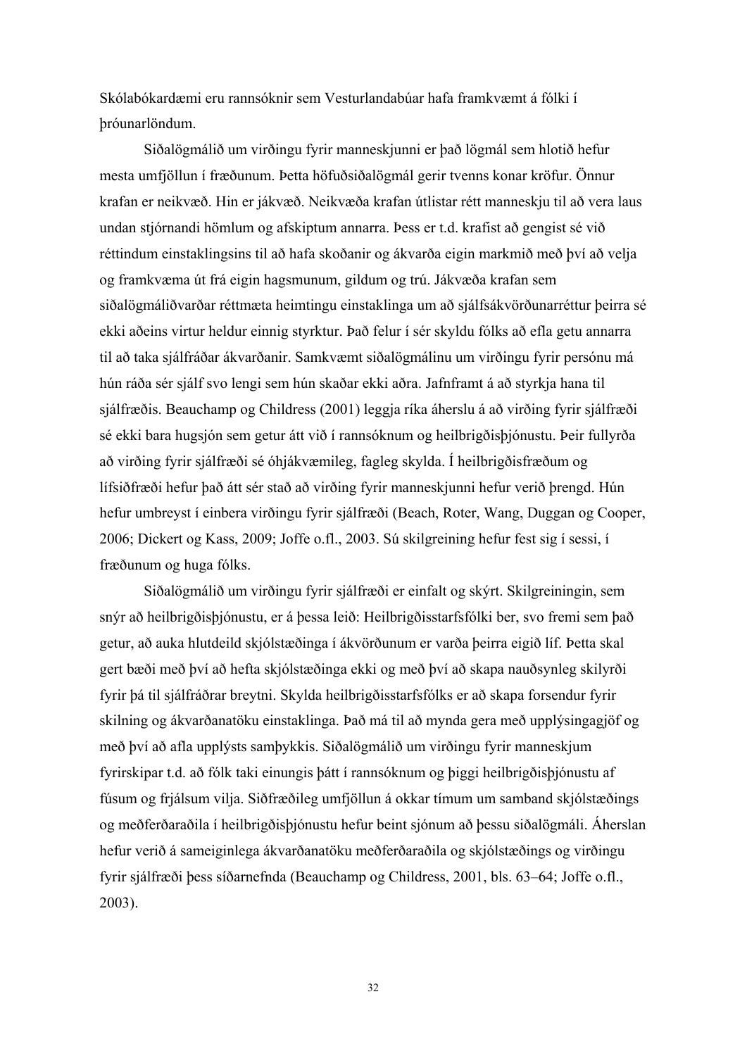Skólabókardæmi eru rannsóknir sem Vesturlandabúar hafa framkvæmt á fólki í þróunarlöndum.

Siðalögmálið um virðingu fyrir manneskjunni er það lögmál sem hlotið hefur mesta umfjöllun í fræðunum. Þetta höfuðsiðalögmál gerir tvenns konar kröfur. Önnur krafan er neikvæð. Hin er jákvæð. Neikvæða krafan útlistar rétt manneskju til að vera laus undan stjórnandi hömlum og afskiptum annarra. Þess er t.d. krafist að gengist sé við réttindum einstaklingsins til að hafa skoðanir og ákvarða eigin markmið með því að velja og framkvæma út frá eigin hagsmunum, gildum og trú. Jákvæða krafan sem siðalögmáliðvarðar réttmæta heimtingu einstaklinga um að sjálfsákvörðunarréttur þeirra sé ekki aðeins virtur heldur einnig styrktur. Það felur í sér skyldu fólks að efla getu annarra til að taka sjálfráðar ákvarðanir. Samkvæmt siðalögmálinu um virðingu fyrir persónu má hún ráða sér sjálf svo lengi sem hún skaðar ekki aðra. Jafnframt á að styrkja hana til sjálfræðis. Beauchamp og Childress (2001) leggja ríka áherslu á að virðing fyrir sjálfræði sé ekki bara hugsjón sem getur átt við í rannsóknum og heilbrigðisþjónustu. Þeir fullyrða að virðing fyrir sjálfræði sé óhjákvæmileg, fagleg skylda. Í heilbrigðisfræðum og lífsiðfræði hefur það átt sér stað að virðing fyrir manneskjunni hefur verið þrengd. Hún hefur umbreyst í einbera virðingu fyrir sjálfræði (Beach, Roter, Wang, Duggan og Cooper, 2006; Dickert og Kass, 2009; Joffe o.fl., 2003. Sú skilgreining hefur fest sig í sessi, í fræðunum og huga fólks.

Siðalögmálið um virðingu fyrir sjálfræði er einfalt og skýrt. Skilgreiningin, sem snýr að heilbrigðisþjónustu, er á þessa leið: Heilbrigðisstarfsfólki ber, svo fremi sem það getur, að auka hlutdeild skjólstæðinga í ákvörðunum er varða þeirra eigið líf. Þetta skal gert bæði með því að hefta skjólstæðinga ekki og með því að skapa nauðsynleg skilyrði fyrir þá til sjálfráðrar breytni. Skylda heilbrigðisstarfsfólks er að skapa forsendur fyrir skilning og ákvarðanatöku einstaklinga. Það má til að mynda gera með upplýsingagjöf og með því að afla upplýsts samþykkis. Siðalögmálið um virðingu fyrir manneskjum fyrirskipar t.d. að fólk taki einungis þátt í rannsóknum og þiggi heilbrigðisþjónustu af fúsum og frjálsum vilja. Siðfræðileg umfjöllun á okkar tímum um samband skjólstæðings og meðferðaraðila í heilbrigðisþjónustu hefur beint sjónum að þessu siðalögmáli. Áherslan hefur verið á sameiginlega ákvarðanatöku meðferðaraðila og skjólstæðings og virðingu fyrir sjálfræði þess síðarnefnda (Beauchamp og Childress, 2001, bls. 63–64; Joffe o.fl., 2003).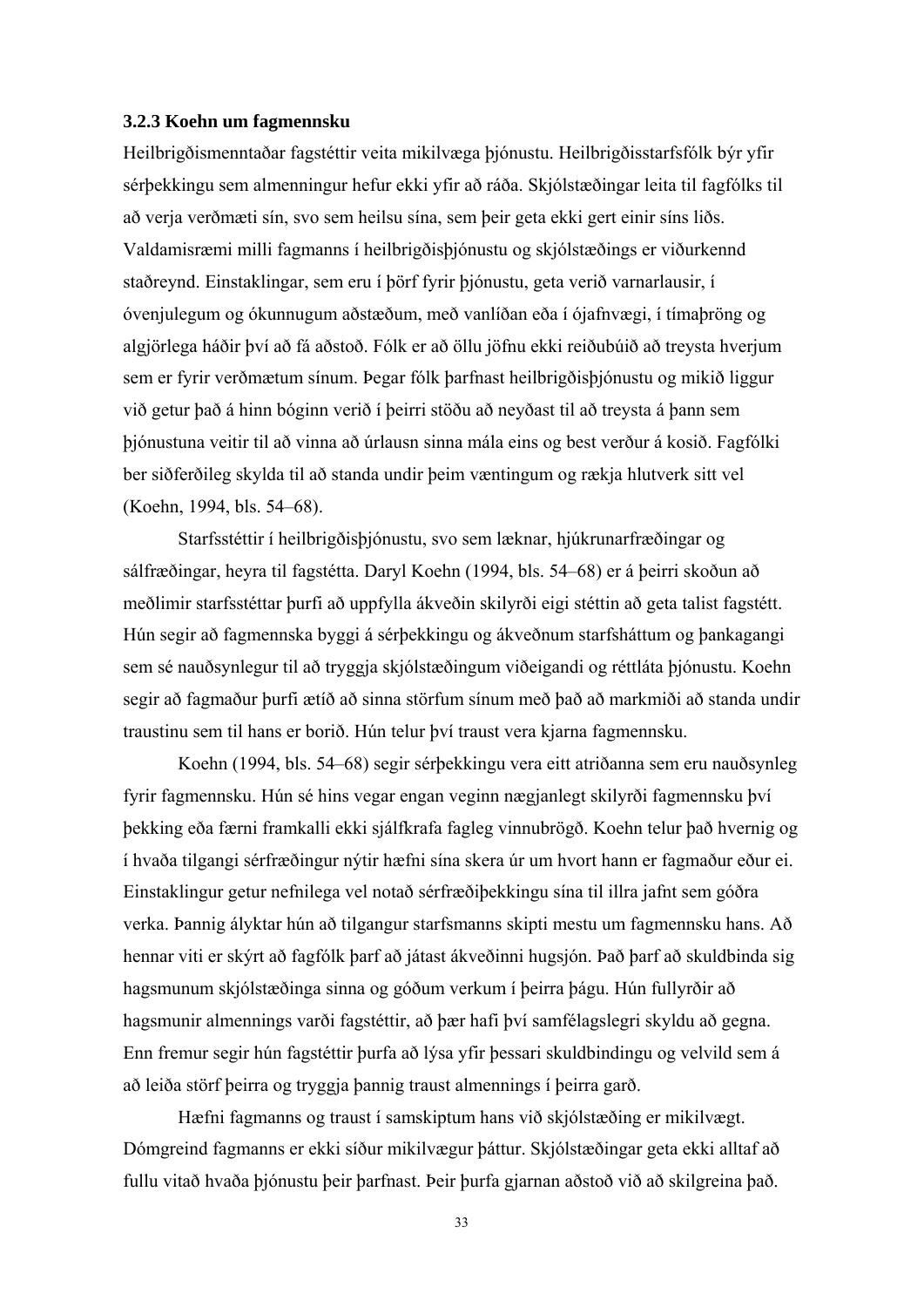### 3.2.3 Koehn um fagmennsku

Heilbrigðismenntaðar fagstéttir veita mikilvæga þjónustu. Heilbrigðisstarfsfólk býr yfir sérþekkingu sem almenningur hefur ekki yfir að ráða. Skjólstæðingar leita til fagfólks til að verja verðmæti sín, svo sem heilsu sína, sem þeir geta ekki gert einir síns liðs. Valdamisræmi milli fagmanns í heilbrigðisþjónustu og skjólstæðings er viðurkennd staðreynd. Einstaklingar, sem eru í þörf fyrir þjónustu, geta verið varnarlausir, í óvenjulegum og ókunnugum aðstæðum, með vanlíðan eða í ójafnvægi, í tímaþröng og algjörlega háðir því að fá aðstoð. Fólk er að öllu jöfnu ekki reiðubúið að treysta hverjum sem er fyrir verðmætum sínum. Þegar fólk þarfnast heilbrigðisþjónustu og mikið liggur við getur það á hinn bóginn verið í þeirri stöðu að neyðast til að treysta á þann sem þjónustuna veitir til að vinna að úrlausn sinna mála eins og best verður á kosið. Fagfólki ber siðferðileg skylda til að standa undir þeim væntingum og rækja hlutverk sitt vel (Koehn, 1994, bls. 54–68).

Starfsstéttir í heilbrigðisþjónustu, svo sem læknar, hjúkrunarfræðingar og sálfræðingar, heyra til fagstétta. Daryl Koehn (1994, bls. 54–68) er á þeirri skoðun að meðlimir starfsstéttar þurfi að uppfylla ákveðin skilyrði eigi stéttin að geta talist fagstétt. Hún segir að fagmennska byggi á sérþekkingu og ákveðnum starfsháttum og þankagangi sem sé nauðsynlegur til að tryggja skjólstæðingum viðeigandi og réttláta þjónustu. Koehn segir að fagmaður þurfi ætíð að sinna störfum sínum með það að markmiði að standa undir traustinu sem til hans er borið. Hún telur því traust vera kjarna fagmennsku.

Koehn (1994, bls. 54–68) segir sérþekkingu vera eitt atriðanna sem eru nauðsynleg fyrir fagmennsku. Hún sé hins vegar engan veginn nægjanlegt skilyrði fagmennsku því þekking eða færni framkalli ekki sjálfkrafa fagleg vinnubrögð. Koehn telur það hvernig og í hvaða tilgangi sérfræðingur nýtir hæfni sína skera úr um hvort hann er fagmaður eður ei. Einstaklingur getur nefnilega vel notað sérfræðiþekkingu sína til illra jafnt sem góðra verka. Þannig ályktar hún að tilgangur starfsmanns skipti mestu um fagmennsku hans. Að hennar viti er skýrt að fagfólk þarf að játast ákveðinni hugsjón. Það þarf að skuldbinda sig hagsmunum skjólstæðinga sinna og góðum verkum í þeirra þágu. Hún fullyrðir að hagsmunir almennings varði fagstéttir, að þær hafi því samfélagslegri skyldu að gegna. Enn fremur segir hún fagstéttir þurfa að lýsa yfir þessari skuldbindingu og velvild sem á að leiða störf þeirra og tryggja þannig traust almennings í þeirra garð.

Hæfni fagmanns og traust í samskiptum hans við skjólstæðing er mikilvægt. Dómgreind fagmanns er ekki síður mikilvægur þáttur. Skjólstæðingar geta ekki alltaf að fullu vitað hvaða þjónustu þeir þarfnast. Þeir þurfa gjarnan aðstoð við að skilgreina það.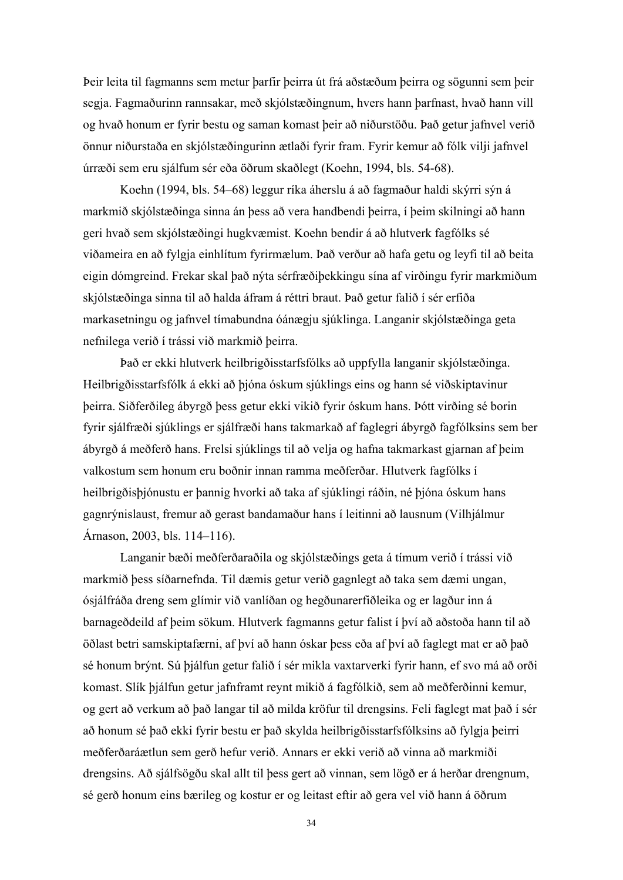Þeir leita til fagmanns sem metur þarfir þeirra út frá aðstæðum þeirra og sögunni sem þeir segja. Fagmaðurinn rannsakar, með skjólstæðingnum, hvers hann þarfnast, hvað hann vill og hvað honum er fyrir bestu og saman komast þeir að niðurstöðu. Það getur jafnvel verið önnur niðurstaða en skjólstæðingurinn ætlaði fyrir fram. Fyrir kemur að fólk vilji jafnvel úrræði sem eru sjálfum sér eða öðrum skaðlegt (Koehn, 1994, bls. 54-68).

Koehn (1994, bls. 54–68) leggur ríka áherslu á að fagmaður haldi skýrri sýn á markmið skjólstæðinga sinna án þess að vera handbendi þeirra, í þeim skilningi að hann geri hvað sem skjólstæðingi hugkvæmist. Koehn bendir á að hlutverk fagfólks sé viðameira en að fylgja einhlítum fyrirmælum. Það verður að hafa getu og leyfi til að beita eigin dómgreind. Frekar skal það nýta sérfræðiþekkingu sína af virðingu fyrir markmiðum skjólstæðinga sinna til að halda áfram á réttri braut. Það getur falið í sér erfiða markasetningu og jafnvel tímabundna óánægju sjúklinga. Langanir skjólstæðinga geta nefnilega verið í trássi við markmið þeirra.

Það er ekki hlutverk heilbrigðisstarfsfólks að uppfylla langanir skjólstæðinga. Heilbrigðisstarfsfólk á ekki að þjóna óskum sjúklings eins og hann sé viðskiptavinur þeirra. Siðferðileg ábyrgð þess getur ekki vikið fyrir óskum hans. Þótt virðing sé borin fyrir sjálfræði sjúklings er sjálfræði hans takmarkað af faglegri ábyrgð fagfólksins sem ber ábyrgð á meðferð hans. Frelsi sjúklings til að velja og hafna takmarkast gjarnan af þeim valkostum sem honum eru boðnir innan ramma meðferðar. Hlutverk fagfólks í heilbrigðisþjónustu er þannig hvorki að taka af sjúklingi ráðin, né þjóna óskum hans gagnrýnislaust, fremur að gerast bandamaður hans í leitinni að lausnum (Vilhjálmur Árnason, 2003, bls. 114–116).

Langanir bæði meðferðaraðila og skjólstæðings geta á tímum verið í trássi við markmið þess síðarnefnda. Til dæmis getur verið gagnlegt að taka sem dæmi ungan, ósjálfráða dreng sem glímir við vanlíðan og hegðunarerfiðleika og er lagður inn á barnageðdeild af þeim sökum. Hlutverk fagmanns getur falist í því að aðstoða hann til að öðlast betri samskiptafærni, af því að hann óskar þess eða af því að faglegt mat er að það sé honum brýnt. Sú þjálfun getur falið í sér mikla vaxtarverki fyrir hann, ef svo má að orði komast. Slík þjálfun getur jafnframt reynt mikið á fagfólkið, sem að meðferðinni kemur, og gert að verkum að það langar til að milda kröfur til drengsins. Feli faglegt mat það í sér að honum sé það ekki fyrir bestu er það skylda heilbrigðisstarfsfólksins að fylgja þeirri meðferðaráætlun sem gerð hefur verið. Annars er ekki verið að vinna að markmiði drengsins. Að sjálfsögðu skal allt til þess gert að vinnan, sem lögð er á herðar drengnum, sé gerð honum eins bærileg og kostur er og leitast eftir að gera vel við hann á öðrum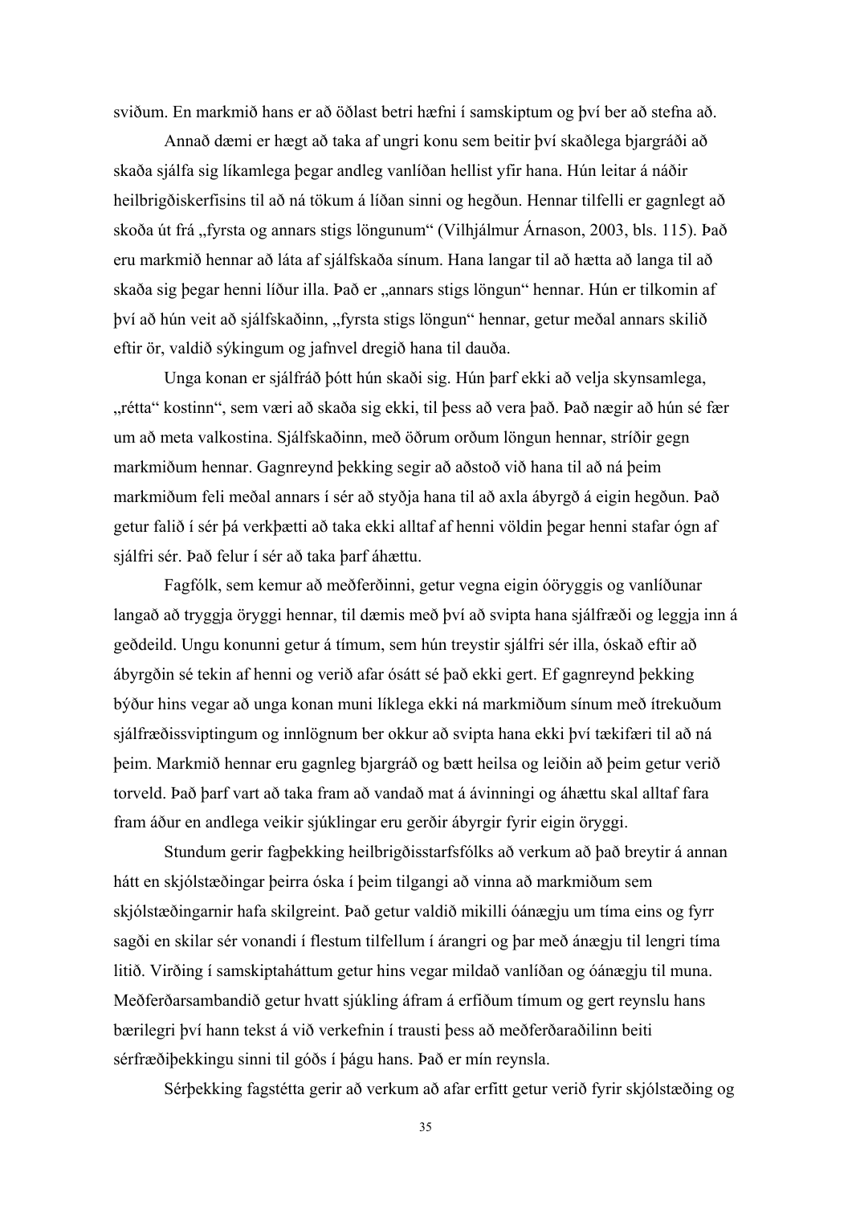sviðum. En markmið hans er að öðlast betri hæfni í samskiptum og því ber að stefna að.

Annað dæmi er hægt að taka af ungri konu sem beitir því skaðlega bjargráði að skaða sjálfa sig líkamlega þegar andleg vanlíðan hellist yfir hana. Hún leitar á náðir heilbrigðiskerfisins til að ná tökum á líðan sinni og hegðun. Hennar tilfelli er gagnlegt að skoða út frá „fyrsta og annars stigs löngunum“ (Vilhjálmur Árnason, 2003, bls. 115). Það eru markmið hennar að láta af sjálfskaða sínum. Hana langar til að hætta að langa til að skaða sig þegar henni líður illa. Það er „annars stigs löngun“ hennar. Hún er tilkomin af því að hún veit að sjálfskaðinn, „fyrsta stigs löngun“ hennar, getur meðal annars skilið eftir ör, valdið sýkingum og jafnvel dregið hana til dauða.

Unga konan er sjálfráð þótt hún skaði sig. Hún þarf ekki að velja skynsamlega, „rétta“ kostinn“, sem væri að skaða sig ekki, til þess að vera það. Það nægir að hún sé fær um að meta valkostina. Sjálfskaðinn, með öðrum orðum löngun hennar, stríðir gegn markmiðum hennar. Gagnreynd þekking segir að aðstoð við hana til að ná þeim markmiðum feli meðal annars í sér að styðja hana til að axla ábyrgð á eigin hegðun. Það getur falið í sér þá verkþætti að taka ekki alltaf af henni völdin þegar henni stafar ógn af sjálfri sér. Það felur í sér að taka þarf áhættu.

Fagfólk, sem kemur að meðferðinni, getur vegna eigin óöryggis og vanlíðunar langað að tryggja öryggi hennar, til dæmis með því að svipta hana sjálfræði og leggja inn á geðdeild. Ungu konunni getur á tímum, sem hún treystir sjálfri sér illa, óskað eftir að ábyrgðin sé tekin af henni og verið afar ósátt sé það ekki gert. Ef gagnreynd þekking býður hins vegar að unga konan muni líklega ekki ná markmiðum sínum með ítrekuðum sjálfræðissviptingum og innlögnum ber okkur að svipta hana ekki því tækifæri til að ná þeim. Markmið hennar eru gagnleg bjargráð og bætt heilsa og leiðin að þeim getur verið torveld. Það þarf vart að taka fram að vandað mat á ávinningi og áhættu skal alltaf fara fram áður en andlega veikir sjúklingar eru gerðir ábyrgir fyrir eigin öryggi.

Stundum gerir fagþekking heilbrigðisstarfsfólks að verkum að það breytir á annan hátt en skjólstæðingar þeirra óska í þeim tilgangi að vinna að markmiðum sem skjólstæðingarnir hafa skilgreint. Það getur valdið mikilli óánægju um tíma eins og fyrr sagði en skilar sér vonandi í flestum tilfellum í árangri og þar með ánægju til lengri tíma litið. Virðing í samskiptaháttum getur hins vegar mildað vanlíðan og óánægju til muna. Meðferðarsambandið getur hvatt sjúkling áfram á erfiðum tímum og gert reynslu hans bærilegri því hann tekst á við verkefnin í trausti þess að meðferðaraðilinn beiti sérfræðiþekkingu sinni til góðs í þágu hans. Það er mín reynsla.

Sérþekking fagstétta gerir að verkum að afar erfitt getur verið fyrir skjólstæðing og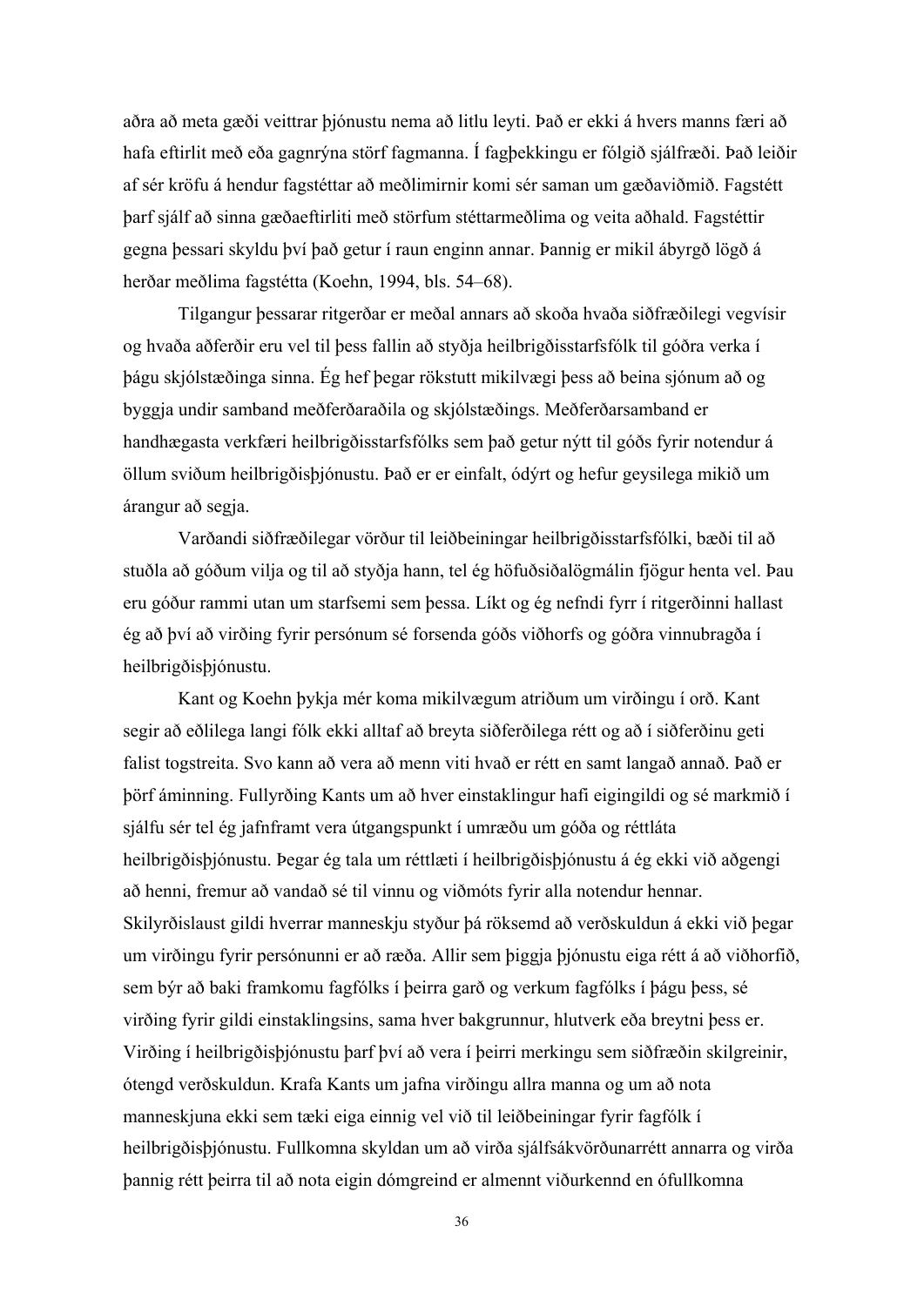aðra að meta gæði veittrar þjónustu nema að litlu leyti. Það er ekki á hvers manns færi að hafa eftirlit með eða gagnrýna störf fagmanna. Í fagþekkingu er fólgið sjálfræði. Það leiðir af sér kröfu á hendur fagstéttar að meðlimirnir komi sér saman um gæðaviðmið. Fagstétt þarf sjálf að sinna gæðaeftirliti með störfum stéttarmeðlima og veita aðhald. Fagstéttir gegna þessari skyldu því það getur í raun enginn annar. Þannig er mikil ábyrgð lögð á herðar meðlima fagstétta (Koehn, 1994, bls. 54–68).

Tilgangur þessarar ritgerðar er meðal annars að skoða hvaða siðfræðilegi vegvísir og hvaða aðferðir eru vel til þess fallin að styðja heilbrigðisstarfsfólk til góðra verka í þágu skjólstæðinga sinna. Ég hef þegar rökstutt mikilvægi þess að beina sjónum að og byggja undir samband meðferðaraðila og skjólstæðings. Meðferðarsamband er handhægasta verkfæri heilbrigðisstarfsfólks sem það getur nýtt til góðs fyrir notendur á öllum sviðum heilbrigðisþjónustu. Það er er einfalt, ódýrt og hefur geysilega mikið um árangur að segja.

Varðandi siðfræðilegar vörður til leiðbeiningar heilbrigðisstarfsfólki, bæði til að stuðla að góðum vilja og til að styðja hann, tel ég höfuðsiðalögmálin fjögur henta vel. Þau eru góður rammi utan um starfsemi sem þessa. Líkt og ég nefndi fyrr í ritgerðinni hallast ég að því að virðing fyrir persónum sé forsenda góðs viðhorfs og góðra vinnubragða í heilbrigðisþjónustu.

Kant og Koehn þykja mér koma mikilvægum atriðum um virðingu í orð. Kant segir að eðlilega langi fólk ekki alltaf að breyta siðferðilega rétt og að í siðferðinu geti falist togstreita. Svo kann að vera að menn viti hvað er rétt en samt langað annað. Það er þörf áminning. Fullyrðing Kants um að hver einstaklingur hafi eigingildi og sé markmið í sjálfu sér tel ég jafnframt vera útgangspunkt í umræðu um góða og réttláta heilbrigðisþjónustu. Þegar ég tala um réttlæti í heilbrigðisþjónustu á ég ekki við aðgengi að henni, fremur að vandað sé til vinnu og viðmóts fyrir alla notendur hennar. Skilyrðislaust gildi hverrar manneskju styður þá röksemd að verðskuldun á ekki við þegar um virðingu fyrir persónunni er að ræða. Allir sem þiggja þjónustu eiga rétt á að viðhorfið, sem býr að baki framkomu fagfólks í þeirra garð og verkum fagfólks í þágu þess, sé virðing fyrir gildi einstaklingsins, sama hver bakgrunnur, hlutverk eða breytni þess er. Virðing í heilbrigðisþjónustu þarf því að vera í þeirri merkingu sem siðfræðin skilgreinir, ótengd verðskuldun. Krafa Kants um jafna virðingu allra manna og um að nota manneskjuna ekki sem tæki eiga einnig vel við til leiðbeiningar fyrir fagfólk í heilbrigðisþjónustu. Fullkomna skyldan um að virða sjálfsákvörðunarrétt annarra og virða þannig rétt þeirra til að nota eigin dómgreind er almennt viðurkennd en ófullkomna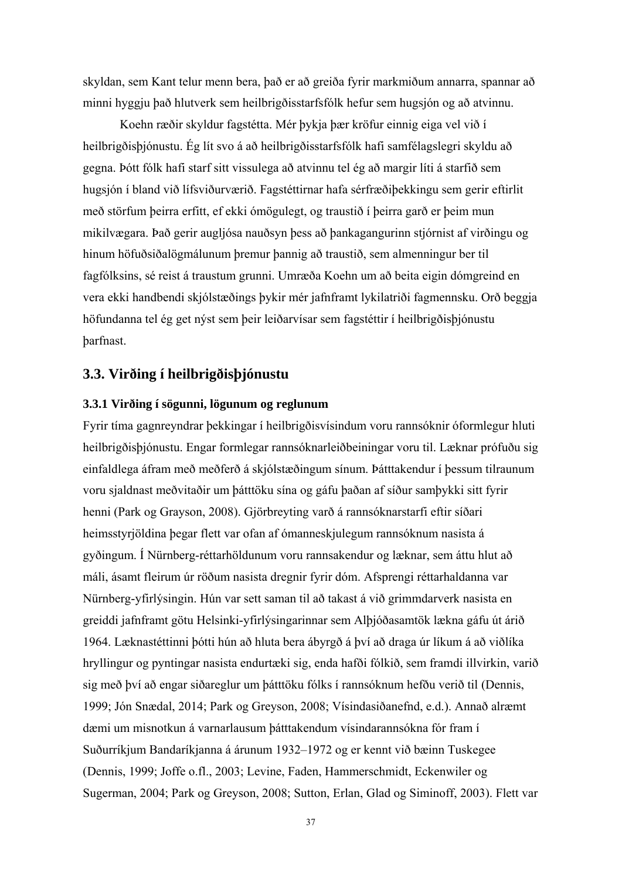skyldan, sem Kant telur menn bera, það er að greiða fyrir markmiðum annarra, spannar að minni hyggju það hlutverk sem heilbrigðisstarfsfólk hefur sem hugsjón og að atvinnu.

Koehn ræðir skyldur fagstétta. Mér þykja þær kröfur einnig eiga vel við í heilbrigðisþjónustu. Ég lít svo á að heilbrigðisstarfsfólk hafi samfélagslegri skyldu að gegna. Þótt fólk hafi starf sitt vissulega að atvinnu tel ég að margir líti á starfið sem hugsjón í bland við lífsviðurværið. Fagstéttirnar hafa sérfræðiþekkingu sem gerir eftirlit með störfum þeirra erfitt, ef ekki ómögulegt, og traustið í þeirra garð er þeim mun mikilvægara. Það gerir augljósa nauðsyn þess að þankagangurinn stjórnist af virðingu og hinum höfuðsiðalögmálunum þremur þannig að traustið, sem almenningur ber til fagfólksins, sé reist á traustum grunni. Umræða Koehn um að beita eigin dómgreind en vera ekki handbendi skjólstæðings þykir mér jafnframt lykilatriði fagmennsku. Orð beggja höfundanna tel ég get nýst sem þeir leiðarvísar sem fagstéttir í heilbrigðisþjónustu þarfnast.

## 3.3. Virðing í heilbrigðisþjónustu

### 3.3.1 Virðing í sögunni, lögunum og reglunum

Fyrir tíma gagnreyndrar þekkingar í heilbrigðisvísindum voru rannsóknir óformlegur hluti heilbrigðisþjónustu. Engar formlegar rannsóknarleiðbeiningar voru til. Læknar prófuðu sig einfaldlega áfram með meðferð á skjólstæðingum sínum. Þátttakendur í þessum tilraunum voru sjaldnast meðvitaðir um þátttöku sína og gáfu þaðan af síður samþykki sitt fyrir henni (Park og Grayson, 2008). Gjörbreyting varð á rannsóknarstarfi eftir síðari heimsstyrjöldina þegar flett var ofan af ómanneskjulegum rannsóknum nasista á gyðingum. Í Nürnberg-réttarhöldunum voru rannsakendur og læknar, sem áttu hlut að máli, ásamt fleirum úr röðum nasista dregnir fyrir dóm. Afsprengi réttarhaldanna var Nürnberg-yfirlýsingin. Hún var sett saman til að takast á við grimmdarverk nasista en greiddi jafnframt götu Helsinki-yfirlýsingarinnar sem Alþjóðasamtök lækna gáfu út árið 1964. Læknastéttinni þótti hún að hluta bera ábyrgð á því að draga úr líkum á að viðlíka hryllingur og pyntingar nasista endurtæki sig, enda hafði fólkið, sem framdi illvirkin, varið sig með því að engar siðareglur um þátttöku fólks í rannsóknum hefðu verið til (Dennis, 1999; Jón Snædal, 2014; Park og Greyson, 2008; Vísindasiðanefnd, e.d.). Annað alræmt dæmi um misnotkun á varnarlausum þátttakendum vísindarannsókna fór fram í Suðurríkjum Bandaríkjanna á árunum 1932–1972 og er kennt við bæinn Tuskegee (Dennis, 1999; Joffe o.fl., 2003; Levine, Faden, Hammerschmidt, Eckenwiler og Sugerman, 2004; Park og Greyson, 2008; Sutton, Erlan, Glad og Siminoff, 2003). Flett var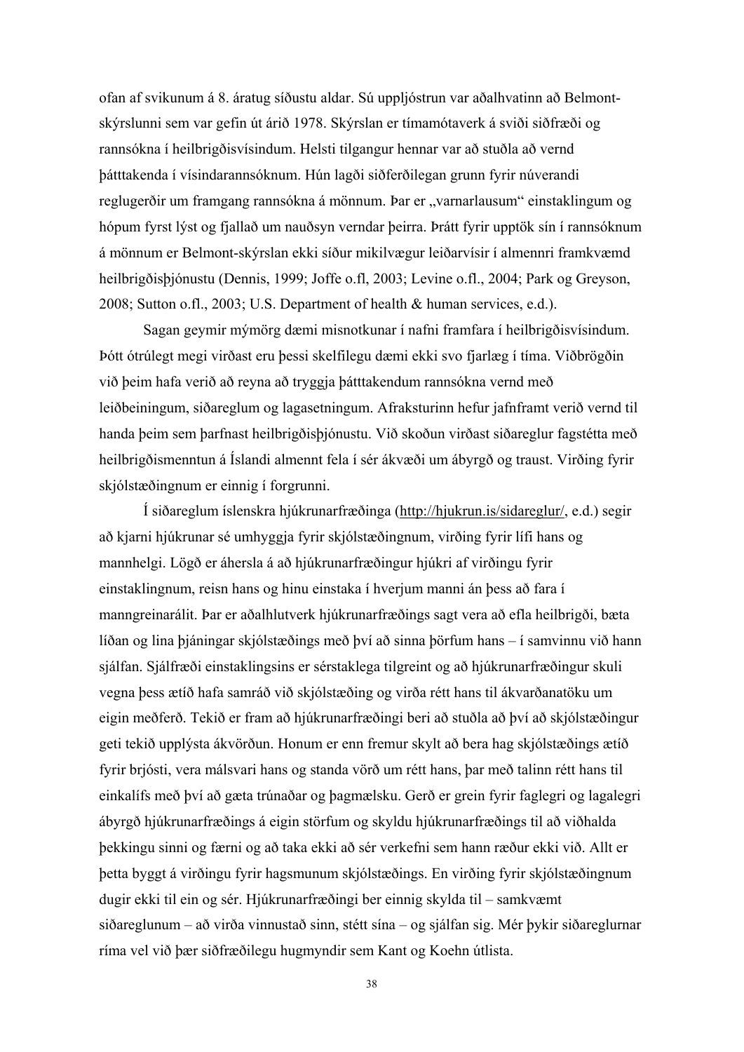ofan af svikunum á 8. áratug síðustu aldar. Sú uppljóstrun var aðalhvatinn að Belmont-skýrslunni sem var gefin út árið 1978. Skýrslan er tímamótaverk á sviði siðfræði og rannsókna í heilbrigðisvísindum. Helsti tilgangur hennar var að stuðla að vernd þátttakenda í vísindarannsóknum. Hún lagði siðferðilegan grunn fyrir núverandi reglugerðir um framgang rannsókna á mönnum. Þar er „varnarlausum“ einstaklingum og hópum fyrst lýst og fjallað um nauðsyn verndar þeirra. Þrátt fyrir upptök sín í rannsóknum á mönnum er Belmont-skýrslan ekki síður mikilvægur leiðarvísir í almennri framkvæmd heilbrigðisþjónustu (Dennis, 1999; Joffe o.fl, 2003; Levine o.fl., 2004; Park og Greyson, 2008; Sutton o.fl., 2003; U.S. Department of health & human services, e.d.).

Sagan geymir mýmörg dæmi misnotkunar í nafni framfara í heilbrigðisvísindum. Þótt ótrúlegt megi virðast eru þessi skelfilegu dæmi ekki svo fjarlæg í tíma. Viðbrögðin við þeim hafa verið að reyna að tryggja þátttakendum rannsókna vernd með leiðbeiningum, siðareglum og lagasetningum. Afraksturinn hefur jafnframt verið vernd til handa þeim sem þarfnast heilbrigðisþjónustu. Við skoðun virðast siðareglur fagstétta með heilbrigðismenntun á Íslandi almennt fela í sér ákvæði um ábyrgð og traust. Virðing fyrir skjólstæðingnum er einnig í forgrunni.

Í siðareglum íslenskra hjúkrunarfræðinga (http://hjukrun.is/sidareglur/, e.d.) segir að kjarni hjúkrunar sé umhyggja fyrir skjólstæðingnum, virðing fyrir lífi hans og mannhelgi. Lögð er áhersla á að hjúkrunarfræðingur hjúkri af virðingu fyrir einstaklingnum, reisn hans og hinu einstaka í hverjum manni án þess að fara í manngreinarálit. Þar er aðalhlutverk hjúkrunarfræðings sagt vera að efla heilbrigði, bæta líðan og lina þjáningar skjólstæðings með því að sinna þörfum hans – í samvinnu við hann sjálfan. Sjálfræði einstaklingsins er sérstaklega tilgreint og að hjúkrunarfræðingur skuli vegna þess ætíð hafa samráð við skjólstæðing og virða rétt hans til ákvarðanatöku um eigin meðferð. Tekið er fram að hjúkrunarfræðingi beri að stuðla að því að skjólstæðingur geti tekið upplýsta ákvörðun. Honum er enn fremur skylt að bera hag skjólstæðings ætíð fyrir brjósti, vera málsvari hans og standa vörð um rétt hans, þar með talinn rétt hans til einkalífs með því að gæta trúnaðar og þagmælsku. Gerð er grein fyrir faglegri og lagalegri ábyrgð hjúkrunarfræðings á eigin störfum og skyldu hjúkrunarfræðings til að viðhalda þekkingu sinni og færni og að taka ekki að sér verkefni sem hann ræður ekki við. Allt er þetta byggt á virðingu fyrir hagsmunum skjólstæðings. En virðing fyrir skjólstæðingnum dugir ekki til ein og sér. Hjúkrunarfræðingi ber einnig skylda til – samkvæmt siðareglunum – að virða vinnustað sinn, stétt sína – og sjálfan sig. Mér þykir siðareglurnar ríma vel við þær siðfræðilegu hugmyndir sem Kant og Koehn útlista.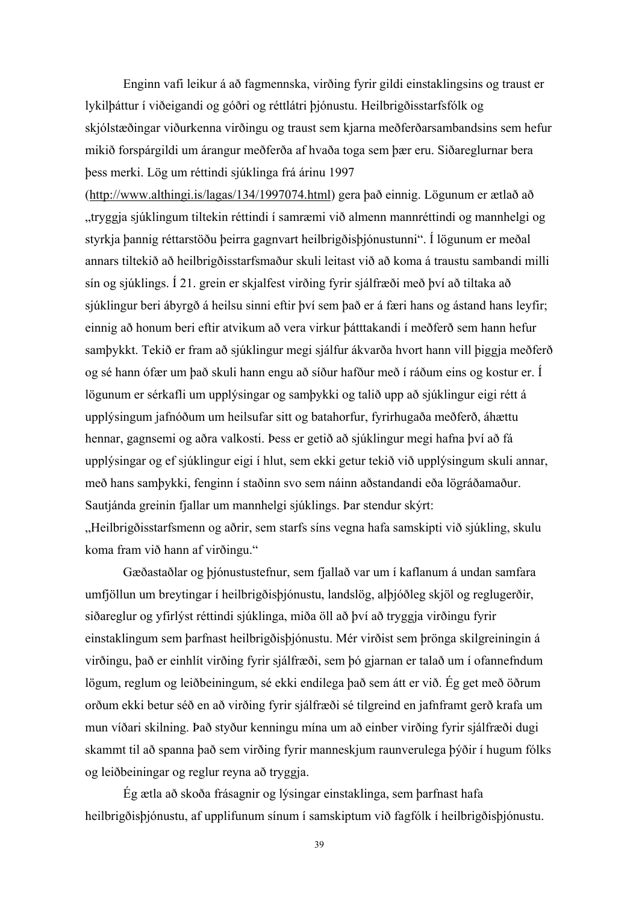Enginn vafi leikur á að fagmennska, virðing fyrir gildi einstaklingsins og traust er lykilþáttur í viðeigandi og góðri og réttlátri þjónustu. Heilbrigðisstarfsfólk og skjólstæðingar viðurkenna virðingu og traust sem kjarna meðferðarsambandsins sem hefur mikið forspárgildi um árangur meðferða af hvaða toga sem þær eru. Siðareglurnar bera þess merki. Lög um réttindi sjúklinga frá árinu 1997 (http://www.althingi.is/lagas/134/1997074.html) gera það einnig. Lögunum er ætlað að „tryggja sjúklingum tiltekin réttindi í samræmi við almenn mannréttindi og mannhelgi og styrkja þannig réttarstöðu þeirra gagnvart heilbrigðisþjónustunni“. Í lögunum er meðal annars tiltekið að heilbrigðisstarfsmaður skuli leitast við að koma á traustu sambandi milli sín og sjúklings. Í 21. grein er skjalfest virðing fyrir sjálfræði með því að tiltaka að sjúklingur beri ábyrgð á heilsu sinni eftir því sem það er á færi hans og ástand hans leyfir; einnig að honum beri eftir atvikum að vera virkur þátttakandi í meðferð sem hann hefur samþykkt. Tekið er fram að sjúklingur megi sjálfur ákvarða hvort hann vill þiggja meðferð og sé hann ófær um það skuli hann engu að síður hafður með í ráðum eins og kostur er. Í lögunum er sérkafli um upplýsingar og samþykki og talið upp að sjúklingur eigi rétt á upplýsingum jafnóðum um heilsufar sitt og batahorfur, fyrirhugaða meðferð, áhættu hennar, gagnsemi og aðra valkosti. Þess er getið að sjúklingur megi hafna því að fá upplýsingar og ef sjúklingur eigi í hlut, sem ekki getur tekið við upplýsingum skuli annar, með hans samþykki, fenginn í staðinn svo sem náinn aðstandandi eða lögráðamaður. Sautjánda greinin fjallar um mannhelgi sjúklings. Þar stendur skýrt: „Heilbrigðisstarfsmenn og aðrir, sem starfs síns vegna hafa samskipti við sjúkling, skulu koma fram við hann af virðingu.“

Gæðastaðlar og þjónustustefnur, sem fjallað var um í kaflanum á undan samfara umfjöllun um breytingar í heilbrigðisþjónustu, landslög, alþjóðleg skjöl og reglugerðir, siðareglur og yfirlýst réttindi sjúklinga, miða öll að því að tryggja virðingu fyrir einstaklingum sem þarfnast heilbrigðisþjónustu. Mér virðist sem þrönga skilgreiningin á virðingu, það er einhlít virðing fyrir sjálfræði, sem þó gjarnan er talað um í ofannefndum lögum, reglum og leiðbeiningum, sé ekki endilega það sem átt er við. Ég get með öðrum orðum ekki betur séð en að virðing fyrir sjálfræði sé tilgreind en jafnframt gerð krafa um mun víðari skilning. Það styður kenningu mína um að einber virðing fyrir sjálfræði dugi skammt til að spanna það sem virðing fyrir manneskjum raunverulega þýðir í hugum fólks og leiðbeiningar og reglur reyna að tryggja.

Ég ætla að skoða frásagnir og lýsingar einstaklinga, sem þarfnast hafa heilbrigðisþjónustu, af upplifunum sínum í samskiptum við fagfólk í heilbrigðisþjónustu.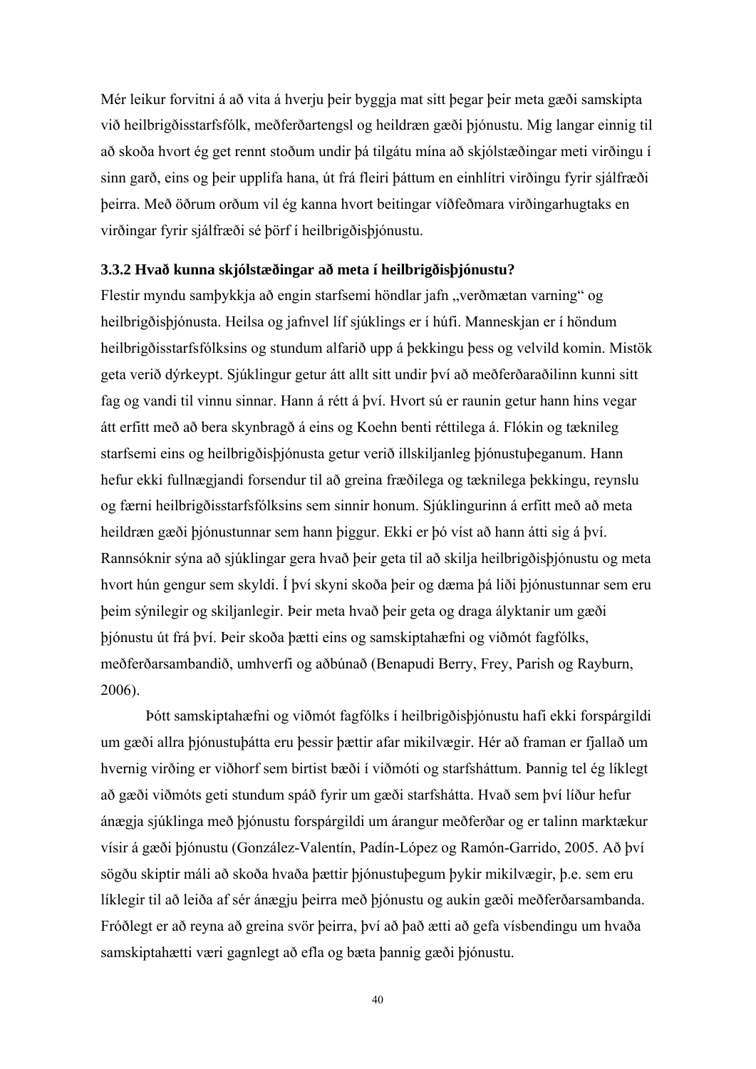Mér leikur forvitni á að vita á hverju þeir byggja mat sitt þegar þeir meta gæði samskipta við heilbrigðisstarfsfólk, meðferðartengsl og heildræn gæði þjónustu. Mig langar einnig til að skoða hvort ég get rennt stoðum undir þá tilgátu mína að skjólstæðingar meti virðingu í sinn garð, eins og þeir upplifa hana, út frá fleiri þáttum en einhlítri virðingu fyrir sjálfræði þeirra. Með öðrum orðum vil ég kanna hvort beitingar víðfeðmara virðingarhugtaks en virðingar fyrir sjálfræði sé þörf í heilbrigðisþjónustu.

### 3.3.2 Hvað kunna skjólstæðingar að meta í heilbrigðisþjónustu?

Flestir myndu samþykkja að engin starfsemi höndlar jafn „verðmætan varning“ og heilbrigðisþjónusta. Heilsa og jafnvel líf sjúklings er í húfi. Manneskjan er í höndum heilbrigðisstarfsfólksins og stundum alfarið upp á þekkingu þess og velvild komin. Mistök geta verið dýrkeypt. Sjúklingur getur átt allt sitt undir því að meðferðaraðilinn kunni sitt fag og vandi til vinnu sinnar. Hann á rétt á því. Hvort sú er raunin getur hann hins vegar átt erfitt með að bera skynbragð á eins og Koehn benti réttilega á. Flókin og tæknileg starfsemi eins og heilbrigðisþjónusta getur verið illskiljanleg þjónustuþeganum. Hann hefur ekki fullnægjandi forsendur til að greina fræðilega og tæknilega þekkingu, reynslu og færni heilbrigðisstarfsfólksins sem sinnir honum. Sjúklingurinn á erfitt með að meta heildræn gæði þjónustunnar sem hann þiggur. Ekki er þó víst að hann átti sig á því. Rannsóknir sýna að sjúklingar gera hvað þeir geta til að skilja heilbrigðisþjónustu og meta hvort hún gengur sem skyldi. Í því skyni skoða þeir og dæma þá liði þjónustunnar sem eru þeim sýnilegir og skiljanlegir. Þeir meta hvað þeir geta og draga ályktanir um gæði þjónustu út frá því. Þeir skoða þætti eins og samskiptahæfni og viðmót fagfólks, meðferðarsambandið, umhverfi og aðbúnað (Benapudi Berry, Frey, Parish og Rayburn, 2006).

Þótt samskiptahæfni og viðmót fagfólks í heilbrigðisþjónustu hafi ekki forspárgildi um gæði allra þjónustuþátta eru þessir þættir afar mikilvægir. Hér að framan er fjallað um hvernig virðing er viðhorf sem birtist bæði í viðmóti og starfsháttum. Þannig tel ég líklegt að gæði viðmóts geti stundum spáð fyrir um gæði starfshátta. Hvað sem því líður hefur ánægja sjúklinga með þjónustu forspárgildi um árangur meðferðar og er talinn marktækur vísir á gæði þjónustu (González-Valentín, Padín-López og Ramón-Garrido, 2005. Að því sögðu skiptir máli að skoða hvaða þættir þjónustuþegum þykir mikilvægir, þ.e. sem eru líklegir til að leiða af sér ánægju þeirra með þjónustu og aukin gæði meðferðarsambanda. Fróðlegt er að reyna að greina svör þeirra, því að það ætti að gefa vísbendingu um hvaða samskiptahætti væri gagnlegt að efla og bæta þannig gæði þjónustu.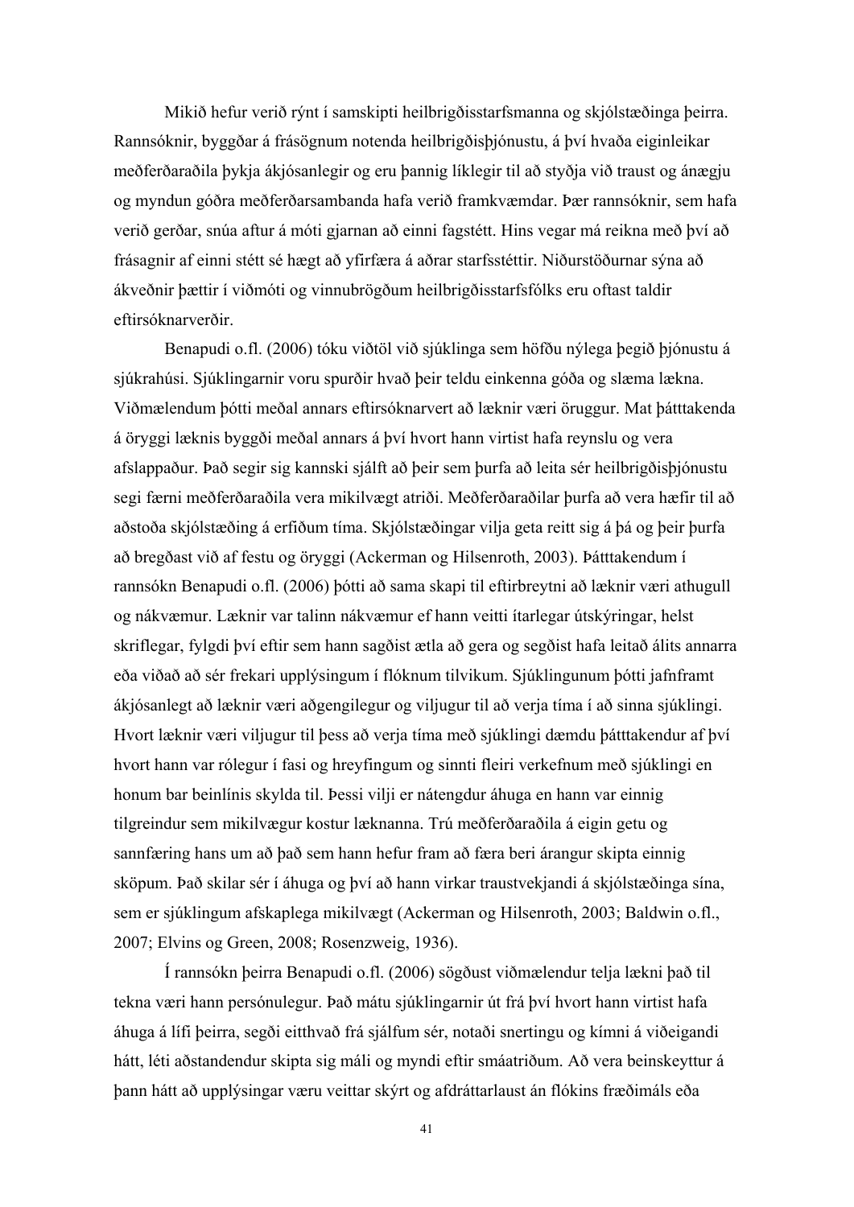Mikið hefur verið rýnt í samskipti heilbrigðisstarfsmanna og skjólstæðinga þeirra. Rannsóknir, byggðar á frásögnum notenda heilbrigðisþjónustu, á því hvaða eiginleikar meðferðaraðila þykja ákjósanlegir og eru þannig líklegir til að styðja við traust og ánægju og myndun góðra meðferðarsambanda hafa verið framkvæmdar. Þær rannsóknir, sem hafa verið gerðar, snúa aftur á móti gjarnan að einni fagstétt. Hins vegar má reikna með því að frásagnir af einni stétt sé hægt að yfirfæra á aðrar starfsstéttir. Niðurstöðurnar sýna að ákveðnir þættir í viðmóti og vinnubrögðum heilbrigðisstarfsfólks eru oftast taldir eftirsóknarverðir.

Benapudi o.fl. (2006) tóku viðtöl við sjúklinga sem höfðu nýlega þegið þjónustu á sjúkrahúsi. Sjúklingarnir voru spurðir hvað þeir teldu einkenna góða og slæma lækna. Viðmælendum þótti meðal annars eftirsóknarvert að læknir væri öruggur. Mat þátttakenda á öryggi læknis byggði meðal annars á því hvort hann virtist hafa reynslu og vera afslappaður. Það segir sig kannski sjálft að þeir sem þurfa að leita sér heilbrigðisþjónustu segi færni meðferðaraðila vera mikilvægt atriði. Meðferðaraðilar þurfa að vera hæfir til að aðstoða skjólstæðing á erfiðum tíma. Skjólstæðingar vilja geta reitt sig á þá og þeir þurfa að bregðast við af festu og öryggi (Ackerman og Hilsenroth, 2003). Þátttakendum í rannsókn Benapudi o.fl. (2006) þótti að sama skapi til eftirbreytni að læknir væri athugull og nákvæmur. Læknir var talinn nákvæmur ef hann veitti ítarlegar útskýringar, helst skriflegar, fylgdi því eftir sem hann sagðist ætla að gera og segðist hafa leitað álits annarra eða viðað að sér frekari upplýsingum í flóknum tilvikum. Sjúklingunum þótti jafnframt ákjósanlegt að læknir væri aðgengilegur og viljugur til að verja tíma í að sinna sjúklingi. Hvort læknir væri viljugur til þess að verja tíma með sjúklingi dæmdu þátttakendur af því hvort hann var rólegur í fasi og hreyfingum og sinnti fleiri verkefnum með sjúklingi en honum bar beinlínis skylda til. Þessi vilji er nátengdur áhuga en hann var einnig tilgreindur sem mikilvægur kostur læknanna. Trú meðferðaraðila á eigin getu og sannfæring hans um að það sem hann hefur fram að færa beri árangur skipta einnig sköpum. Það skilar sér í áhuga og því að hann virkar traustvekjandi á skjólstæðinga sína, sem er sjúklingum afskaplega mikilvægt (Ackerman og Hilsenroth, 2003; Baldwin o.fl., 2007; Elvins og Green, 2008; Rosenzweig, 1936).

Í rannsókn þeirra Benapudi o.fl. (2006) sögðust viðmælendur telja lækni það til tekna væri hann persónulegur. Það mátu sjúklingarnir út frá því hvort hann virtist hafa áhuga á lífi þeirra, segði eitthvað frá sjálfum sér, notaði snertingu og kímni á viðeigandi hátt, léti aðstandendur skipta sig máli og myndi eftir smáatriðum. Að vera beinskeyttur á þann hátt að upplýsingar væru veittar skýrt og afdráttarlaust án flókins fræðimáls eða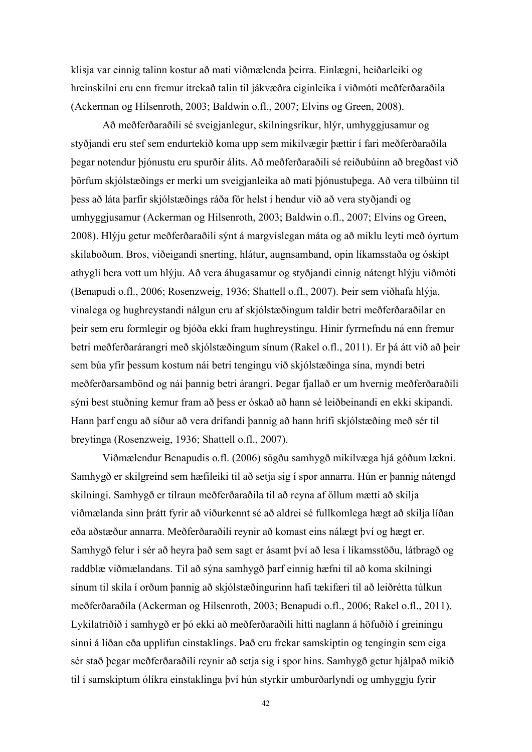klisja var einnig talinn kostur að mati viðmælenda þeirra. Einlægni, heiðarleiki og hreinskilni eru enn fremur ítrekað talin til jákvæðra eiginleika í viðmóti meðferðaraðila (Ackerman og Hilsenroth, 2003; Baldwin o.fl., 2007; Elvins og Green, 2008).

Að meðferðaraðili sé sveigjanlegur, skilningsríkur, hlýr, umhyggjusamur og styðjandi eru stef sem endurtekið koma upp sem mikilvægir þættir í fari meðferðaraðila þegar notendur þjónustu eru spurðir álits. Að meðferðaraðili sé reiðubúinn að bregðast við þörfum skjólstæðings er merki um sveigjanleika að mati þjónustuþega. Að vera tilbúinn til þess að láta þarfir skjólstæðings ráða för helst í hendur við að vera styðjandi og umhyggjusamur (Ackerman og Hilsenroth, 2003; Baldwin o.fl., 2007; Elvins og Green, 2008). Hlýju getur meðferðaraðili sýnt á margvíslegan máta og að miklu leyti með óyrtum skilaboðum. Bros, viðeigandi snerting, hlátur, augnsamband, opin líkamsstaða og óskipt athygli bera vott um hlýju. Að vera áhugasamur og styðjandi einnig nátengt hlýju viðmóti (Benapudi o.fl., 2006; Rosenzweig, 1936; Shattell o.fl., 2007). Þeir sem viðhafa hlýja, vinalega og hughreystandi nálgun eru af skjólstæðingum taldir betri meðferðaraðilar en þeir sem eru formlegir og bjóða ekki fram hughreystingu. Hinir fyrrnefndu ná enn fremur betri meðferðarárangri með skjólstæðingum sínum (Rakel o.fl., 2011). Er þá átt við að þeir sem búa yfir þessum kostum nái betri tengingu við skjólstæðinga sína, myndi betri meðferðarsambönd og nái þannig betri árangri. Þegar fjallað er um hvernig meðferðaraðili sýni best stuðning kemur fram að þess er óskað að hann sé leiðbeinandi en ekki skipandi. Hann þarf engu að síður að vera drífandi þannig að hann hrífi skjólstæðing með sér til breytinga (Rosenzweig, 1936; Shattell o.fl., 2007).

Viðmælendur Benapudis o.fl. (2006) sögðu samhygð mikilvæga hjá góðum lækni. Samhygð er skilgreind sem hæfileiki til að setja sig í spor annarra. Hún er þannig nátengd skilningi. Samhygð er tilraun meðferðaraðila til að reyna af öllum mætti að skilja viðmælanda sinn þrátt fyrir að viðurkennt sé að aldrei sé fullkomlega hægt að skilja líðan eða aðstæður annarra. Meðferðaraðili reynir að komast eins nálægt því og hægt er. Samhygð felur í sér að heyra það sem sagt er ásamt því að lesa í líkamsstöðu, látbragð og raddblæ viðmælandans. Til að sýna samhygð þarf einnig hæfni til að koma skilningi sínum til skila í orðum þannig að skjólstæðingurinn hafi tækifæri til að leiðrétta túlkun meðferðaraðila (Ackerman og Hilsenroth, 2003; Benapudi o.fl., 2006; Rakel o.fl., 2011). Lykilatriðið í samhygð er þó ekki að meðferðaraðili hitti naglann á höfuðið í greiningu sinni á líðan eða upplifun einstaklings. Það eru frekar samskiptin og tengingin sem eiga sér stað þegar meðferðaraðili reynir að setja sig í spor hins. Samhygð getur hjálpað mikið til í samskiptum ólíkra einstaklinga því hún styrkir umburðarlyndi og umhyggju fyrir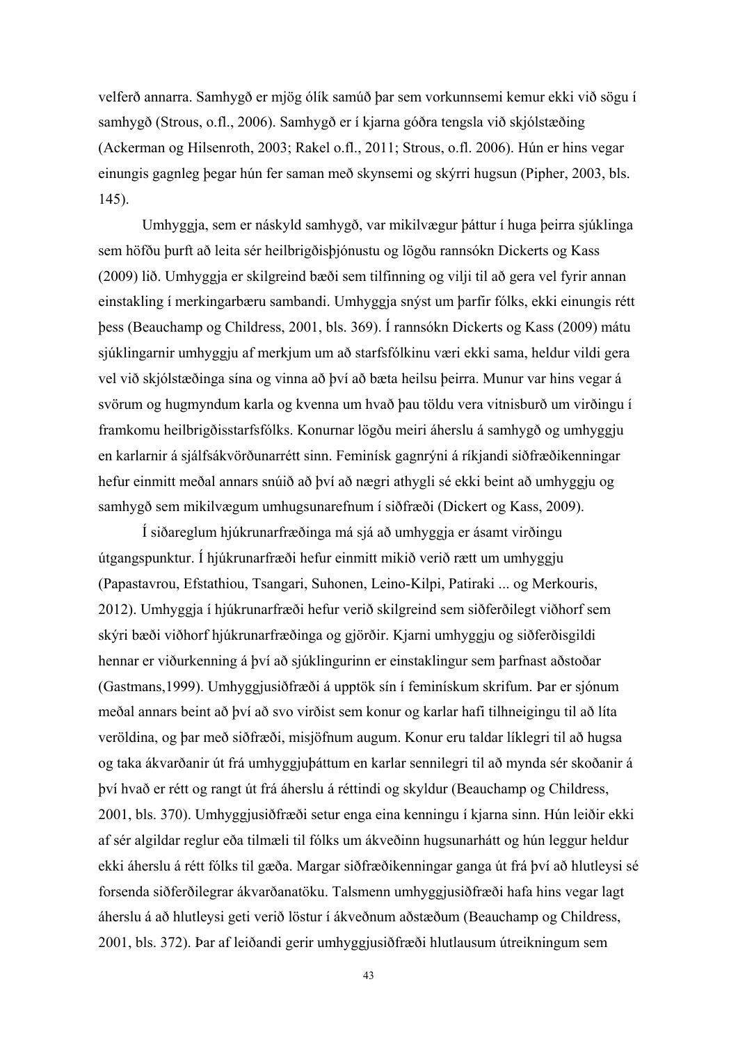velferð annarra. Samhygð er mjög ólík samúð þar sem vorkunnsemi kemur ekki við sögu í samhygð (Strous, o.fl., 2006). Samhygð er í kjarna góðra tengsla við skjólstæðing (Ackerman og Hilsenroth, 2003; Rakel o.fl., 2011; Strous, o.fl. 2006). Hún er hins vegar einungis gagnleg þegar hún fer saman með skynsemi og skýrri hugsun (Pipher, 2003, bls. 145).

Umhyggja, sem er náskyld samhygð, var mikilvægur þáttur í huga þeirra sjúklinga sem höfðu þurft að leita sér heilbrigðisþjónustu og lögðu rannsókn Dickerts og Kass (2009) lið. Umhyggja er skilgreind bæði sem tilfinning og vilji til að gera vel fyrir annan einstakling í merkingarbæru sambandi. Umhyggja snýst um þarfir fólks, ekki einungis rétt þess (Beauchamp og Childress, 2001, bls. 369). Í rannsókn Dickerts og Kass (2009) mátu sjúklingarnir umhyggju af merkjum um að starfsfólkinu væri ekki sama, heldur vildi gera vel við skjólstæðinga sína og vinna að því að bæta heilsu þeirra. Munur var hins vegar á svörum og hugmyndum karla og kvenna um hvað þau töldu vera vitnisburð um virðingu í framkomu heilbrigðisstarfsfólks. Konurnar lögðu meiri áherslu á samhygð og umhyggju en karlarnir á sjálfsákvörðunarrétt sinn. Feminísk gagnrýni á ríkjandi siðfræðikenningar hefur einmitt meðal annars snúið að því að nægri athygli sé ekki beint að umhyggju og samhygð sem mikilvægum umhugsunarefnum í siðfræði (Dickert og Kass, 2009).

Í siðareglum hjúkrunarfræðinga má sjá að umhyggja er ásamt virðingu útgangspunktur. Í hjúkrunarfræði hefur einmitt mikið verið rætt um umhyggju (Papastavrou, Efstathiou, Tsangari, Suhonen, Leino-Kilpi, Patiraki ... og Merkouris, 2012). Umhyggja í hjúkrunarfræði hefur verið skilgreind sem siðferðilegt viðhorf sem skýri bæði viðhorf hjúkrunarfræðinga og gjörðir. Kjarni umhyggju og siðferðisgildi hennar er viðurkenning á því að sjúklingurinn er einstaklingur sem þarfnast aðstoðar (Gastmans,1999). Umhyggjusiðfræði á upptök sín í feminískum skrifum. Þar er sjónum meðal annars beint að því að svo virðist sem konur og karlar hafi tilhneigingu til að líta veröldina, og þar með siðfræði, misjöfnum augum. Konur eru taldar líklegri til að hugsa og taka ákvarðanir út frá umhyggjuþáttum en karlar sennilegri til að mynda sér skoðanir á því hvað er rétt og rangt út frá áherslu á réttindi og skyldur (Beauchamp og Childress, 2001, bls. 370). Umhyggjusiðfræði setur enga eina kenningu í kjarna sinn. Hún leiðir ekki af sér algildar reglur eða tilmæli til fólks um ákveðinn hugsunarhátt og hún leggur heldur ekki áherslu á rétt fólks til gæða. Margar siðfræðikenningar ganga út frá því að hlutleysi sé forsenda siðferðilegrar ákvarðanatöku. Talsmenn umhyggjusiðfræði hafa hins vegar lagt áherslu á að hlutleysi geti verið löstur í ákveðnum aðstæðum (Beauchamp og Childress, 2001, bls. 372). Þar af leiðandi gerir umhyggjusiðfræði hlutlausum útreikningum sem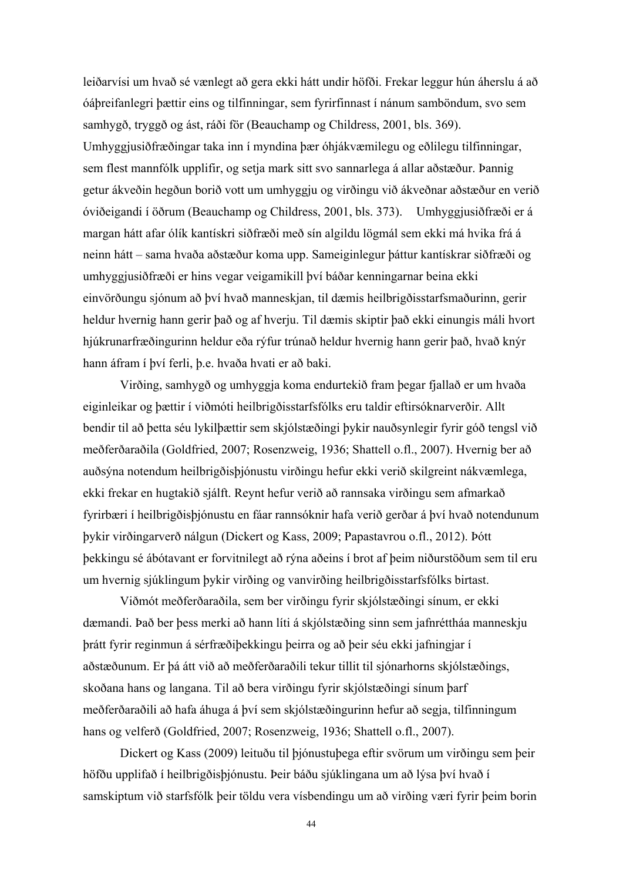leiðarvísi um hvað sé vænlegt að gera ekki hátt undir höfði. Frekar leggur hún áherslu á að óáþreifanlegri þættir eins og tilfinningar, sem fyrirfinnast í nánum samböndum, svo sem samhygð, tryggð og ást, ráði för (Beauchamp og Childress, 2001, bls. 369). Umhyggjusiðfræðingar taka inn í myndina þær óhjákvæmilegu og eðlilegu tilfinningar, sem flest mannfólk upplifir, og setja mark sitt svo sannarlega á allar aðstæður. Þannig getur ákveðin hegðun borið vott um umhyggju og virðingu við ákveðnar aðstæður en verið óviðeigandi í öðrum (Beauchamp og Childress, 2001, bls. 373). Umhyggjusiðfræði er á margan hátt afar ólík kantískri siðfræði með sín algildu lögmál sem ekki má hvika frá á neinn hátt – sama hvaða aðstæður koma upp. Sameiginlegur þáttur kantískrar siðfræði og umhyggjusiðfræði er hins vegar veigamikill því báðar kenningarnar beina ekki einvörðungu sjónum að því hvað manneskjan, til dæmis heilbrigðisstarfsmaðurinn, gerir heldur hvernig hann gerir það og af hverju. Til dæmis skiptir það ekki einungis máli hvort hjúkrunarfræðingurinn heldur eða rýfur trúnað heldur hvernig hann gerir það, hvað knýr hann áfram í því ferli, þ.e. hvaða hvati er að baki.

Virðing, samhygð og umhyggja koma endurtekið fram þegar fjallað er um hvaða eiginleikar og þættir í viðmóti heilbrigðisstarfsfólks eru taldir eftirsóknarverðir. Allt bendir til að þetta séu lykilþættir sem skjólstæðingi þykir nauðsynlegir fyrir góð tengsl við meðferðaraðila (Goldfried, 2007; Rosenzweig, 1936; Shattell o.fl., 2007). Hvernig ber að auðsýna notendum heilbrigðisþjónustu virðingu hefur ekki verið skilgreint nákvæmlega, ekki frekar en hugtakið sjálft. Reynt hefur verið að rannsaka virðingu sem afmarkað fyrirbæri í heilbrigðisþjónustu en fáar rannsóknir hafa verið gerðar á því hvað notendunum þykir virðingarverð nálgun (Dickert og Kass, 2009; Papastavrou o.fl., 2012). Þótt þekkingu sé ábótavant er forvitnilegt að rýna aðeins í brot af þeim niðurstöðum sem til eru um hvernig sjúklingum þykir virðing og vanvirðing heilbrigðisstarfsfólks birtast.

Viðmót meðferðaraðila, sem ber virðingu fyrir skjólstæðingi sínum, er ekki dæmandi. Það ber þess merki að hann líti á skjólstæðing sinn sem jafnrétthá manneskju þrátt fyrir reginmun á sérfræðiþekkingu þeirra og að þeir séu ekki jafningjar í aðstæðunum. Er þá átt við að meðferðaraðili tekur tillit til sjónarhorns skjólstæðings, skoðana hans og langana. Til að bera virðingu fyrir skjólstæðingi sínum þarf meðferðaraðili að hafa áhuga á því sem skjólstæðingurinn hefur að segja, tilfinningum hans og velferð (Goldfried, 2007; Rosenzweig, 1936; Shattell o.fl., 2007).

Dickert og Kass (2009) leituðu til þjónustuþega eftir svörum um virðingu sem þeir höfðu upplifað í heilbrigðisþjónustu. Þeir báðu sjúklingana um að lýsa því hvað í samskiptum við starfsfólk þeir töldu vera vísbendingu um að virðing væri fyrir þeim borin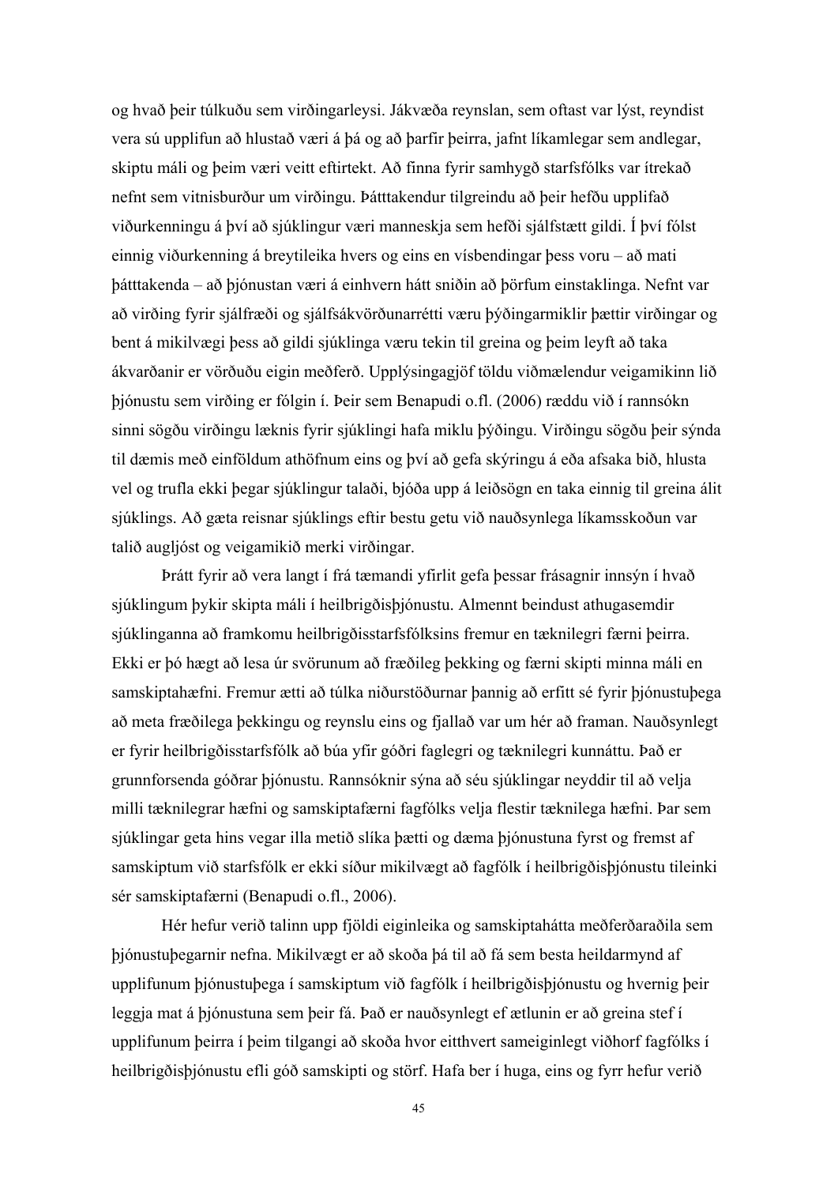og hvað þeir túlkuðu sem virðingarleysi. Jákvæða reynslan, sem oftast var lýst, reyndist vera sú upplifun að hlustað væri á þá og að þarfir þeirra, jafnt líkamlegar sem andlegar, skiptu máli og þeim væri veitt eftirtekt. Að finna fyrir samhygð starfsfólks var ítrekað nefnt sem vitnisburður um virðingu. Þátttakendur tilgreindu að þeir hefðu upplifað viðurkenningu á því að sjúklingur væri manneskja sem hefði sjálfstætt gildi. Í því fólst einnig viðurkenning á breytileika hvers og eins en vísbendingar þess voru – að mati þátttakenda – að þjónustan væri á einhvern hátt sniðin að þörfum einstaklinga. Nefnt var að virðing fyrir sjálfræði og sjálfsákvörðunarrétti væru þýðingarmiklir þættir virðingar og bent á mikilvægi þess að gildi sjúklinga væru tekin til greina og þeim leyft að taka ákvarðanir er vörðuðu eigin meðferð. Upplýsingagjöf töldu viðmælendur veigamikinn lið þjónustu sem virðing er fólgin í. Þeir sem Benapudi o.fl. (2006) ræddu við í rannsókn sinni sögðu virðingu læknis fyrir sjúklingi hafa miklu þýðingu. Virðingu sögðu þeir sýnda til dæmis með einföldum athöfnum eins og því að gefa skýringu á eða afsaka bið, hlusta vel og trufla ekki þegar sjúklingur talaði, bjóða upp á leiðsögn en taka einnig til greina álit sjúklings. Að gæta reisnar sjúklings eftir bestu getu við nauðsynlega líkamsskoðun var talið augljóst og veigamikið merki virðingar.

Þrátt fyrir að vera langt í frá tæmandi yfirlit gefa þessar frásagnir innsýn í hvað sjúklingum þykir skipta máli í heilbrigðisþjónustu. Almennt beindust athugasemdir sjúklinganna að framkomu heilbrigðisstarfsfólksins fremur en tæknilegri færni þeirra. Ekki er þó hægt að lesa úr svörunum að fræðileg þekking og færni skipti minna máli en samskiptahæfni. Fremur ætti að túlka niðurstöðurnar þannig að erfitt sé fyrir þjónustuþega að meta fræðilega þekkingu og reynslu eins og fjallað var um hér að framan. Nauðsynlegt er fyrir heilbrigðisstarfsfólk að búa yfir góðri faglegri og tæknilegri kunnáttu. Það er grunnforsenda góðrar þjónustu. Rannsóknir sýna að séu sjúklingar neyddir til að velja milli tæknilegrar hæfni og samskiptafærni fagfólks velja flestir tæknilega hæfni. Þar sem sjúklingar geta hins vegar illa metið slíka þætti og dæma þjónustuna fyrst og fremst af samskiptum við starfsfólk er ekki síður mikilvægt að fagfólk í heilbrigðisþjónustu tileinki sér samskiptafærni (Benapudi o.fl., 2006).

Hér hefur verið talinn upp fjöldi eiginleika og samskiptahátta meðferðaraðila sem þjónustuþegarnir nefna. Mikilvægt er að skoða þá til að fá sem besta heildarmynd af upplifunum þjónustuþega í samskiptum við fagfólk í heilbrigðisþjónustu og hvernig þeir leggja mat á þjónustuna sem þeir fá. Það er nauðsynlegt ef ætlunin er að greina stef í upplifunum þeirra í þeim tilgangi að skoða hvor eitthvert sameiginlegt viðhorf fagfólks í heilbrigðisþjónustu efli góð samskipti og störf. Hafa ber í huga, eins og fyrr hefur verið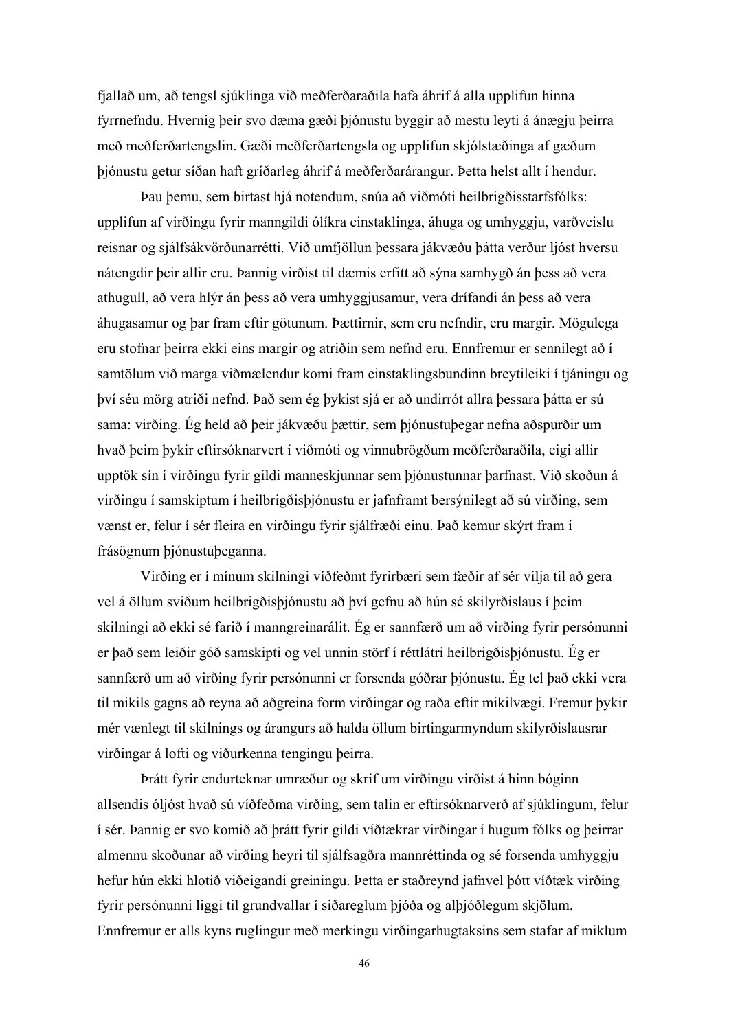fjallað um, að tengsl sjúklinga við meðferðaraðila hafa áhrif á alla upplifun hinna fyrrnefndu. Hvernig þeir svo dæma gæði þjónustu byggir að mestu leyti á ánægju þeirra með meðferðartengslin. Gæði meðferðartengsla og upplifun skjólstæðinga af gæðum þjónustu getur síðan haft gríðarleg áhrif á meðferðarárangur. Þetta helst allt í hendur.

Þau þemu, sem birtast hjá notendum, snúa að viðmóti heilbrigðisstarfsfólks: upplifun af virðingu fyrir manngildi ólíkra einstaklinga, áhuga og umhyggju, varðveislu reisnar og sjálfsákvörðunarrétti. Við umfjöllun þessara jákvæðu þátta verður ljóst hversu nátengdir þeir allir eru. Þannig virðist til dæmis erfitt að sýna samhygð án þess að vera athugull, að vera hlýr án þess að vera umhyggjusamur, vera drífandi án þess að vera áhugasamur og þar fram eftir götunum. Þættirnir, sem eru nefndir, eru margir. Mögulega eru stofnar þeirra ekki eins margir og atriðin sem nefnd eru. Ennfremur er sennilegt að í samtölum við marga viðmælendur komi fram einstaklingsbundinn breytileiki í tjáningu og því séu mörg atriði nefnd. Það sem ég þykist sjá er að undirrót allra þessara þátta er sú sama: virðing. Ég held að þeir jákvæðu þættir, sem þjónustuþegar nefna aðspurðir um hvað þeim þykir eftirsóknarvert í viðmóti og vinnubrögðum meðferðaraðila, eigi allir upptök sín í virðingu fyrir gildi manneskjunnar sem þjónustunnar þarfnast. Við skoðun á virðingu í samskiptum í heilbrigðisþjónustu er jafnframt bersýnilegt að sú virðing, sem vænst er, felur í sér fleira en virðingu fyrir sjálfræði einu. Það kemur skýrt fram í frásögnum þjónustuþeganna.

Virðing er í mínum skilningi víðfeðmt fyrirbæri sem fæðir af sér vilja til að gera vel á öllum sviðum heilbrigðisþjónustu að því gefnu að hún sé skilyrðislaus í þeim skilningi að ekki sé farið í manngreinarálit. Ég er sannfærð um að virðing fyrir persónunni er það sem leiðir góð samskipti og vel unnin störf í réttlátri heilbrigðisþjónustu. Ég er sannfærð um að virðing fyrir persónunni er forsenda góðrar þjónustu. Ég tel það ekki vera til mikils gagns að reyna að aðgreina form virðingar og raða eftir mikilvægi. Fremur þykir mér vænlegt til skilnings og árangurs að halda öllum birtingarmyndum skilyrðislausrar virðingar á lofti og viðurkenna tengingu þeirra.

Þrátt fyrir endurteknar umræður og skrif um virðingu virðist á hinn bóginn allsendis óljóst hvað sú víðfeðma virðing, sem talin er eftirsóknarverð af sjúklingum, felur í sér. Þannig er svo komið að þrátt fyrir gildi víðtækrar virðingar í hugum fólks og þeirrar almennu skoðunar að virðing heyri til sjálfsagðra mannréttinda og sé forsenda umhyggju hefur hún ekki hlotið viðeigandi greiningu. Þetta er staðreynd jafnvel þótt víðtæk virðing fyrir persónunni liggi til grundvallar í siðareglum þjóða og alþjóðlegum skjölum. Ennfremur er alls kyns ruglingur með merkingu virðingarhugtaksins sem stafar af miklum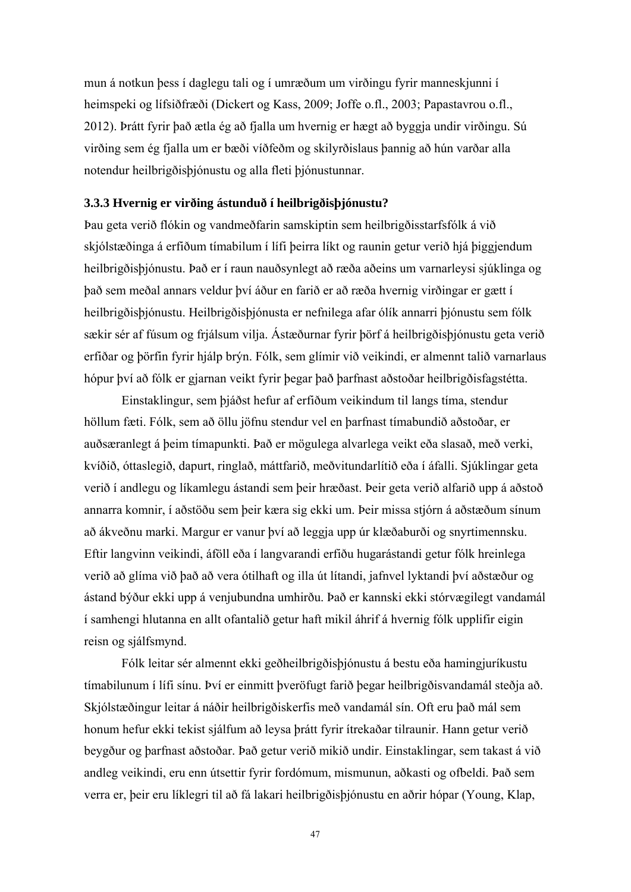mun á notkun þess í daglegu tali og í umræðum um virðingu fyrir manneskjunni í heimspeki og lífsiðfræði (Dickert og Kass, 2009; Joffe o.fl., 2003; Papastavrou o.fl., 2012). Þrátt fyrir það ætla ég að fjalla um hvernig er hægt að byggja undir virðingu. Sú virðing sem ég fjalla um er bæði víðfeðm og skilyrðislaus þannig að hún varðar alla notendur heilbrigðisþjónustu og alla fleti þjónustunnar.

### 3.3.3 Hvernig er virðing ástunduð í heilbrigðisþjónustu?

Þau geta verið flókin og vandmeðfarin samskiptin sem heilbrigðisstarfsfólk á við skjólstæðinga á erfiðum tímabilum í lífi þeirra líkt og raunin getur verið hjá þiggjendum heilbrigðisþjónustu. Það er í raun nauðsynlegt að ræða aðeins um varnarleysi sjúklinga og það sem meðal annars veldur því áður en farið er að ræða hvernig virðingar er gætt í heilbrigðisþjónustu. Heilbrigðisþjónusta er nefnilega afar ólík annarri þjónustu sem fólk sækir sér af fúsum og frjálsum vilja. Ástæðurnar fyrir þörf á heilbrigðisþjónustu geta verið erfiðar og þörfin fyrir hjálp brýn. Fólk, sem glímir við veikindi, er almennt talið varnarlaus hópur því að fólk er gjarnan veikt fyrir þegar það þarfnast aðstoðar heilbrigðisfagstétta.

Einstaklingur, sem þjáðst hefur af erfiðum veikindum til langs tíma, stendur höllum fæti. Fólk, sem að öllu jöfnu stendur vel en þarfnast tímabundið aðstoðar, er auðsæranlegt á þeim tímapunkti. Það er mögulega alvarlega veikt eða slasað, með verki, kvíðið, óttaslegið, dapurt, ringlað, máttfarið, meðvitundarlítið eða í áfalli. Sjúklingar geta verið í andlegu og líkamlegu ástandi sem þeir hræðast. Þeir geta verið alfarið upp á aðstoð annarra komnir, í aðstöðu sem þeir kæra sig ekki um. Þeir missa stjórn á aðstæðum sínum að ákveðnu marki. Margur er vanur því að leggja upp úr klæðaburði og snyrtimennsku. Eftir langvinn veikindi, áföll eða í langvarandi erfiðu hugarástandi getur fólk hreinlega verið að glíma við það að vera ótilhaft og illa út lítandi, jafnvel lyktandi því aðstæður og ástand býður ekki upp á venjubundna umhirðu. Það er kannski ekki stórvægilegt vandamál í samhengi hlutanna en allt ofantalið getur haft mikil áhrif á hvernig fólk upplifir eigin reisn og sjálfsmynd.

Fólk leitar sér almennt ekki geðheilbrigðisþjónustu á bestu eða hamingjuríkustu tímabilunum í lífi sínu. Því er einmitt þveröfugt farið þegar heilbrigðisvandamál steðja að. Skjólstæðingur leitar á náðir heilbrigðiskerfis með vandamál sín. Oft eru það mál sem honum hefur ekki tekist sjálfum að leysa þrátt fyrir ítrekaðar tilraunir. Hann getur verið beygður og þarfnast aðstoðar. Það getur verið mikið undir. Einstaklingar, sem takast á við andleg veikindi, eru enn útsettir fyrir fordómum, mismunun, aðkasti og ofbeldi. Það sem verra er, þeir eru líklegri til að fá lakari heilbrigðisþjónustu en aðrir hópar (Young, Klap,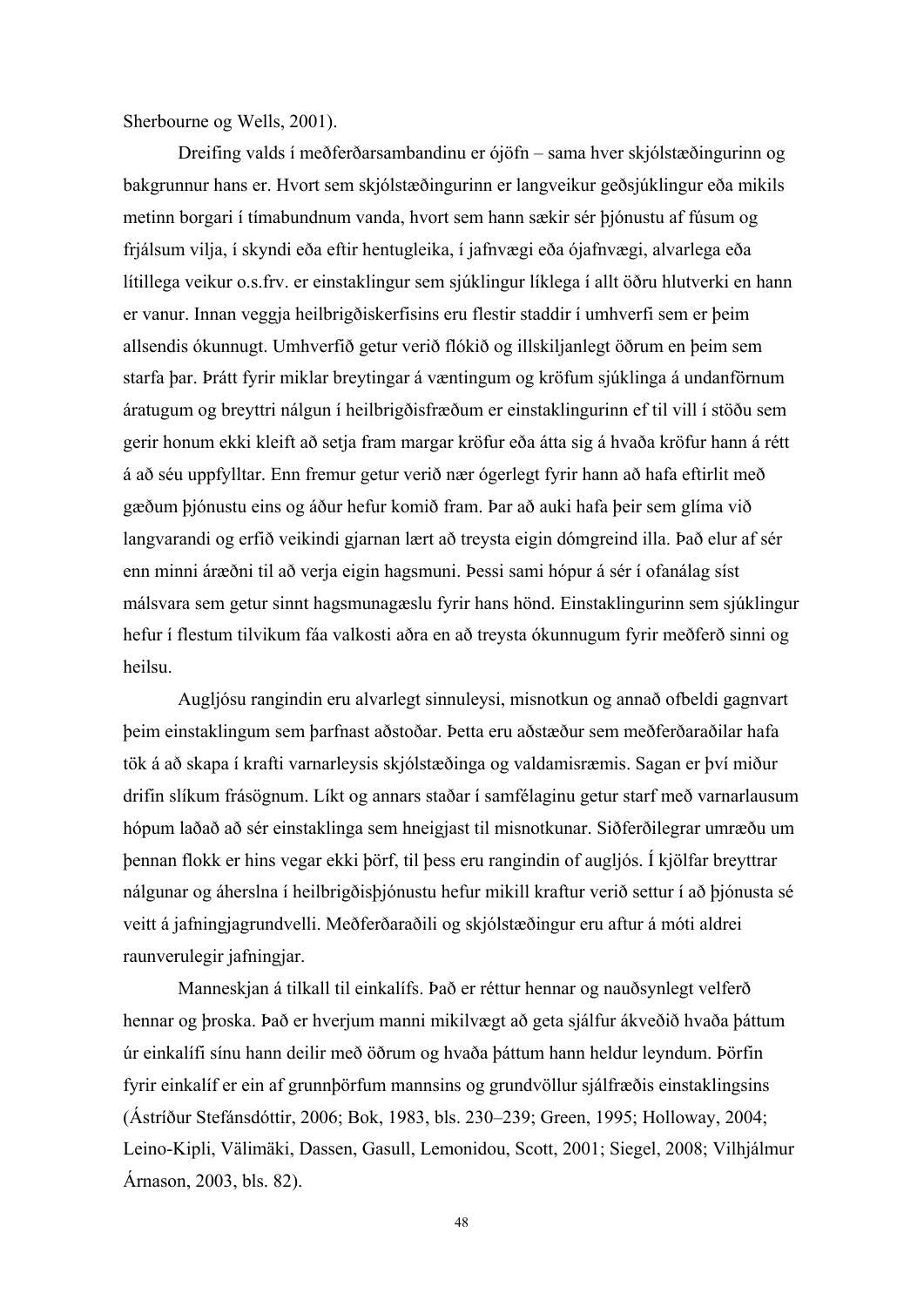Sherbourne og Wells, 2001).

Dreifing valds í meðferðarsambandinu er ójöfn – sama hver skjólstæðingurinn og bakgrunnur hans er. Hvort sem skjólstæðingurinn er langveikur geðsjúklingur eða mikils metinn borgari í tímabundnum vanda, hvort sem hann sækir sér þjónustu af fúsum og frjálsum vilja, í skyndi eða eftir hentugleika, í jafnvægi eða ójafnvægi, alvarlega eða lítillega veikur o.s.frv. er einstaklingur sem sjúklingur líklega í allt öðru hlutverki en hann er vanur. Innan veggja heilbrigðiskerfisins eru flestir staddir í umhverfi sem er þeim allsendis ókunnugt. Umhverfið getur verið flókið og illskiljanlegt öðrum en þeim sem starfa þar. Þrátt fyrir miklar breytingar á væntingum og kröfum sjúklinga á undanförnum áratugum og breyttri nálgun í heilbrigðisfræðum er einstaklingurinn ef til vill í stöðu sem gerir honum ekki kleift að setja fram margar kröfur eða átta sig á hvaða kröfur hann á rétt á að séu uppfylltar. Enn fremur getur verið nær ógerlegt fyrir hann að hafa eftirlit með gæðum þjónustu eins og áður hefur komið fram. Þar að auki hafa þeir sem glíma við langvarandi og erfið veikindi gjarnan lært að treysta eigin dómgreind illa. Það elur af sér enn minni áræðni til að verja eigin hagsmuni. Þessi sami hópur á sér í ofanálag síst málsvara sem getur sinnt hagsmunagæslu fyrir hans hönd. Einstaklingurinn sem sjúklingur hefur í flestum tilvikum fáa valkosti aðra en að treysta ókunnugum fyrir meðferð sinni og heilsu.

Augljósu rangindin eru alvarlegt sinnuleysi, misnotkun og annað ofbeldi gagnvart þeim einstaklingum sem þarfnast aðstoðar. Þetta eru aðstæður sem meðferðaraðilar hafa tök á að skapa í krafti varnarleysis skjólstæðinga og valdamisræmis. Sagan er því miður drifin slíkum frásögnum. Líkt og annars staðar í samfélaginu getur starf með varnarlausum hópum laðað að sér einstaklinga sem hneigjast til misnotkunar. Siðferðilegrar umræðu um þennan flokk er hins vegar ekki þörf, til þess eru rangindin of augljós. Í kjölfar breyttrar nálgunar og áherslna í heilbrigðisþjónustu hefur mikill kraftur verið settur í að þjónusta sé veitt á jafningjagrundvelli. Meðferðaraðili og skjólstæðingur eru aftur á móti aldrei raunverulegir jafningjar.

Manneskjan á tilkall til einkalífs. Það er réttur hennar og nauðsynlegt velferð hennar og þroska. Það er hverjum manni mikilvægt að geta sjálfur ákveðið hvaða þáttum úr einkalífi sínu hann deilir með öðrum og hvaða þáttum hann heldur leyndum. Þörfin fyrir einkalíf er ein af grunnþörfum mannsins og grundvöllur sjálfræðis einstaklingsins (Ástríður Stefánsdóttir, 2006; Bok, 1983, bls. 230–239; Green, 1995; Holloway, 2004; Leino-Kipli, Välimäki, Dassen, Gasull, Lemonidou, Scott, 2001; Siegel, 2008; Vilhjálmur Árnason, 2003, bls. 82).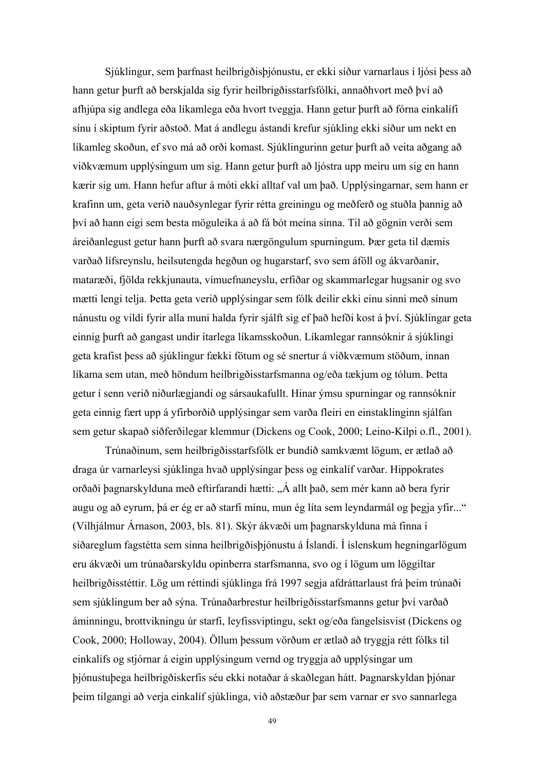Sjúklingur, sem þarfnast heilbrigðisþjónustu, er ekki síður varnarlaus í ljósi þess að hann getur þurft að berskjalda sig fyrir heilbrigðisstarfsfólki, annaðhvort með því að afhjúpa sig andlega eða líkamlega eða hvort tveggja. Hann getur þurft að fórna einkalífi sínu í skiptum fyrir aðstoð. Mat á andlegu ástandi krefur sjúkling ekki síður um nekt en líkamleg skoðun, ef svo má að orði komast. Sjúklingurinn getur þurft að veita aðgang að viðkvæmum upplýsingum um sig. Hann getur þurft að ljóstra upp meiru um sig en hann kærir sig um. Hann hefur aftur á móti ekki alltaf val um það. Upplýsingarnar, sem hann er krafinn um, geta verið nauðsynlegar fyrir rétta greiningu og meðferð og stuðla þannig að því að hann eigi sem besta möguleika á að fá bót meina sinna. Til að gögnin verði sem áreiðanlegust getur hann þurft að svara nærgöngulum spurningum. Þær geta til dæmis varðað lífsreynslu, heilsutengda hegðun og hugarstarf, svo sem áföll og ákvarðanir, mataræði, fjölda rekkjunauta, vímuefnaneyslu, erfiðar og skammarlegar hugsanir og svo mætti lengi telja. Þetta geta verið upplýsingar sem fólk deilir ekki einu sinni með sínum nánustu og vildi fyrir alla muni halda fyrir sjálft sig ef það hefði kost á því. Sjúklingar geta einnig þurft að gangast undir ítarlega líkamsskoðun. Líkamlegar rannsóknir á sjúklingi geta krafist þess að sjúklingur fækki fötum og sé snertur á viðkvæmum stöðum, innan líkama sem utan, með höndum heilbrigðisstarfsmanna og/eða tækjum og tólum. Þetta getur í senn verið niðurlægjandi og sársaukafullt. Hinar ýmsu spurningar og rannsóknir geta einnig fært upp á yfirborðið upplýsingar sem varða fleiri en einstaklinginn sjálfan sem getur skapað siðferðilegar klemmur (Dickens og Cook, 2000; Leino-Kilpi o.fl., 2001).

Trúnaðinum, sem heilbrigðisstarfsfólk er bundið samkvæmt lögum, er ætlað að draga úr varnarleysi sjúklinga hvað upplýsingar þess og einkalíf varðar. Hippokrates orðaði þagnarskylduna með eftirfarandi hætti: „Á allt það, sem mér kann að bera fyrir augu og að eyrum, þá er ég er að starfi mínu, mun ég líta sem leyndarmál og þegja yfir..." (Vilhjálmur Árnason, 2003, bls. 81). Skýr ákvæði um þagnarskylduna má finna í siðareglum fagstétta sem sinna heilbrigðisþjónustu á Íslandi. Í íslenskum hegningarlögum eru ákvæði um trúnaðarskyldu opinberra starfsmanna, svo og í lögum um löggiltar heilbrigðisstéttir. Lög um réttindi sjúklinga frá 1997 segja afdráttarlaust frá þeim trúnaði sem sjúklingum ber að sýna. Trúnaðarbrestur heilbrigðisstarfsmanns getur því varðað áminningu, brottvikningu úr starfi, leyfissviptingu, sekt og/eða fangelsisvist (Dickens og Cook, 2000; Holloway, 2004). Öllum þessum vörðum er ætlað að tryggja rétt fólks til einkalífs og stjórnar á eigin upplýsingum vernd og tryggja að upplýsingar um þjónustuþega heilbrigðiskerfis séu ekki notaðar á skaðlegan hátt. Þagnarskyldan þjónar þeim tilgangi að verja einkalíf sjúklinga, við aðstæður þar sem varnar er svo sannarlega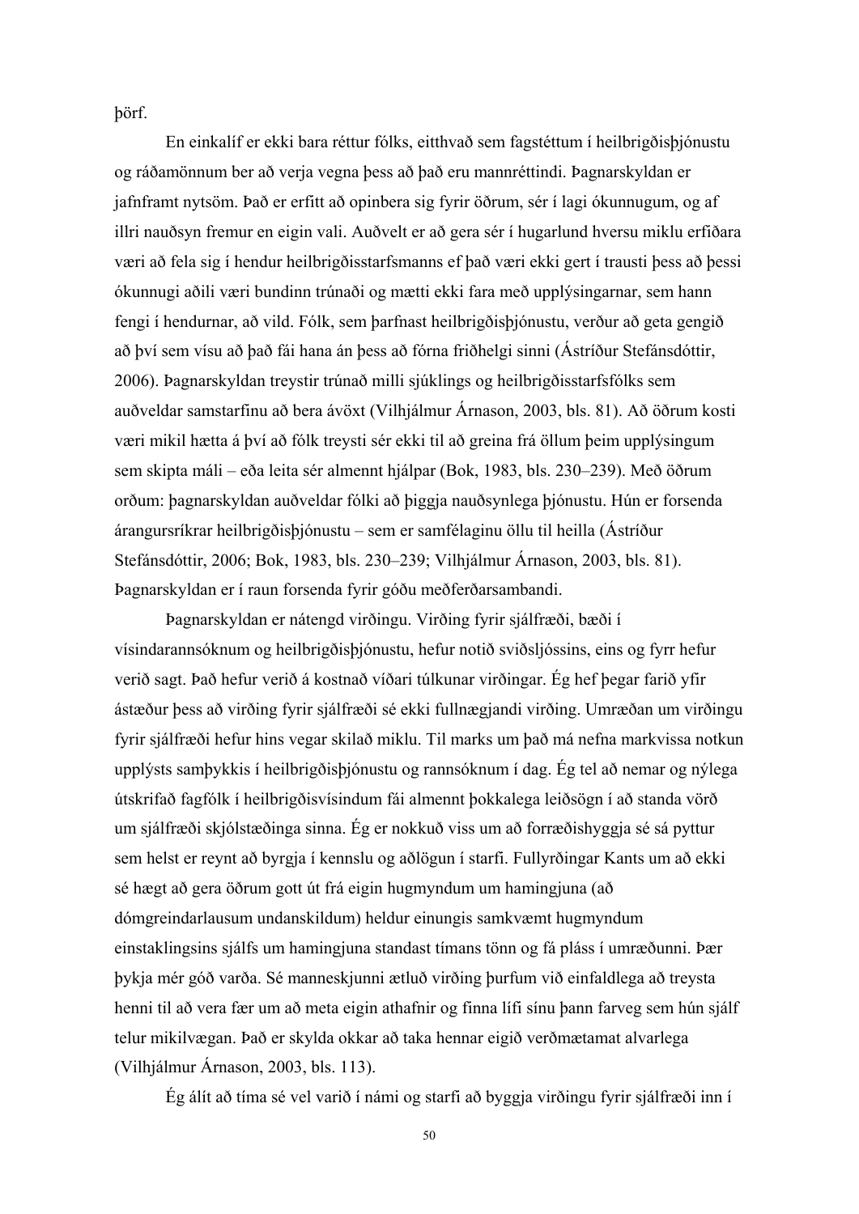þörf.

En einkalíf er ekki bara réttur fólks, eitthvað sem fagstéttum í heilbrigðisþjónustu og ráðamönnum ber að verja vegna þess að það eru mannréttindi. Þagnarskyldan er jafnframt nytsöm. Það er erfitt að opinbera sig fyrir öðrum, sér í lagi ókunnugum, og af illri nauðsyn fremur en eigin vali. Auðvelt er að gera sér í hugarlund hversu miklu erfiðara væri að fela sig í hendur heilbrigðisstarfsmanns ef það væri ekki gert í trausti þess að þessi ókunnugi aðili væri bundinn trúnaði og mætti ekki fara með upplýsingarnar, sem hann fengi í hendurnar, að vild. Fólk, sem þarfnast heilbrigðisþjónustu, verður að geta gengið að því sem vísu að það fái hana án þess að fórna friðhelgi sinni (Ástríður Stefánsdóttir, 2006). Þagnarskyldan treystir trúnað milli sjúklings og heilbrigðisstarfsfólks sem auðveldar samstarfinu að bera ávöxt (Vilhjálmur Árnason, 2003, bls. 81). Að öðrum kosti væri mikil hætta á því að fólk treysti sér ekki til að greina frá öllum þeim upplýsingum sem skipta máli – eða leita sér almennt hjálpar (Bok, 1983, bls. 230–239). Með öðrum orðum: þagnarskyldan auðveldar fólki að þiggja nauðsynlega þjónustu. Hún er forsenda árangursríkrar heilbrigðisþjónustu – sem er samfélaginu öllu til heilla (Ástríður Stefánsdóttir, 2006; Bok, 1983, bls. 230–239; Vilhjálmur Árnason, 2003, bls. 81). Þagnarskyldan er í raun forsenda fyrir góðu meðferðarsambandi.

Þagnarskyldan er nátengd virðingu. Virðing fyrir sjálfræði, bæði í vísindarannsóknum og heilbrigðisþjónustu, hefur notið sviðsljóssins, eins og fyrr hefur verið sagt. Það hefur verið á kostnað víðari túlkunar virðingar. Ég hef þegar farið yfir ástæður þess að virðing fyrir sjálfræði sé ekki fullnægjandi virðing. Umræðan um virðingu fyrir sjálfræði hefur hins vegar skilað miklu. Til marks um það má nefna markvissa notkun upplýsts samþykkis í heilbrigðisþjónustu og rannsóknum í dag. Ég tel að nemar og nýlega útskrifað fagfólk í heilbrigðisvísindum fái almennt þokkalega leiðsögn í að standa vörð um sjálfræði skjólstæðinga sinna. Ég er nokkuð viss um að forræðishyggja sé sá pyttur sem helst er reynt að byrgja í kennslu og aðlögun í starfi. Fullyrðingar Kants um að ekki sé hægt að gera öðrum gott út frá eigin hugmyndum um hamingjuna (að dómgreindarlausum undanskildum) heldur einungis samkvæmt hugmyndum einstaklingsins sjálfs um hamingjuna standast tímans tönn og fá pláss í umræðunni. Þær þykja mér góð varða. Sé manneskjunni ætluð virðing þurfum við einfaldlega að treysta henni til að vera fær um að meta eigin athafnir og finna lífi sínu þann farveg sem hún sjálf telur mikilvægan. Það er skylda okkar að taka hennar eigið verðmætamat alvarlega (Vilhjálmur Árnason, 2003, bls. 113).

Ég álít að tíma sé vel varið í námi og starfi að byggja virðingu fyrir sjálfræði inn í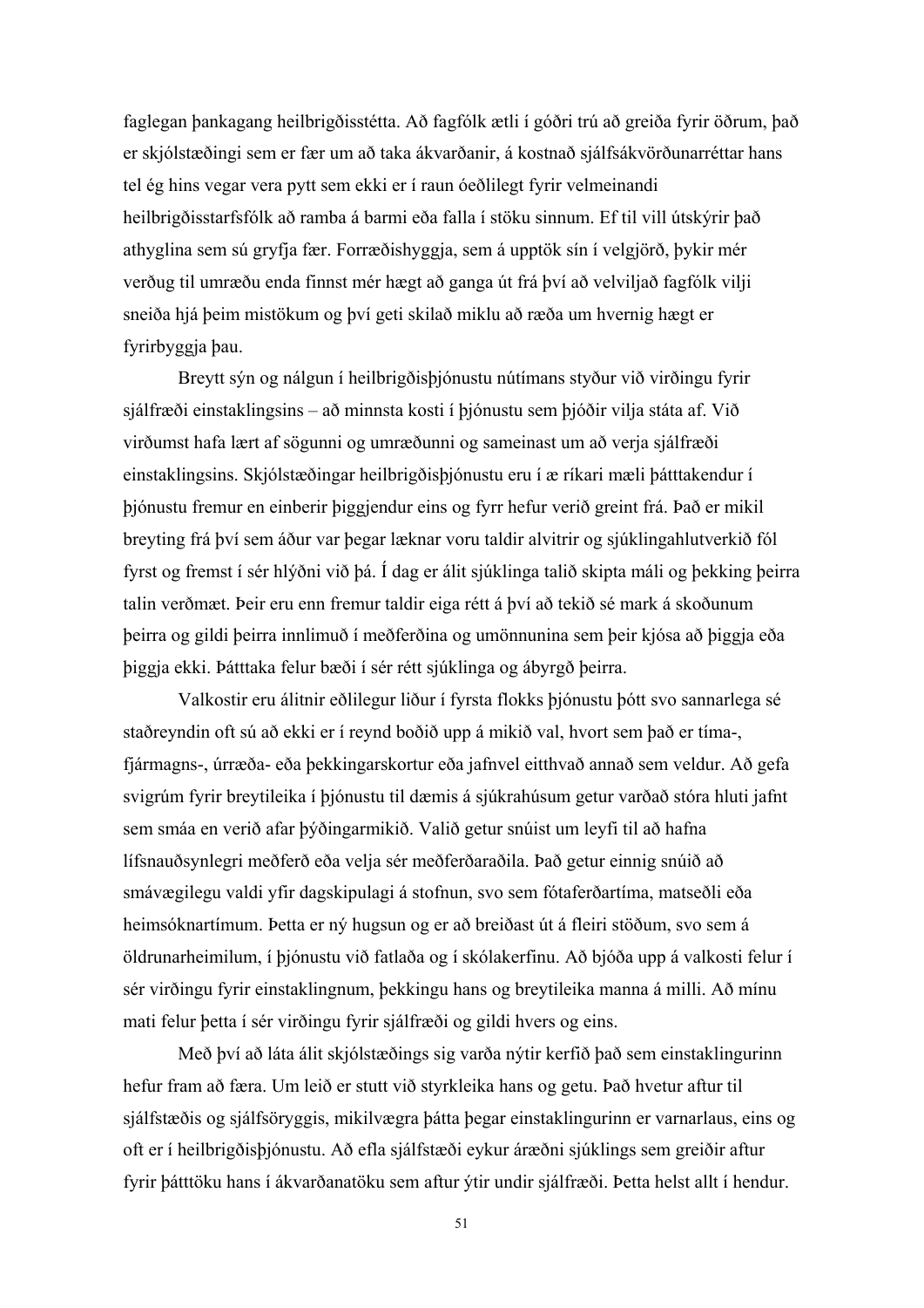faglegan þankagang heilbrigðisstétta. Að fagfólk ætli í góðri trú að greiða fyrir öðrum, það er skjólstæðingi sem er fær um að taka ákvarðanir, á kostnað sjálfsákvörðunarréttar hans tel ég hins vegar vera pytt sem ekki er í raun óeðlilegt fyrir velmeinandi heilbrigðisstarfsfólk að ramba á barmi eða falla í stöku sinnum. Ef til vill útskýrir það athyglina sem sú gryfja fær. Forræðishyggja, sem á upptök sín í velgjörð, þykir mér verðug til umræðu enda finnst mér hægt að ganga út frá því að velviljað fagfólk vilji sneiða hjá þeim mistökum og því geti skilað miklu að ræða um hvernig hægt er fyrirbyggja þau.

Breytt sýn og nálgun í heilbrigðisþjónustu nútímans styður við virðingu fyrir sjálfræði einstaklingsins – að minnsta kosti í þjónustu sem þjóðir vilja státa af. Við virðumst hafa lært af sögunni og umræðunni og sameinast um að verja sjálfræði einstaklingsins. Skjólstæðingar heilbrigðisþjónustu eru í æ ríkari mæli þátttakendur í þjónustu fremur en einberir þiggjendur eins og fyrr hefur verið greint frá. Það er mikil breyting frá því sem áður var þegar læknar voru taldir alvitrir og sjúklingahlutverkið fól fyrst og fremst í sér hlýðni við þá. Í dag er álit sjúklinga talið skipta máli og þekking þeirra talin verðmæt. Þeir eru enn fremur taldir eiga rétt á því að tekið sé mark á skoðunum þeirra og gildi þeirra innlimuð í meðferðina og umönnunina sem þeir kjósa að þiggja eða þiggja ekki. Þátttaka felur bæði í sér rétt sjúklinga og ábyrgð þeirra.

Valkostir eru álitnir eðlilegur liður í fyrsta flokks þjónustu þótt svo sannarlega sé staðreyndin oft sú að ekki er í reynd boðið upp á mikið val, hvort sem það er tíma-, fjármagns-, úrræða- eða þekkingarskortur eða jafnvel eitthvað annað sem veldur. Að gefa svigrúm fyrir breytileika í þjónustu til dæmis á sjúkrahúsum getur varðað stóra hluti jafnt sem smáa en verið afar þýðingarmikið. Valið getur snúist um leyfi til að hafna lífsnauðsynlegri meðferð eða velja sér meðferðaraðila. Það getur einnig snúið að smávægilegu valdi yfir dagskipulagi á stofnun, svo sem fótaferðartíma, matseðli eða heimsóknartímum. Þetta er ný hugsun og er að breiðast út á fleiri stöðum, svo sem á öldrunarheimilum, í þjónustu við fatlaða og í skólakerfinu. Að bjóða upp á valkosti felur í sér virðingu fyrir einstaklingnum, þekkingu hans og breytileika manna á milli. Að mínu mati felur þetta í sér virðingu fyrir sjálfræði og gildi hvers og eins.

Með því að láta álit skjólstæðings sig varða nýtir kerfið það sem einstaklingurinn hefur fram að færa. Um leið er stutt við styrkleika hans og getu. Það hvetur aftur til sjálfstæðis og sjálfsöryggis, mikilvægra þátta þegar einstaklingurinn er varnarlaus, eins og oft er í heilbrigðisþjónustu. Að efla sjálfstæði eykur áræðni sjúklings sem greiðir aftur fyrir þátttöku hans í ákvarðanatöku sem aftur ýtir undir sjálfræði. Þetta helst allt í hendur.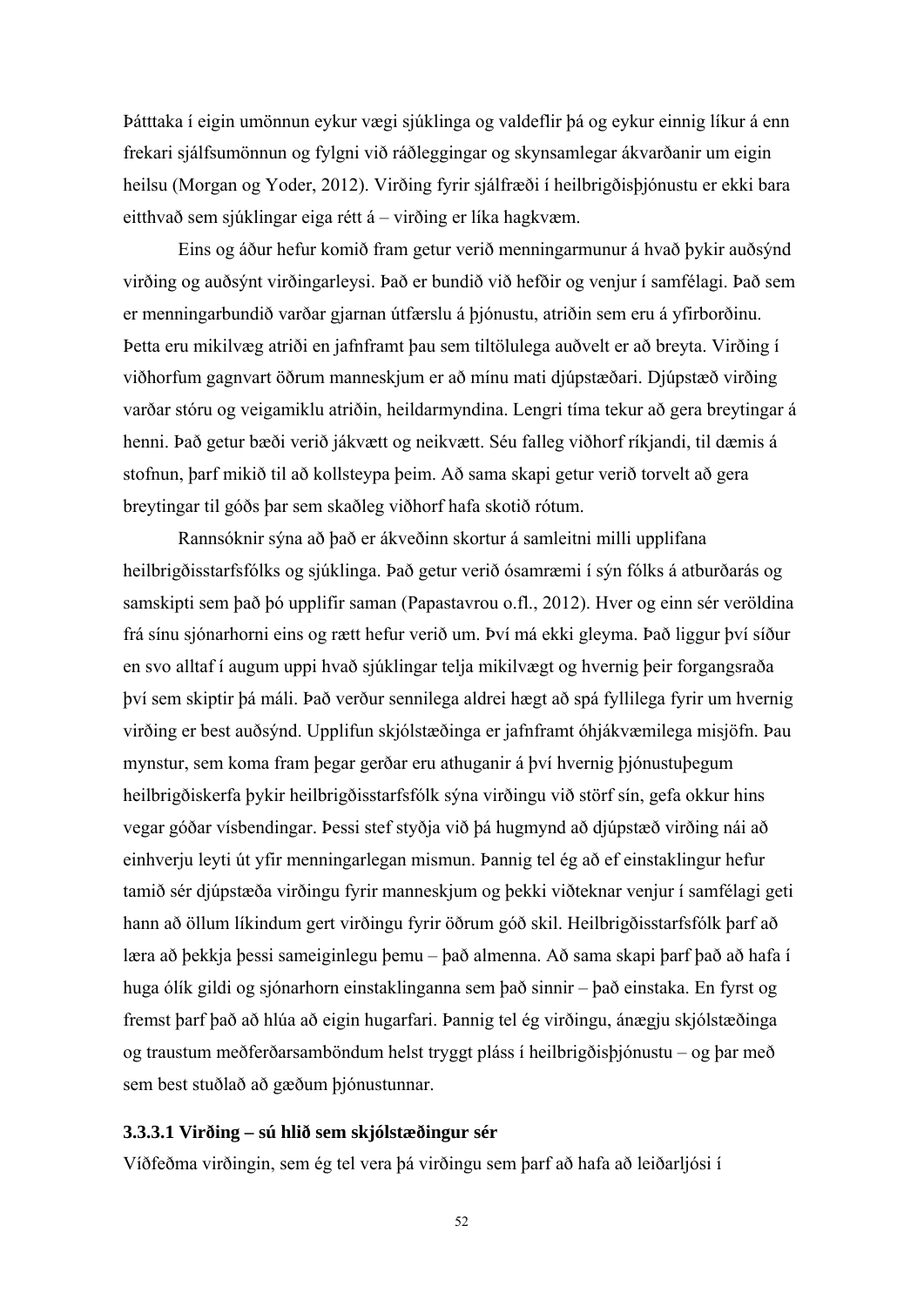Þátttaka í eigin umönnun eykur vægi sjúklinga og valdeflir þá og eykur einnig líkur á enn frekari sjálfsumönnun og fylgni við ráðleggingar og skynsamlegar ákvarðanir um eigin heilsu (Morgan og Yoder, 2012). Virðing fyrir sjálfræði í heilbrigðisþjónustu er ekki bara eitthvað sem sjúklingar eiga rétt á – virðing er líka hagkvæm.

Eins og áður hefur komið fram getur verið menningarmunur á hvað þykir auðsýnd virðing og auðsýnt virðingarleysi. Það er bundið við hefðir og venjur í samfélagi. Það sem er menningarbundið varðar gjarnan útfærslu á þjónustu, atriðin sem eru á yfirborðinu. Þetta eru mikilvæg atriði en jafnframt þau sem tiltölulega auðvelt er að breyta. Virðing í viðhorfum gagnvart öðrum manneskjum er að mínu mati djúpstæðari. Djúpstæð virðing varðar stóru og veigamiklu atriðin, heildarmyndina. Lengri tíma tekur að gera breytingar á henni. Það getur bæði verið jákvætt og neikvætt. Séu falleg viðhorf ríkjandi, til dæmis á stofnun, þarf mikið til að kollsteypa þeim. Að sama skapi getur verið torvelt að gera breytingar til góðs þar sem skaðleg viðhorf hafa skotið rótum.

Rannsóknir sýna að það er ákveðinn skortur á samleitni milli upplifana heilbrigðisstarfsfólks og sjúklinga. Það getur verið ósamræmi í sýn fólks á atburðarás og samskipti sem það þó upplifir saman (Papastavrou o.fl., 2012). Hver og einn sér veröldina frá sínu sjónarhorni eins og rætt hefur verið um. Því má ekki gleyma. Það liggur því síður en svo alltaf í augum uppi hvað sjúklingar telja mikilvægt og hvernig þeir forgangsraða því sem skiptir þá máli. Það verður sennilega aldrei hægt að spá fyllilega fyrir um hvernig virðing er best auðsýnd. Upplifun skjólstæðinga er jafnframt óhjákvæmilega misjöfn. Þau mynstur, sem koma fram þegar gerðar eru athuganir á því hvernig þjónustuþegum heilbrigðiskerfa þykir heilbrigðisstarfsfólk sýna virðingu við störf sín, gefa okkur hins vegar góðar vísbendingar. Þessi stef styðja við þá hugmynd að djúpstæð virðing nái að einhverju leyti út yfir menningarlegan mismun. Þannig tel ég að ef einstaklingur hefur tamið sér djúpstæða virðingu fyrir manneskjum og þekki viðteknar venjur í samfélagi geti hann að öllum líkindum gert virðingu fyrir öðrum góð skil. Heilbrigðisstarfsfólk þarf að læra að þekkja þessi sameiginlegu þemu – það almenna. Að sama skapi þarf það að hafa í huga ólík gildi og sjónarhorn einstaklinganna sem það sinnir – það einstaka. En fyrst og fremst þarf það að hlúa að eigin hugarfari. Þannig tel ég virðingu, ánægju skjólstæðinga og traustum meðferðarsamböndum helst tryggt pláss í heilbrigðisþjónustu – og þar með sem best stuðlað að gæðum þjónustunnar.

#### 3.3.3.1 Virðing – sú hlið sem skjólstæðingur sér

Víðfeðma virðingin, sem ég tel vera þá virðingu sem þarf að hafa að leiðarljósi í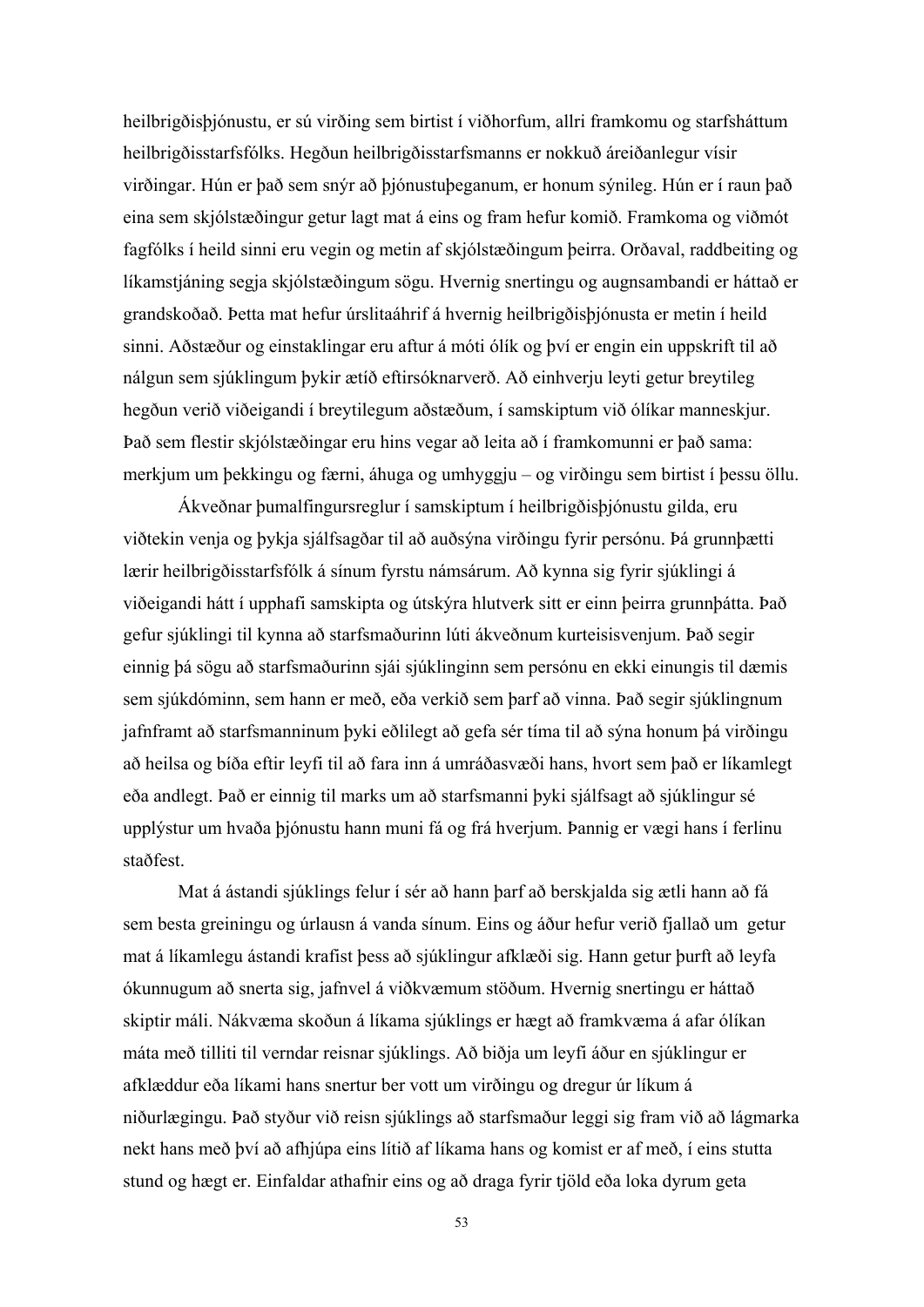heilbrigðisþjónustu, er sú virðing sem birtist í viðhorfum, allri framkomu og starfsháttum heilbrigðisstarfsfólks. Hegðun heilbrigðisstarfsmanns er nokkuð áreiðanlegur vísir virðingar. Hún er það sem snýr að þjónustuþeganum, er honum sýnileg. Hún er í raun það eina sem skjólstæðingur getur lagt mat á eins og fram hefur komið. Framkoma og viðmót fagfólks í heild sinni eru vegin og metin af skjólstæðingum þeirra. Orðaval, raddbeiting og líkamstjáning segja skjólstæðingum sögu. Hvernig snertingu og augnsambandi er háttað er grandskoðað. Þetta mat hefur úrslitaáhrif á hvernig heilbrigðisþjónusta er metin í heild sinni. Aðstæður og einstaklingar eru aftur á móti ólík og því er engin ein uppskrift til að nálgun sem sjúklingum þykir ætíð eftirsóknarverð. Að einhverju leyti getur breytileg hegðun verið viðeigandi í breytilegum aðstæðum, í samskiptum við ólíkar manneskjur. Það sem flestir skjólstæðingar eru hins vegar að leita að í framkomunni er það sama: merkjum um þekkingu og færni, áhuga og umhyggju – og virðingu sem birtist í þessu öllu.

Ákveðnar þumalfingursreglur í samskiptum í heilbrigðisþjónustu gilda, eru viðtekin venja og þykja sjálfsagðar til að auðsýna virðingu fyrir persónu. Þá grunnþætti lærir heilbrigðisstarfsfólk á sínum fyrstu námsárum. Að kynna sig fyrir sjúklingi á viðeigandi hátt í upphafi samskipta og útskýra hlutverk sitt er einn þeirra grunnþátta. Það gefur sjúklingi til kynna að starfsmaðurinn lúti ákveðnum kurteisisvenjum. Það segir einnig þá sögu að starfsmaðurinn sjái sjúklinginn sem persónu en ekki einungis til dæmis sem sjúkdóminn, sem hann er með, eða verkið sem þarf að vinna. Það segir sjúklingnum jafnframt að starfsmanninum þyki eðlilegt að gefa sér tíma til að sýna honum þá virðingu að heilsa og bíða eftir leyfi til að fara inn á umráðasvæði hans, hvort sem það er líkamlegt eða andlegt. Það er einnig til marks um að starfsmanni þyki sjálfsagt að sjúklingur sé upplýstur um hvaða þjónustu hann muni fá og frá hverjum. Þannig er vægi hans í ferlinu staðfest.

Mat á ástandi sjúklings felur í sér að hann þarf að berskjalda sig ætli hann að fá sem besta greiningu og úrlausn á vanda sínum. Eins og áður hefur verið fjallað um getur mat á líkamlegu ástandi krafist þess að sjúklingur afklæði sig. Hann getur þurft að leyfa ókunnugum að snerta sig, jafnvel á viðkvæmum stöðum. Hvernig snertingu er háttað skiptir máli. Nákvæma skoðun á líkama sjúklings er hægt að framkvæma á afar ólíkan máta með tilliti til verndar reisnar sjúklings. Að biðja um leyfi áður en sjúklingur er afklæddur eða líkami hans snertur ber vott um virðingu og dregur úr líkum á niðurlægingu. Það styður við reisn sjúklings að starfsmaður leggi sig fram við að lágmarka nekt hans með því að afhjúpa eins lítið af líkama hans og komist er af með, í eins stutta stund og hægt er. Einfaldar athafnir eins og að draga fyrir tjöld eða loka dyrum geta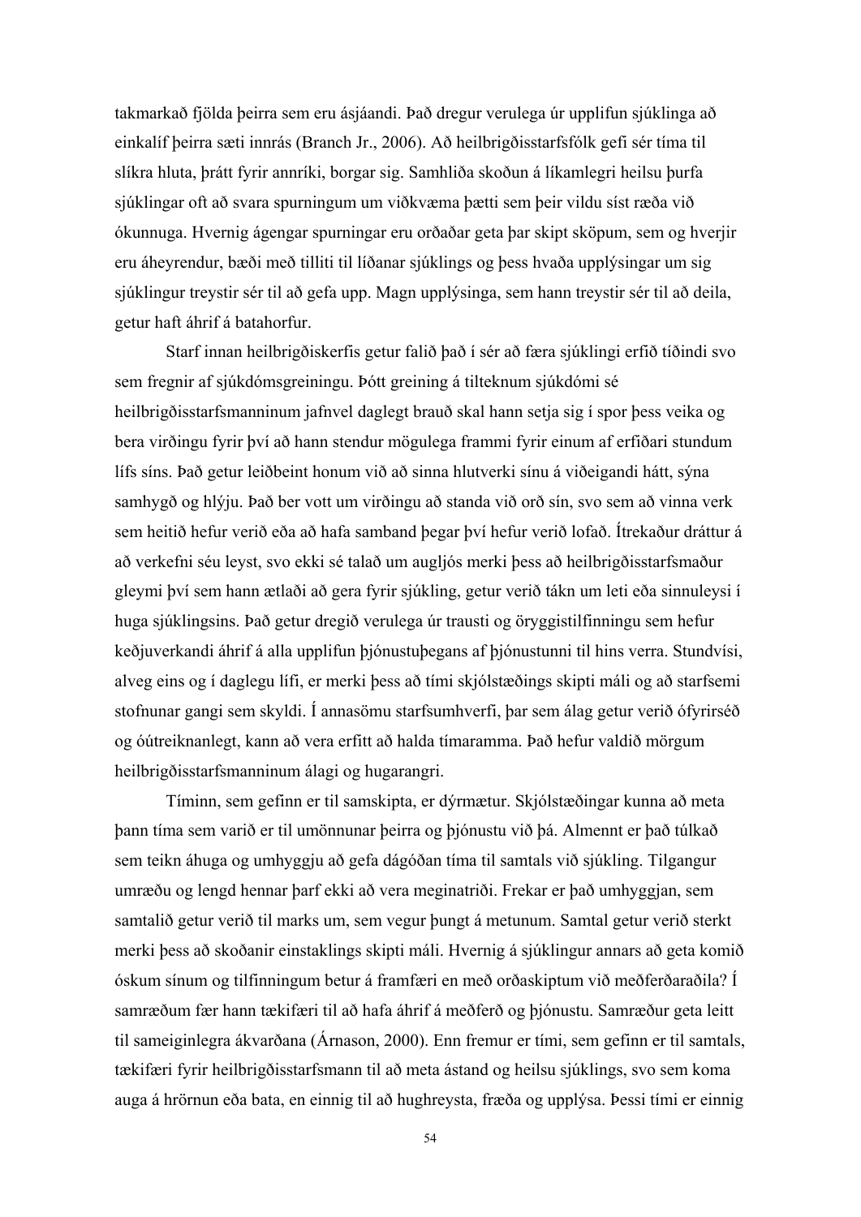takmarkað fjölda þeirra sem eru ásjáandi. Það dregur verulega úr upplifun sjúklinga að einkalíf þeirra sæti innrás (Branch Jr., 2006). Að heilbrigðisstarfsfólk gefi sér tíma til slíkra hluta, þrátt fyrir annríki, borgar sig. Samhliða skoðun á líkamlegri heilsu þurfa sjúklingar oft að svara spurningum um viðkvæma þætti sem þeir vildu síst ræða við ókunnuga. Hvernig ágengar spurningar eru orðaðar geta þar skipt sköpum, sem og hverjir eru áheyrendur, bæði með tilliti til líðanar sjúklings og þess hvaða upplýsingar um sig sjúklingur treystir sér til að gefa upp. Magn upplýsinga, sem hann treystir sér til að deila, getur haft áhrif á batahorfur.

Starf innan heilbrigðiskerfis getur falið það í sér að færa sjúklingi erfið tíðindi svo sem fregnir af sjúkdómsgreiningu. Þótt greining á tilteknum sjúkdómi sé heilbrigðisstarfsmanninum jafnvel daglegt brauð skal hann setja sig í spor þess veika og bera virðingu fyrir því að hann stendur mögulega frammi fyrir einum af erfiðari stundum lífs síns. Það getur leiðbeint honum við að sinna hlutverki sínu á viðeigandi hátt, sýna samhygð og hlýju. Það ber vott um virðingu að standa við orð sín, svo sem að vinna verk sem heitið hefur verið eða að hafa samband þegar því hefur verið lofað. Ítrekaður dráttur á að verkefni séu leyst, svo ekki sé talað um augljós merki þess að heilbrigðisstarfsmaður gleymi því sem hann ætlaði að gera fyrir sjúkling, getur verið tákn um leti eða sinnuleysi í huga sjúklingsins. Það getur dregið verulega úr trausti og öryggistilfinningu sem hefur keðjuverkandi áhrif á alla upplifun þjónustuþegans af þjónustunni til hins verra. Stundvísi, alveg eins og í daglegu lífi, er merki þess að tími skjólstæðings skipti máli og að starfsemi stofnunar gangi sem skyldi. Í annasömu starfsumhverfi, þar sem álag getur verið ófyrirséð og óútreiknanlegt, kann að vera erfitt að halda tímaramma. Það hefur valdið mörgum heilbrigðisstarfsmanninum álagi og hugarangri.

Tíminn, sem gefinn er til samskipta, er dýrmætur. Skjólstæðingar kunna að meta þann tíma sem varið er til umönnunar þeirra og þjónustu við þá. Almennt er það túlkað sem teikn áhuga og umhyggju að gefa dágóðan tíma til samtals við sjúkling. Tilgangur umræðu og lengd hennar þarf ekki að vera meginatriði. Frekar er það umhyggjan, sem samtalið getur verið til marks um, sem vegur þungt á metunum. Samtal getur verið sterkt merki þess að skoðanir einstaklings skipti máli. Hvernig á sjúklingur annars að geta komið óskum sínum og tilfinningum betur á framfæri en með orðaskiptum við meðferðaraðila? Í samræðum fær hann tækifæri til að hafa áhrif á meðferð og þjónustu. Samræður geta leitt til sameiginlegra ákvarðana (Árnason, 2000). Enn fremur er tími, sem gefinn er til samtals, tækifæri fyrir heilbrigðisstarfsmann til að meta ástand og heilsu sjúklings, svo sem koma auga á hrörnun eða bata, en einnig til að hughreysta, fræða og upplýsa. Þessi tími er einnig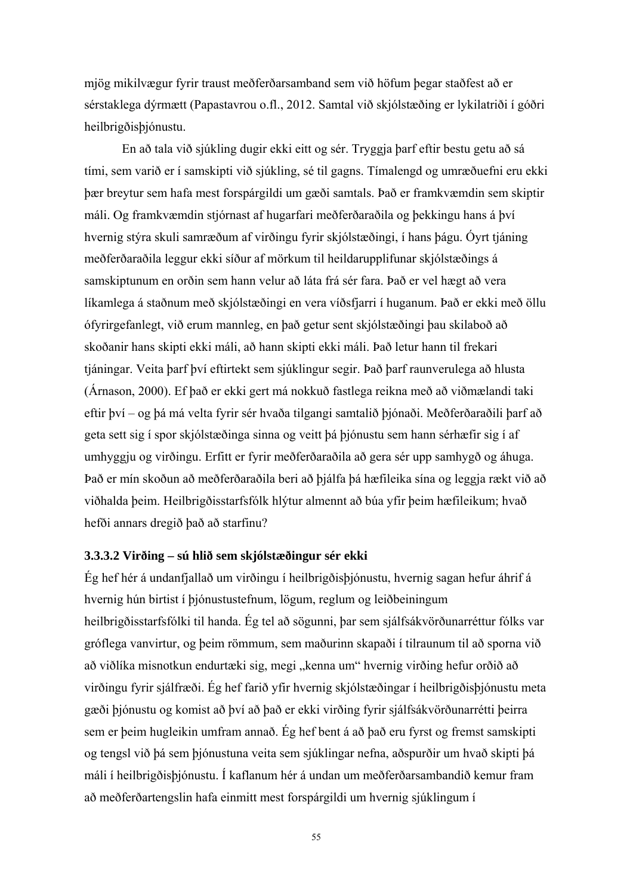mjög mikilvægur fyrir traust meðferðarsamband sem við höfum þegar staðfest að er sérstaklega dýrmætt (Papastavrou o.fl., 2012. Samtal við skjólstæðing er lykilatriði í góðri heilbrigðisþjónustu.

En að tala við sjúkling dugir ekki eitt og sér. Tryggja þarf eftir bestu getu að sá tími, sem varið er í samskipti við sjúkling, sé til gagns. Tímalengd og umræðuefni eru ekki þær breytur sem hafa mest forspárgildi um gæði samtals. Það er framkvæmdin sem skiptir máli. Og framkvæmdin stjórnast af hugarfari meðferðaraðila og þekkingu hans á því hvernig stýra skuli samræðum af virðingu fyrir skjólstæðingi, í hans þágu. Óyrt tjáning meðferðaraðila leggur ekki síður af mörkum til heildarupplifunar skjólstæðings á samskiptunum en orðin sem hann velur að láta frá sér fara. Það er vel hægt að vera líkamlega á staðnum með skjólstæðingi en vera víðsfjarri í huganum. Það er ekki með öllu ófyrirgefanlegt, við erum mannleg, en það getur sent skjólstæðingi þau skilaboð að skoðanir hans skipti ekki máli, að hann skipti ekki máli. Það letur hann til frekari tjáningar. Veita þarf því eftirtekt sem sjúklingur segir. Það þarf raunverulega að hlusta (Árnason, 2000). Ef það er ekki gert má nokkuð fastlega reikna með að viðmælandi taki eftir því – og þá má velta fyrir sér hvaða tilgangi samtalið þjónaði. Meðferðaraðili þarf að geta sett sig í spor skjólstæðinga sinna og veitt þá þjónustu sem hann sérhæfir sig í af umhyggju og virðingu. Erfitt er fyrir meðferðaraðila að gera sér upp samhygð og áhuga. Það er mín skoðun að meðferðaraðila beri að þjálfa þá hæfileika sína og leggja rækt við að viðhalda þeim. Heilbrigðisstarfsfólk hlýtur almennt að búa yfir þeim hæfileikum; hvað hefði annars dregið það að starfinu?

#### 3.3.3.2 Virðing – sú hlið sem skjólstæðingur sér ekki

Ég hef hér á undanfjallað um virðingu í heilbrigðisþjónustu, hvernig sagan hefur áhrif á hvernig hún birtist í þjónustustefnum, lögum, reglum og leiðbeiningum heilbrigðisstarfsfólki til handa. Ég tel að sögunni, þar sem sjálfsákvörðunarréttur fólks var gróflega vanvirtur, og þeim römmum, sem maðurinn skapaði í tilraunum til að sporna við að viðlíka misnotkun endurtæki sig, megi „kenna um“ hvernig virðing hefur orðið að virðingu fyrir sjálfræði. Ég hef farið yfir hvernig skjólstæðingar í heilbrigðisþjónustu meta gæði þjónustu og komist að því að það er ekki virðing fyrir sjálfsákvörðunarrétti þeirra sem er þeim hugleikin umfram annað. Ég hef bent á að það eru fyrst og fremst samskipti og tengsl við þá sem þjónustuna veita sem sjúklingar nefna, aðspurðir um hvað skipti þá máli í heilbrigðisþjónustu. Í kaflanum hér á undan um meðferðarsambandið kemur fram að meðferðartengslin hafa einmitt mest forspárgildi um hvernig sjúklingum í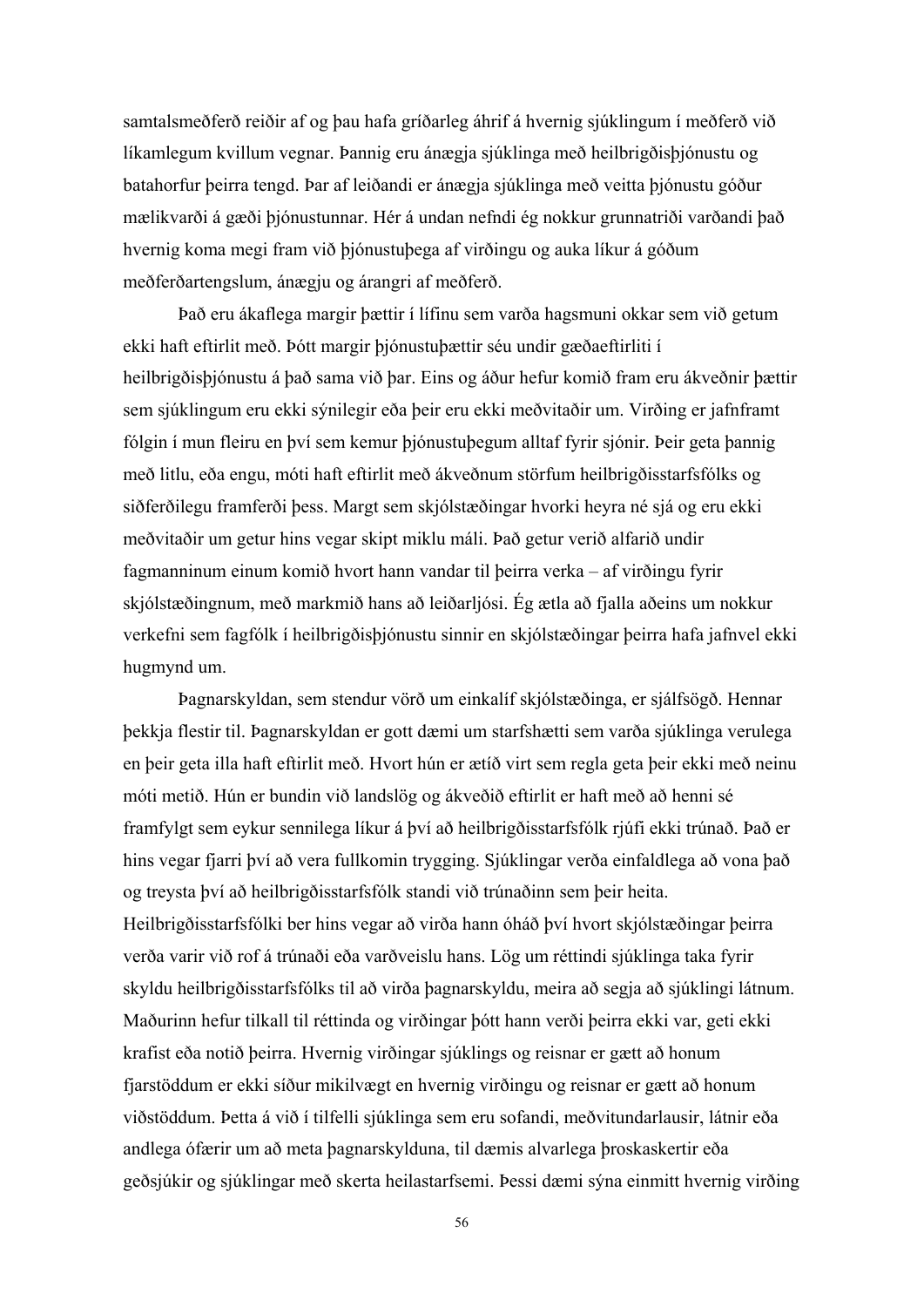samtalsmeðferð reiðir af og þau hafa gríðarleg áhrif á hvernig sjúklingum í meðferð við líkamlegum kvillum vegnar. Þannig eru ánægja sjúklinga með heilbrigðisþjónustu og batahorfur þeirra tengd. Þar af leiðandi er ánægja sjúklinga með veitta þjónustu góður mælikvarði á gæði þjónustunnar. Hér á undan nefndi ég nokkur grunnatriði varðandi það hvernig koma megi fram við þjónustuþega af virðingu og auka líkur á góðum meðferðartengslum, ánægju og árangri af meðferð.

Það eru ákaflega margir þættir í lífinu sem varða hagsmuni okkar sem við getum ekki haft eftirlit með. Þótt margir þjónustuþættir séu undir gæðaeftirliti í heilbrigðisþjónustu á það sama við þar. Eins og áður hefur komið fram eru ákveðnir þættir sem sjúklingum eru ekki sýnilegir eða þeir eru ekki meðvitaðir um. Virðing er jafnframt fólgin í mun fleiru en því sem kemur þjónustuþegum alltaf fyrir sjónir. Þeir geta þannig með litlu, eða engu, móti haft eftirlit með ákveðnum störfum heilbrigðisstarfsfólks og siðferðilegu framferði þess. Margt sem skjólstæðingar hvorki heyra né sjá og eru ekki meðvitaðir um getur hins vegar skipt miklu máli. Það getur verið alfarið undir fagmanninum einum komið hvort hann vandar til þeirra verka – af virðingu fyrir skjólstæðingnum, með markmið hans að leiðarljósi. Ég ætla að fjalla aðeins um nokkur verkefni sem fagfólk í heilbrigðisþjónustu sinnir en skjólstæðingar þeirra hafa jafnvel ekki hugmynd um.

Þagnarskyldan, sem stendur vörð um einkalíf skjólstæðinga, er sjálfsögð. Hennar þekkja flestir til. Þagnarskyldan er gott dæmi um starfshætti sem varða sjúklinga verulega en þeir geta illa haft eftirlit með. Hvort hún er ætíð virt sem regla geta þeir ekki með neinu móti metið. Hún er bundin við landslög og ákveðið eftirlit er haft með að henni sé framfylgt sem eykur sennilega líkur á því að heilbrigðisstarfsfólk rjúfi ekki trúnað. Það er hins vegar fjarri því að vera fullkomin trygging. Sjúklingar verða einfaldlega að vona það og treysta því að heilbrigðisstarfsfólk standi við trúnaðinn sem þeir heita. Heilbrigðisstarfsfólki ber hins vegar að virða hann óháð því hvort skjólstæðingar þeirra verða varir við rof á trúnaði eða varðveislu hans. Lög um réttindi sjúklinga taka fyrir skyldu heilbrigðisstarfsfólks til að virða þagnarskyldu, meira að segja að sjúklingi látnum. Maðurinn hefur tilkall til réttinda og virðingar þótt hann verði þeirra ekki var, geti ekki krafist eða notið þeirra. Hvernig virðingar sjúklings og reisnar er gætt að honum fjarstöddum er ekki síður mikilvægt en hvernig virðingu og reisnar er gætt að honum viðstöddum. Þetta á við í tilfelli sjúklinga sem eru sofandi, meðvitundarlausir, látnir eða andlega ófærir um að meta þagnarskylduna, til dæmis alvarlega þroskaskertir eða geðsjúkir og sjúklingar með skerta heilastarfsemi. Þessi dæmi sýna einmitt hvernig virðing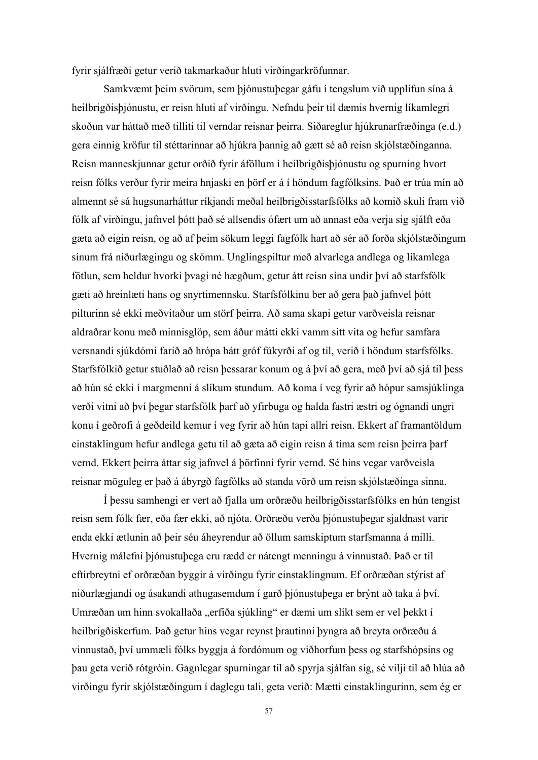fyrir sjálfræði getur verið takmarkaður hluti virðingarkröfunnar.

Samkvæmt þeim svörum, sem þjónustuþegar gáfu í tengslum við upplifun sína á heilbrigðisþjónustu, er reisn hluti af virðingu. Nefndu þeir til dæmis hvernig líkamlegri skoðun var háttað með tilliti til verndar reisnar þeirra. Siðareglur hjúkrunarfræðinga (e.d.) gera einnig kröfur til stéttarinnar að hjúkra þannig að gætt sé að reisn skjólstæðinganna. Reisn manneskjunnar getur orðið fyrir áföllum í heilbrigðisþjónustu og spurning hvort reisn fólks verður fyrir meira hnjaski en þörf er á í höndum fagfólksins. Það er trúa mín að almennt sé sá hugsunarháttur ríkjandi meðal heilbrigðisstarfsfólks að komið skuli fram við fólk af virðingu, jafnvel þótt það sé allsendis ófært um að annast eða verja sig sjálft eða gæta að eigin reisn, og að af þeim sökum leggi fagfólk hart að sér að forða skjólstæðingum sínum frá niðurlægingu og skömm. Unglingspiltur með alvarlega andlega og líkamlega fötlun, sem heldur hvorki þvagi né hægðum, getur átt reisn sína undir því að starfsfólk gæti að hreinlæti hans og snyrtimennsku. Starfsfólkinu ber að gera það jafnvel þótt pilturinn sé ekki meðvitaður um störf þeirra. Að sama skapi getur varðveisla reisnar aldraðrar konu með minnisglöp, sem áður mátti ekki vamm sitt vita og hefur samfara versnandi sjúkdómi farið að hrópa hátt gróf fúkyrði af og til, verið í höndum starfsfólks. Starfsfólkið getur stuðlað að reisn þessarar konum og á því að gera, með því að sjá til þess að hún sé ekki í margmenni á slíkum stundum. Að koma í veg fyrir að hópur samsjúklinga verði vitni að því þegar starfsfólk þarf að yfirbuga og halda fastri æstri og ógnandi ungri konu í geðrofi á geðdeild kemur í veg fyrir að hún tapi allri reisn. Ekkert af framantöldum einstaklingum hefur andlega getu til að gæta að eigin reisn á tíma sem reisn þeirra þarf vernd. Ekkert þeirra áttar sig jafnvel á þörfinni fyrir vernd. Sé hins vegar varðveisla reisnar möguleg er það á ábyrgð fagfólks að standa vörð um reisn skjólstæðinga sinna.

Í þessu samhengi er vert að fjalla um orðræðu heilbrigðisstarfsfólks en hún tengist reisn sem fólk fær, eða fær ekki, að njóta. Orðræðu verða þjónustuþegar sjaldnast varir enda ekki ætlunin að þeir séu áheyrendur að öllum samskiptum starfsmanna á milli. Hvernig málefni þjónustuþega eru rædd er nátengt menningu á vinnustað. Það er til eftirbreytni ef orðræðan byggir á virðingu fyrir einstaklingnum. Ef orðræðan stýrist af niðurlægjandi og ásakandi athugasemdum í garð þjónustuþega er brýnt að taka á því. Umræðan um hinn svokallaða „erfiða sjúkling“ er dæmi um slíkt sem er vel þekkt í heilbrigðiskerfum. Það getur hins vegar reynst þrautinni þyngra að breyta orðræðu á vinnustað, því ummæli fólks byggja á fordómum og viðhorfum þess og starfshópsins og þau geta verið rótgróin. Gagnlegar spurningar til að spyrja sjálfan sig, sé vilji til að hlúa að virðingu fyrir skjólstæðingum í daglegu tali, geta verið: Mætti einstaklingurinn, sem ég er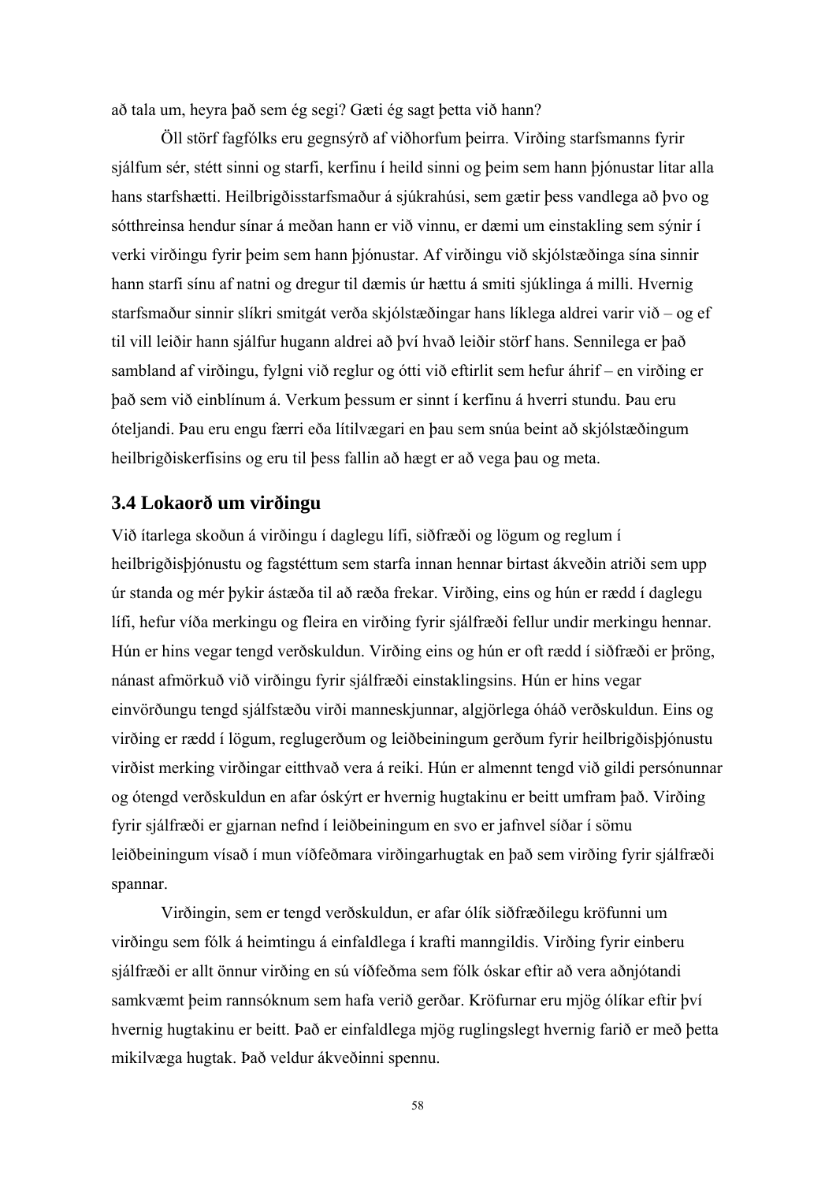að tala um, heyra það sem ég segi? Gæti ég sagt þetta við hann?

Öll störf fagfólks eru gegnsýrð af viðhorfum þeirra. Virðing starfsmanns fyrir sjálfum sér, stétt sinni og starfi, kerfinu í heild sinni og þeim sem hann þjónustar litar alla hans starfshætti. Heilbrigðisstarfsmaður á sjúkrahúsi, sem gætir þess vandlega að þvo og sótthreinsa hendur sínar á meðan hann er við vinnu, er dæmi um einstakling sem sýnir í verki virðingu fyrir þeim sem hann þjónustar. Af virðingu við skjólstæðinga sína sinnir hann starfi sínu af natni og dregur til dæmis úr hættu á smiti sjúklinga á milli. Hvernig starfsmaður sinnir slíkri smitgát verða skjólstæðingar hans líklega aldrei varir við – og ef til vill leiðir hann sjálfur hugann aldrei að því hvað leiðir störf hans. Sennilega er það sambland af virðingu, fylgni við reglur og ótti við eftirlit sem hefur áhrif – en virðing er það sem við einblínum á. Verkum þessum er sinnt í kerfinu á hverri stundu. Þau eru óteljandi. Þau eru engu færri eða lítilvægari en þau sem snúa beint að skjólstæðingum heilbrigðiskerfisins og eru til þess fallin að hægt er að vega þau og meta.

## 3.4 Lokaorð um virðingu

Við ítarlega skoðun á virðingu í daglegu lífi, siðfræði og lögum og reglum í heilbrigðisþjónustu og fagstéttum sem starfa innan hennar birtast ákveðin atriði sem upp úr standa og mér þykir ástæða til að ræða frekar. Virðing, eins og hún er rædd í daglegu lífi, hefur víða merkingu og fleira en virðing fyrir sjálfræði fellur undir merkingu hennar. Hún er hins vegar tengd verðskuldun. Virðing eins og hún er oft rædd í siðfræði er þröng, nánast afmörkuð við virðingu fyrir sjálfræði einstaklingsins. Hún er hins vegar einvörðungu tengd sjálfstæðu virði manneskjunnar, algjörlega óháð verðskuldun. Eins og virðing er rædd í lögum, reglugerðum og leiðbeiningum gerðum fyrir heilbrigðisþjónustu virðist merking virðingar eitthvað vera á reiki. Hún er almennt tengd við gildi persónunnar og ótengd verðskuldun en afar óskýrt er hvernig hugtakinu er beitt umfram það. Virðing fyrir sjálfræði er gjarnan nefnd í leiðbeiningum en svo er jafnvel síðar í sömu leiðbeiningum vísað í mun víðfeðmara virðingarhugtak en það sem virðing fyrir sjálfræði spannar.

Virðingin, sem er tengd verðskuldun, er afar ólík siðfræðilegu kröfunni um virðingu sem fólk á heimtingu á einfaldlega í krafti manngildis. Virðing fyrir einberu sjálfræði er allt önnur virðing en sú víðfeðma sem fólk óskar eftir að vera aðnjótandi samkvæmt þeim rannsóknum sem hafa verið gerðar. Kröfurnar eru mjög ólíkar eftir því hvernig hugtakinu er beitt. Það er einfaldlega mjög ruglingslegt hvernig farið er með þetta mikilvæga hugtak. Það veldur ákveðinni spennu.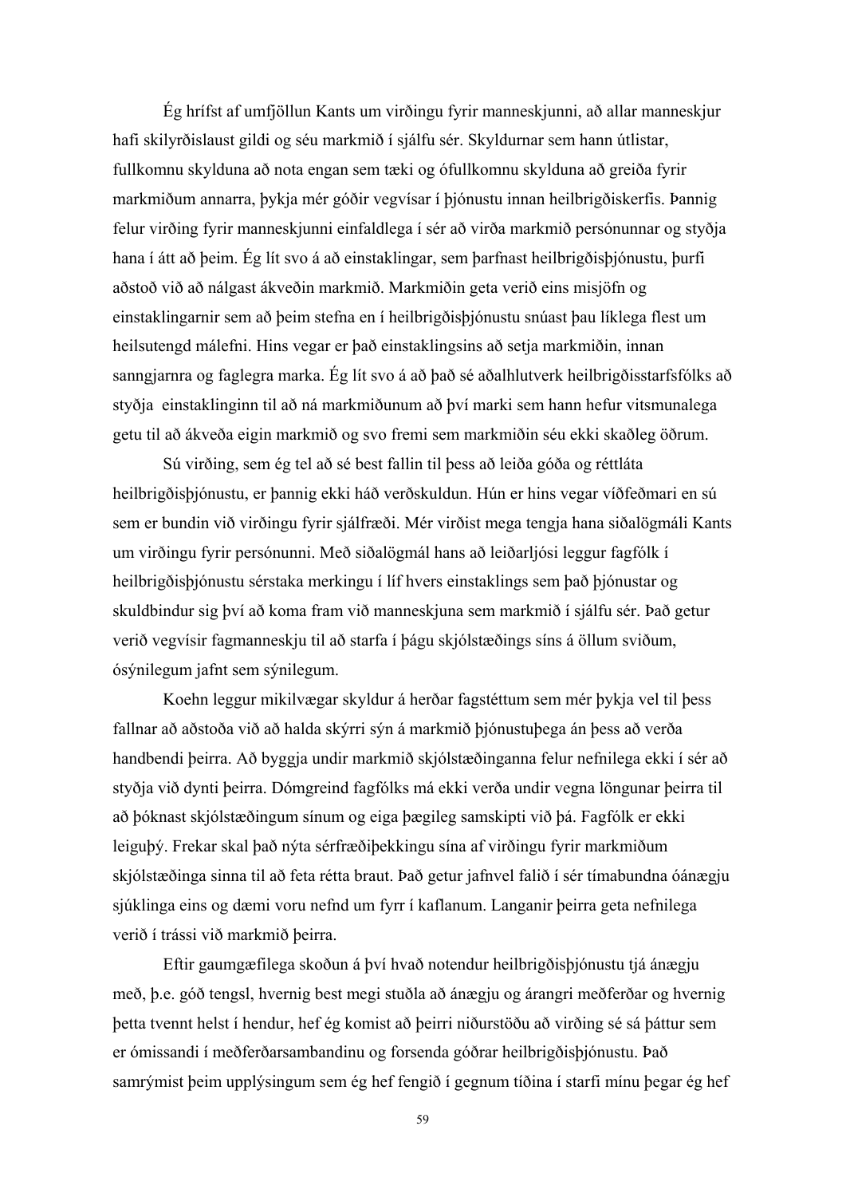Ég hrífst af umfjöllun Kants um virðingu fyrir manneskjunni, að allar manneskjur hafi skilyrðislaust gildi og séu markmið í sjálfu sér. Skyldurnar sem hann útlistar, fullkomnu skylduna að nota engan sem tæki og ófullkomnu skylduna að greiða fyrir markmiðum annarra, þykja mér góðir vegvísar í þjónustu innan heilbrigðiskerfis. Þannig felur virðing fyrir manneskjunni einfaldlega í sér að virða markmið persónunnar og styðja hana í átt að þeim. Ég lít svo á að einstaklingar, sem þarfnast heilbrigðisþjónustu, þurfi aðstoð við að nálgast ákveðin markmið. Markmiðin geta verið eins misjöfn og einstaklingarnir sem að þeim stefna en í heilbrigðisþjónustu snúast þau líklega flest um heilsutengd málefni. Hins vegar er það einstaklingsins að setja markmiðin, innan sanngjarnra og faglegra marka. Ég lít svo á að það sé aðalhlutverk heilbrigðisstarfsfólks að styðja einstaklinginn til að ná markmiðunum að því marki sem hann hefur vitsmunalega getu til að ákveða eigin markmið og svo fremi sem markmiðin séu ekki skaðleg öðrum.

Sú virðing, sem ég tel að sé best fallin til þess að leiða góða og réttláta heilbrigðisþjónustu, er þannig ekki háð verðskuldun. Hún er hins vegar víðfeðmari en sú sem er bundin við virðingu fyrir sjálfræði. Mér virðist mega tengja hana siðalögmáli Kants um virðingu fyrir persónunni. Með siðalögmál hans að leiðarljósi leggur fagfólk í heilbrigðisþjónustu sérstaka merkingu í líf hvers einstaklings sem það þjónustar og skuldbindur sig því að koma fram við manneskjuna sem markmið í sjálfu sér. Það getur verið vegvísir fagmanneskju til að starfa í þágu skjólstæðings síns á öllum sviðum, ósýnilegum jafnt sem sýnilegum.

Koehn leggur mikilvægar skyldur á herðar fagstéttum sem mér þykja vel til þess fallnar að aðstoða við að halda skýrri sýn á markmið þjónustuþega án þess að verða handbendi þeirra. Að byggja undir markmið skjólstæðinganna felur nefnilega ekki í sér að styðja við dynti þeirra. Dómgreind fagfólks má ekki verða undir vegna löngunar þeirra til að þóknast skjólstæðingum sínum og eiga þægileg samskipti við þá. Fagfólk er ekki leiguþý. Frekar skal það nýta sérfræðiþekkingu sína af virðingu fyrir markmiðum skjólstæðinga sinna til að feta rétta braut. Það getur jafnvel falið í sér tímabundna óánægju sjúklinga eins og dæmi voru nefnd um fyrr í kaflanum. Langanir þeirra geta nefnilega verið í trássi við markmið þeirra.

Eftir gaumgæfilega skoðun á því hvað notendur heilbrigðisþjónustu tjá ánægju með, þ.e. góð tengsl, hvernig best megi stuðla að ánægju og árangri meðferðar og hvernig þetta tvennt helst í hendur, hef ég komist að þeirri niðurstöðu að virðing sé sá þáttur sem er ómissandi í meðferðarsambandinu og forsenda góðrar heilbrigðisþjónustu. Það samrýmist þeim upplýsingum sem ég hef fengið í gegnum tíðina í starfi mínu þegar ég hef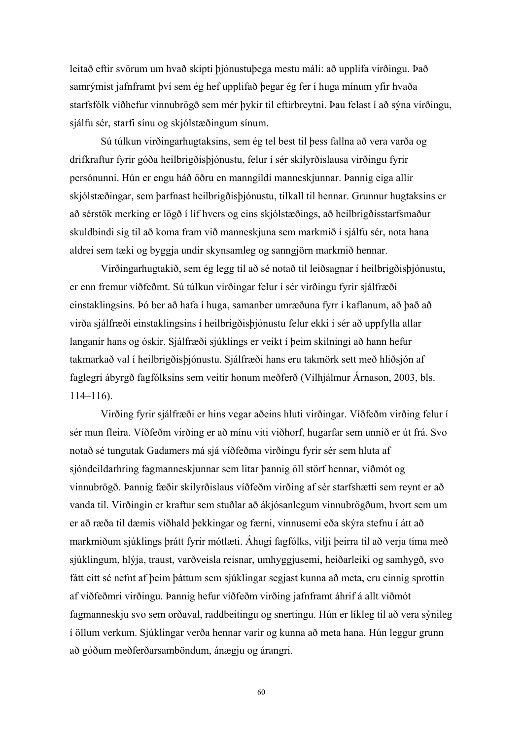leitað eftir svörum um hvað skipti þjónustuþega mestu máli: að upplifa virðingu. Það samrýmist jafnframt því sem ég hef upplifað þegar ég fer í huga mínum yfir hvaða starfsfólk viðhefur vinnubrögð sem mér þykir til eftirbreytni. Þau felast í að sýna virðingu, sjálfu sér, starfi sínu og skjólstæðingum sínum.

Sú túlkun virðingarhugtaksins, sem ég tel best til þess fallna að vera varða og drifkraftur fyrir góða heilbrigðisþjónustu, felur í sér skilyrðislausa virðingu fyrir persónunni. Hún er engu háð öðru en manngildi manneskjunnar. Þannig eiga allir skjólstæðingar, sem þarfnast heilbrigðisþjónustu, tilkall til hennar. Grunnur hugtaksins er að sérstök merking er lögð í líf hvers og eins skjólstæðings, að heilbrigðisstarfsmaður skuldbindi sig til að koma fram við manneskjuna sem markmið í sjálfu sér, nota hana aldrei sem tæki og byggja undir skynsamleg og sanngjörn markmið hennar.

Virðingarhugtakið, sem ég legg til að sé notað til leiðsagnar í heilbrigðisþjónustu, er enn fremur víðfeðmt. Sú túlkun virðingar felur í sér virðingu fyrir sjálfræði einstaklingsins. Þó ber að hafa í huga, samanber umræðuna fyrr í kaflanum, að það að virða sjálfræði einstaklingsins í heilbrigðisþjónustu felur ekki í sér að uppfylla allar langanir hans og óskir. Sjálfræði sjúklings er veikt í þeim skilningi að hann hefur takmarkað val í heilbrigðisþjónustu. Sjálfræði hans eru takmörk sett með hliðsjón af faglegri ábyrgð fagfólksins sem veitir honum meðferð (Vilhjálmur Árnason, 2003, bls. 114–116).

Virðing fyrir sjálfræði er hins vegar aðeins hluti virðingar. Víðfeðm virðing felur í sér mun fleira. Víðfeðm virðing er að mínu viti viðhorf, hugarfar sem unnið er út frá. Svo notað sé tungutak Gadamers má sjá víðfeðma virðingu fyrir sér sem hluta af sjóndeildarhring fagmanneskjunnar sem litar þannig öll störf hennar, viðmót og vinnubrögð. Þannig fæðir skilyrðislaus víðfeðm virðing af sér starfshætti sem reynt er að vanda til. Virðingin er kraftur sem stuðlar að ákjósanlegum vinnubrögðum, hvort sem um er að ræða til dæmis viðhald þekkingar og færni, vinnusemi eða skýra stefnu í átt að markmiðum sjúklings þrátt fyrir mótlæti. Áhugi fagfólks, vilji þeirra til að verja tíma með sjúklingum, hlýja, traust, varðveisla reisnar, umhyggjusemi, heiðarleiki og samhygð, svo fátt eitt sé nefnt af þeim þáttum sem sjúklingar segjast kunna að meta, eru einnig sprottin af víðfeðmri virðingu. Þannig hefur víðfeðm virðing jafnframt áhrif á allt viðmót fagmanneskju svo sem orðaval, raddbeitingu og snertingu. Hún er líkleg til að vera sýnileg í öllum verkum. Sjúklingar verða hennar varir og kunna að meta hana. Hún leggur grunn að góðum meðferðarsamböndum, ánægju og árangri.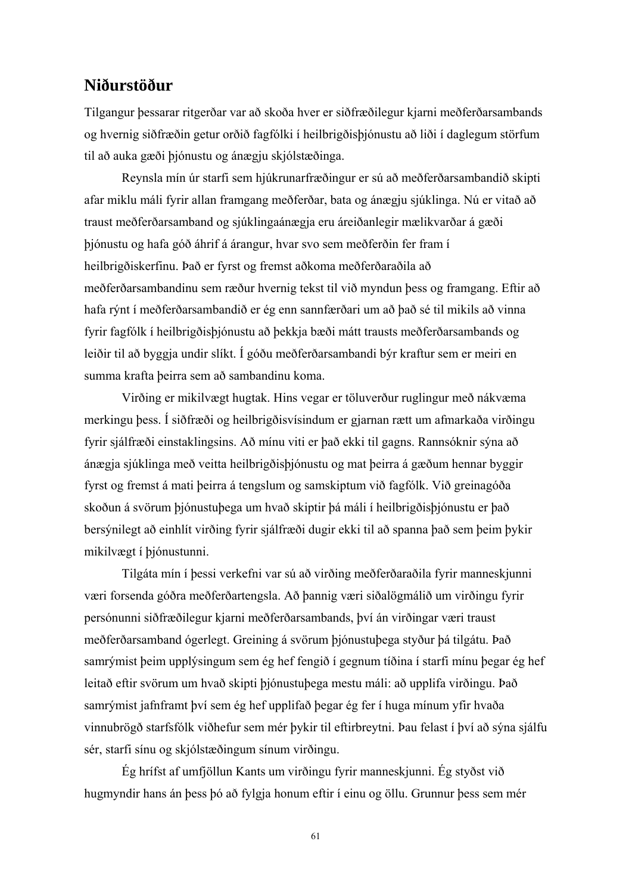## Niðurstöður

Tilgangur þessarar ritgerðar var að skoða hver er siðfræðilegur kjarni meðferðarsambands og hvernig siðfræðin getur orðið fagfólki í heilbrigðisþjónustu að liði í daglegum störfum til að auka gæði þjónustu og ánægju skjólstæðinga.

Reynsla mín úr starfi sem hjúkrunarfræðingur er sú að meðferðarsambandið skipti afar miklu máli fyrir allan framgang meðferðar, bata og ánægju sjúklinga. Nú er vitað að traust meðferðarsamband og sjúklingaánægja eru áreiðanlegir mælikvarðar á gæði þjónustu og hafa góð áhrif á árangur, hvar svo sem meðferðin fer fram í heilbrigðiskerfinu. Það er fyrst og fremst aðkoma meðferðaraðila að meðferðarsambandinu sem ræður hvernig tekst til við myndun þess og framgang. Eftir að hafa rýnt í meðferðarsambandið er ég enn sannfærðari um að það sé til mikils að vinna fyrir fagfólk í heilbrigðisþjónustu að þekkja bæði mátt trausts meðferðarsambands og leiðir til að byggja undir slíkt. Í góðu meðferðarsambandi býr kraftur sem er meiri en summa krafta þeirra sem að sambandinu koma.

Virðing er mikilvægt hugtak. Hins vegar er töluverður ruglingur með nákvæma merkingu þess. Í siðfræði og heilbrigðisvísindum er gjarnan rætt um afmarkaða virðingu fyrir sjálfræði einstaklingsins. Að mínu viti er það ekki til gagns. Rannsóknir sýna að ánægja sjúklinga með veitta heilbrigðisþjónustu og mat þeirra á gæðum hennar byggir fyrst og fremst á mati þeirra á tengslum og samskiptum við fagfólk. Við greinagóða skoðun á svörum þjónustuþega um hvað skiptir þá máli í heilbrigðisþjónustu er það bersýnilegt að einhlít virðing fyrir sjálfræði dugir ekki til að spanna það sem þeim þykir mikilvægt í þjónustunni.

Tilgáta mín í þessi verkefni var sú að virðing meðferðaraðila fyrir manneskjunni væri forsenda góðra meðferðartengsla. Að þannig væri siðalögmálið um virðingu fyrir persónunni siðfræðilegur kjarni meðferðarsambands, því án virðingar væri traust meðferðarsamband ógerlegt. Greining á svörum þjónustuþega styður þá tilgátu. Það samrýmist þeim upplýsingum sem ég hef fengið í gegnum tíðina í starfi mínu þegar ég hef leitað eftir svörum um hvað skipti þjónustuþega mestu máli: að upplifa virðingu. Það samrýmist jafnframt því sem ég hef upplifað þegar ég fer í huga mínum yfir hvaða vinnubrögð starfsfólk viðhefur sem mér þykir til eftirbreytni. Þau felast í því að sýna sjálfu sér, starfi sínu og skjólstæðingum sínum virðingu.

Ég hrífst af umfjöllun Kants um virðingu fyrir manneskjunni. Ég styðst við hugmyndir hans án þess þó að fylgja honum eftir í einu og öllu. Grunnur þess sem mér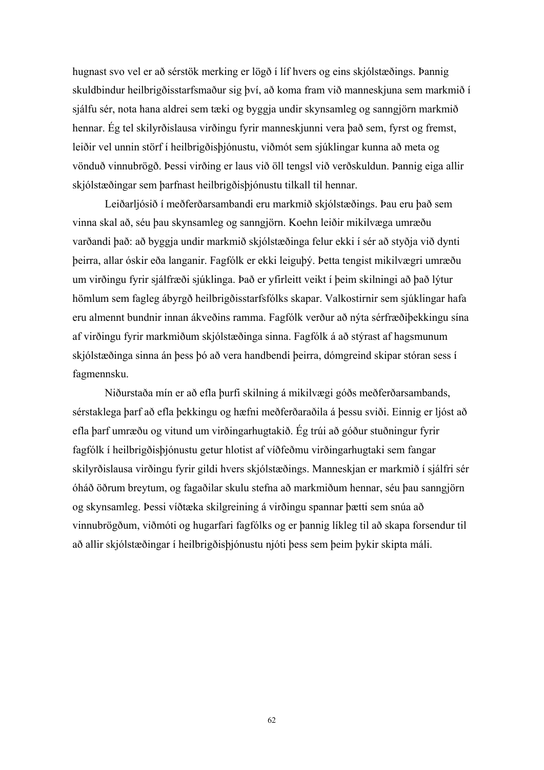hugnast svo vel er að sérstök merking er lögð í líf hvers og eins skjólstæðings. Þannig skuldbindur heilbrigðisstarfsmaður sig því, að koma fram við manneskjuna sem markmið í sjálfu sér, nota hana aldrei sem tæki og byggja undir skynsamleg og sanngjörn markmið hennar. Ég tel skilyrðislausa virðingu fyrir manneskjunni vera það sem, fyrst og fremst, leiðir vel unnin störf í heilbrigðisþjónustu, viðmót sem sjúklingar kunna að meta og vönduð vinnubrögð. Þessi virðing er laus við öll tengsl við verðskuldun. Þannig eiga allir skjólstæðingar sem þarfnast heilbrigðisþjónustu tilkall til hennar.

Leiðarljósið í meðferðarsambandi eru markmið skjólstæðings. Þau eru það sem vinna skal að, séu þau skynsamleg og sanngjörn. Koehn leiðir mikilvæga umræðu varðandi það: að byggja undir markmið skjólstæðinga felur ekki í sér að styðja við dynti þeirra, allar óskir eða langanir. Fagfólk er ekki leiguþý. Þetta tengist mikilvægri umræðu um virðingu fyrir sjálfræði sjúklinga. Það er yfirleitt veikt í þeim skilningi að það lýtur hömlum sem fagleg ábyrgð heilbrigðisstarfsfólks skapar. Valkostirnir sem sjúklingar hafa eru almennt bundnir innan ákveðins ramma. Fagfólk verður að nýta sérfræðiþekkingu sína af virðingu fyrir markmiðum skjólstæðinga sinna. Fagfólk á að stýrast af hagsmunum skjólstæðinga sinna án þess þó að vera handbendi þeirra, dómgreind skipar stóran sess í fagmennsku.

Niðurstaða mín er að efla þurfi skilning á mikilvægi góðs meðferðarsambands, sérstaklega þarf að efla þekkingu og hæfni meðferðaraðila á þessu sviði. Einnig er ljóst að efla þarf umræðu og vitund um virðingarhugtakið. Ég trúi að góður stuðningur fyrir fagfólk í heilbrigðisþjónustu getur hlotist af víðfeðmu virðingarhugtaki sem fangar skilyrðislausa virðingu fyrir gildi hvers skjólstæðings. Manneskjan er markmið í sjálfri sér óháð öðrum breytum, og fagaðilar skulu stefna að markmiðum hennar, séu þau sanngjörn og skynsamleg. Þessi víðtæka skilgreining á virðingu spannar þætti sem snúa að vinnubrögðum, viðmóti og hugarfari fagfólks og er þannig líkleg til að skapa forsendur til að allir skjólstæðingar í heilbrigðisþjónustu njóti þess sem þeim þykir skipta máli.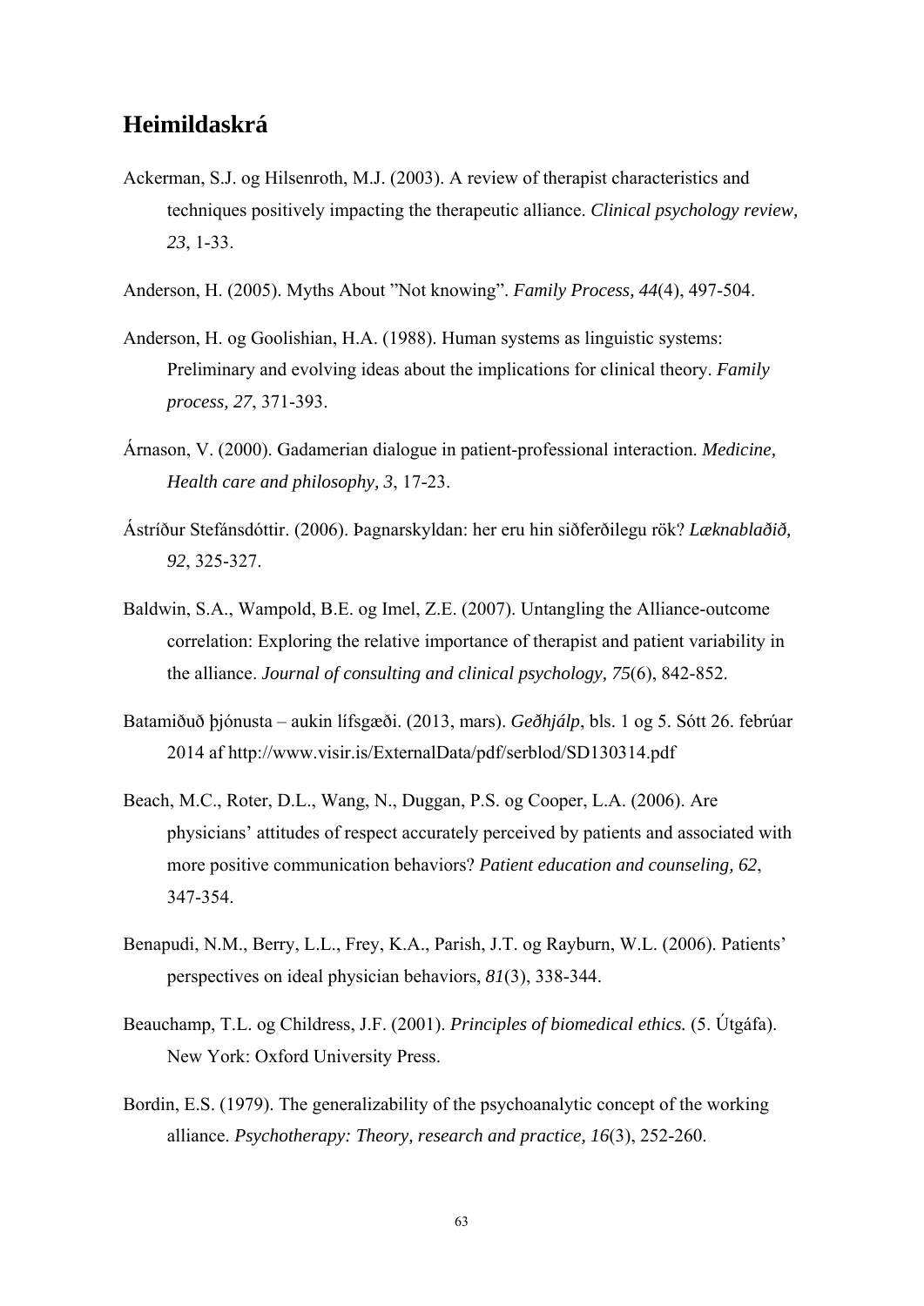## Heimildaskrá

Ackerman, S.J. og Hilsenroth, M.J. (2003). A review of therapist characteristics and techniques positively impacting the therapeutic alliance. *Clinical psychology review, 23*, 1-33.

Anderson, H. (2005). Myths About "Not knowing". *Family Process, 44*(4), 497-504.

Anderson, H. og Goolishian, H.A. (1988). Human systems as linguistic systems: Preliminary and evolving ideas about the implications for clinical theory. *Family process, 27*, 371-393.

Árnason, V. (2000). Gadamerian dialogue in patient-professional interaction. *Medicine, Health care and philosophy, 3*, 17-23.

Ástríður Stefánsdóttir. (2006). Þagnarskyldan: her eru hin siðferðilegu rök? *Læknablaðið, 92*, 325-327.

Baldwin, S.A., Wampold, B.E. og Imel, Z.E. (2007). Untangling the Alliance-outcome correlation: Exploring the relative importance of therapist and patient variability in the alliance. *Journal of consulting and clinical psychology, 75*(6), 842-852.

Batamiðuð þjónusta – aukin lífsgæði. (2013, mars). *Geðhjálp*, bls. 1 og 5. Sótt 26. febrúar 2014 af http://www.visir.is/ExternalData/pdf/serblod/SD130314.pdf

Beach, M.C., Roter, D.L., Wang, N., Duggan, P.S. og Cooper, L.A. (2006). Are physicians' attitudes of respect accurately perceived by patients and associated with more positive communication behaviors? *Patient education and counseling, 62*, 347-354.

Benapudi, N.M., Berry, L.L., Frey, K.A., Parish, J.T. og Rayburn, W.L. (2006). Patients' perspectives on ideal physician behaviors, *81*(3), 338-344.

Beauchamp, T.L. og Childress, J.F. (2001). *Principles of biomedical ethics.* (5. Útgáfa). New York: Oxford University Press.

Bordin, E.S. (1979). The generalizability of the psychoanalytic concept of the working alliance. *Psychotherapy: Theory, research and practice, 16*(3), 252-260.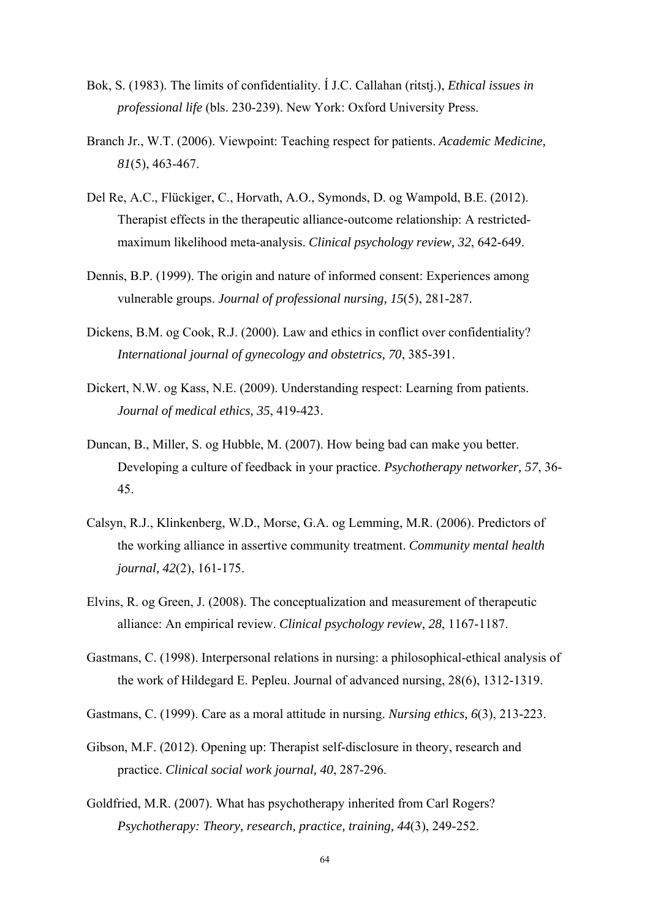Bok, S. (1983). The limits of confidentiality. Í J.C. Callahan (ritstj.), *Ethical issues in professional life* (bls. 230-239). New York: Oxford University Press.

Branch Jr., W.T. (2006). Viewpoint: Teaching respect for patients. *Academic Medicine, 81*(5), 463-467.

Del Re, A.C., Flückiger, C., Horvath, A.O., Symonds, D. og Wampold, B.E. (2012). Therapist effects in the therapeutic alliance-outcome relationship: A restricted-maximum likelihood meta-analysis. *Clinical psychology review, 32*, 642-649.

Dennis, B.P. (1999). The origin and nature of informed consent: Experiences among vulnerable groups. *Journal of professional nursing, 15*(5), 281-287.

Dickens, B.M. og Cook, R.J. (2000). Law and ethics in conflict over confidentiality? *International journal of gynecology and obstetrics, 70*, 385-391.

Dickert, N.W. og Kass, N.E. (2009). Understanding respect: Learning from patients. *Journal of medical ethics, 35*, 419-423.

Duncan, B., Miller, S. og Hubble, M. (2007). How being bad can make you better. Developing a culture of feedback in your practice. *Psychotherapy networker, 57*, 36-45.

Calsyn, R.J., Klinkenberg, W.D., Morse, G.A. og Lemming, M.R. (2006). Predictors of the working alliance in assertive community treatment. *Community mental health journal, 42*(2), 161-175.

Elvins, R. og Green, J. (2008). The conceptualization and measurement of therapeutic alliance: An empirical review. *Clinical psychology review, 28*, 1167-1187.

Gastmans, C. (1998). Interpersonal relations in nursing: a philosophical-ethical analysis of the work of Hildegard E. Pepleu. Journal of advanced nursing, 28(6), 1312-1319.

Gastmans, C. (1999). Care as a moral attitude in nursing. *Nursing ethics, 6*(3), 213-223.

Gibson, M.F. (2012). Opening up: Therapist self-disclosure in theory, research and practice. *Clinical social work journal, 40*, 287-296.

Goldfried, M.R. (2007). What has psychotherapy inherited from Carl Rogers? *Psychotherapy: Theory, research, practice, training, 44*(3), 249-252.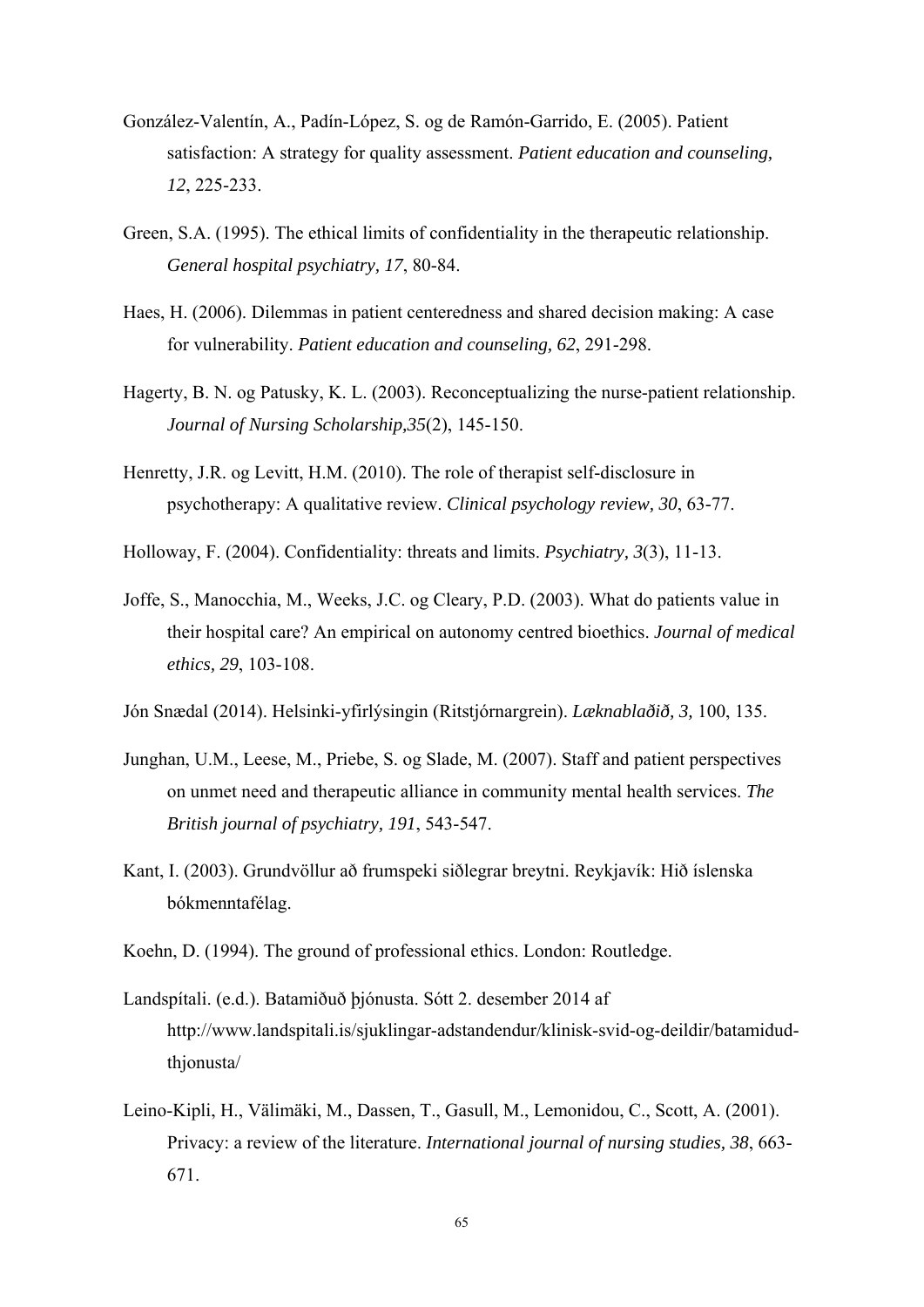González-Valentín, A., Padín-López, S. og de Ramón-Garrido, E. (2005). Patient satisfaction: A strategy for quality assessment. *Patient education and counseling, 12*, 225-233.

Green, S.A. (1995). The ethical limits of confidentiality in the therapeutic relationship. *General hospital psychiatry, 17*, 80-84.

Haes, H. (2006). Dilemmas in patient centeredness and shared decision making: A case for vulnerability. *Patient education and counseling, 62*, 291-298.

Hagerty, B. N. og Patusky, K. L. (2003). Reconceptualizing the nurse-patient relationship. *Journal of Nursing Scholarship,35*(2), 145-150.

Henretty, J.R. og Levitt, H.M. (2010). The role of therapist self-disclosure in psychotherapy: A qualitative review. *Clinical psychology review, 30*, 63-77.

Holloway, F. (2004). Confidentiality: threats and limits. *Psychiatry, 3*(3), 11-13.

Joffe, S., Manocchia, M., Weeks, J.C. og Cleary, P.D. (2003). What do patients value in their hospital care? An empirical on autonomy centred bioethics. *Journal of medical ethics, 29*, 103-108.

Jón Snædal (2014). Helsinki-yfirlýsingin (Ritstjórnargrein). *Læknablaðið, 3,* 100, 135.

Junghan, U.M., Leese, M., Priebe, S. og Slade, M. (2007). Staff and patient perspectives on unmet need and therapeutic alliance in community mental health services. *The British journal of psychiatry, 191*, 543-547.

Kant, I. (2003). Grundvöllur að frumspeki siðlegrar breytni. Reykjavík: Hið íslenska bókmenntafélag.

Koehn, D. (1994). The ground of professional ethics. London: Routledge.

Landspítali. (e.d.). Batamiðuð þjónusta. Sótt 2. desember 2014 af http://www.landspitali.is/sjuklingar-adstandendur/klinisk-svid-og-deildir/batamidud-thjonusta/

Leino-Kipli, H., Välimäki, M., Dassen, T., Gasull, M., Lemonidou, C., Scott, A. (2001). Privacy: a review of the literature. *International journal of nursing studies, 38*, 663-671.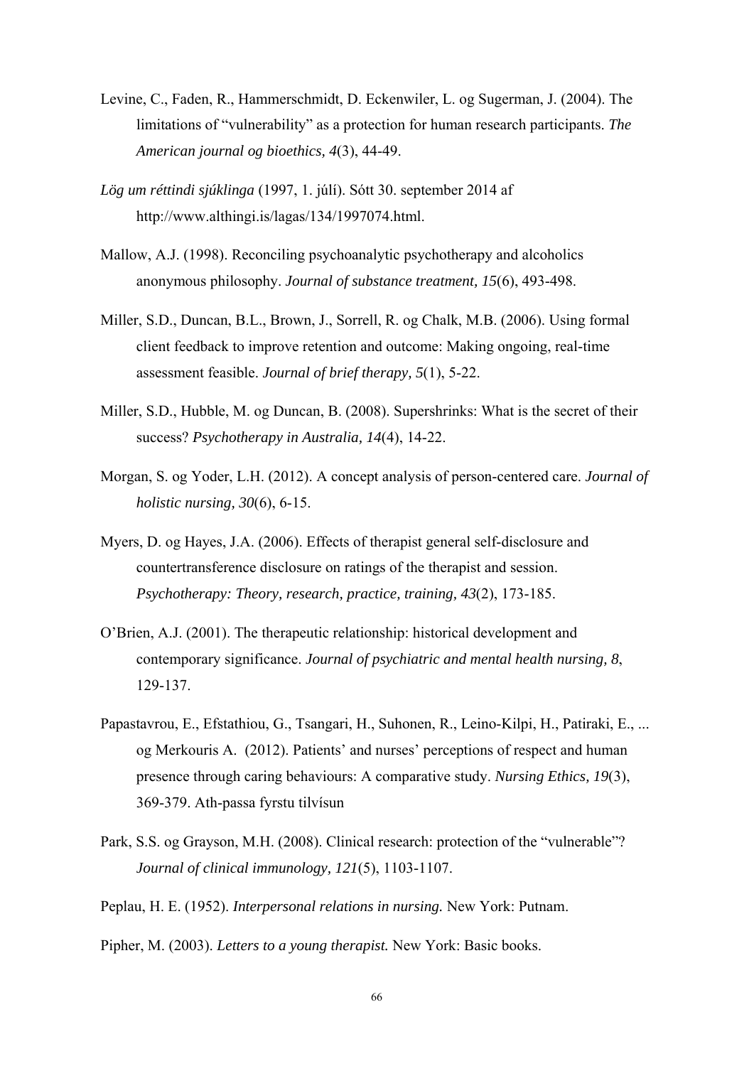Levine, C., Faden, R., Hammerschmidt, D. Eckenwiler, L. og Sugerman, J. (2004). The limitations of "vulnerability" as a protection for human research participants. *The American journal og bioethics, 4*(3), 44-49.

*Lög um réttindi sjúklinga* (1997, 1. júlí). Sótt 30. september 2014 af http://www.althingi.is/lagas/134/1997074.html.

Mallow, A.J. (1998). Reconciling psychoanalytic psychotherapy and alcoholics anonymous philosophy. *Journal of substance treatment, 15*(6), 493-498.

Miller, S.D., Duncan, B.L., Brown, J., Sorrell, R. og Chalk, M.B. (2006). Using formal client feedback to improve retention and outcome: Making ongoing, real-time assessment feasible. *Journal of brief therapy, 5*(1), 5-22.

Miller, S.D., Hubble, M. og Duncan, B. (2008). Supershrinks: What is the secret of their success? *Psychotherapy in Australia, 14*(4), 14-22.

Morgan, S. og Yoder, L.H. (2012). A concept analysis of person-centered care. *Journal of holistic nursing, 30*(6), 6-15.

Myers, D. og Hayes, J.A. (2006). Effects of therapist general self-disclosure and countertransference disclosure on ratings of the therapist and session. *Psychotherapy: Theory, research, practice, training, 43*(2), 173-185.

O'Brien, A.J. (2001). The therapeutic relationship: historical development and contemporary significance. *Journal of psychiatric and mental health nursing, 8*, 129-137.

Papastavrou, E., Efstathiou, G., Tsangari, H., Suhonen, R., Leino-Kilpi, H., Patiraki, E., ... og Merkouris A. (2012). Patients' and nurses' perceptions of respect and human presence through caring behaviours: A comparative study. *Nursing Ethics, 19*(3), 369-379. Ath-passa fyrstu tilvísun

Park, S.S. og Grayson, M.H. (2008). Clinical research: protection of the "vulnerable"? *Journal of clinical immunology, 121*(5), 1103-1107.

Peplau, H. E. (1952). *Interpersonal relations in nursing.* New York: Putnam.

Pipher, M. (2003). *Letters to a young therapist.* New York: Basic books.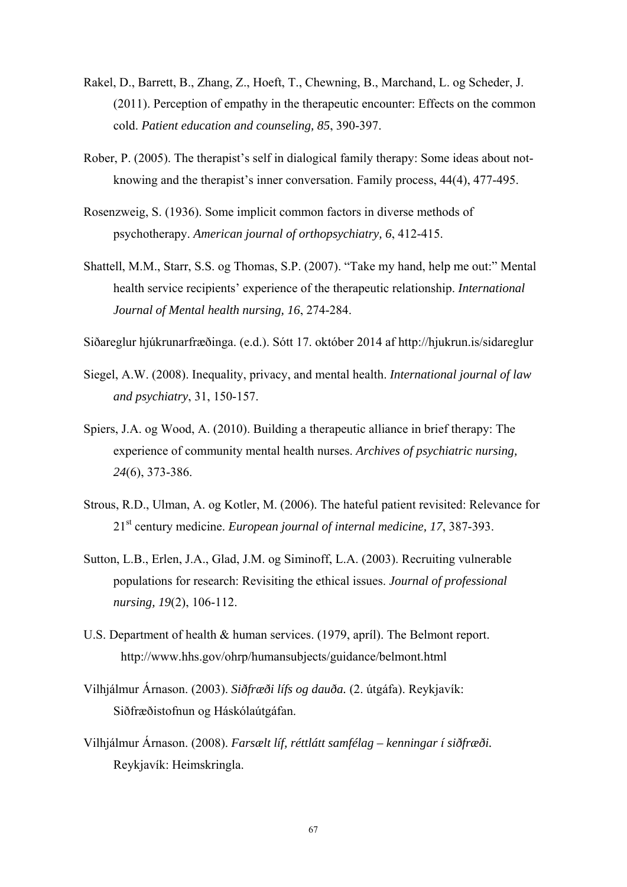Rakel, D., Barrett, B., Zhang, Z., Hoeft, T., Chewning, B., Marchand, L. og Scheder, J. (2011). Perception of empathy in the therapeutic encounter: Effects on the common cold. *Patient education and counseling, 85*, 390-397.

Rober, P. (2005). The therapist's self in dialogical family therapy: Some ideas about not-knowing and the therapist's inner conversation. Family process, 44(4), 477-495.

Rosenzweig, S. (1936). Some implicit common factors in diverse methods of psychotherapy. *American journal of orthopsychiatry, 6*, 412-415.

Shattell, M.M., Starr, S.S. og Thomas, S.P. (2007). "Take my hand, help me out:" Mental health service recipients' experience of the therapeutic relationship. *International Journal of Mental health nursing, 16*, 274-284.

Siðareglur hjúkrunarfræðinga. (e.d.). Sótt 17. október 2014 af http://hjukrun.is/sidareglur

Siegel, A.W. (2008). Inequality, privacy, and mental health. *International journal of law and psychiatry*, 31, 150-157.

Spiers, J.A. og Wood, A. (2010). Building a therapeutic alliance in brief therapy: The experience of community mental health nurses. *Archives of psychiatric nursing, 24*(6), 373-386.

Strous, R.D., Ulman, A. og Kotler, M. (2006). The hateful patient revisited: Relevance for 21st century medicine. *European journal of internal medicine, 17*, 387-393.

Sutton, L.B., Erlen, J.A., Glad, J.M. og Siminoff, L.A. (2003). Recruiting vulnerable populations for research: Revisiting the ethical issues. *Journal of professional nursing, 19*(2), 106-112.

U.S. Department of health & human services. (1979, apríl). The Belmont report. http://www.hhs.gov/ohrp/humansubjects/guidance/belmont.html

Vilhjálmur Árnason. (2003). *Siðfræði lífs og dauða.* (2. útgáfa). Reykjavík: Siðfræðistofnun og Háskólaútgáfan.

Vilhjálmur Árnason. (2008). *Farsælt líf, réttlátt samfélag – kenningar í siðfræði.* Reykjavík: Heimskringla.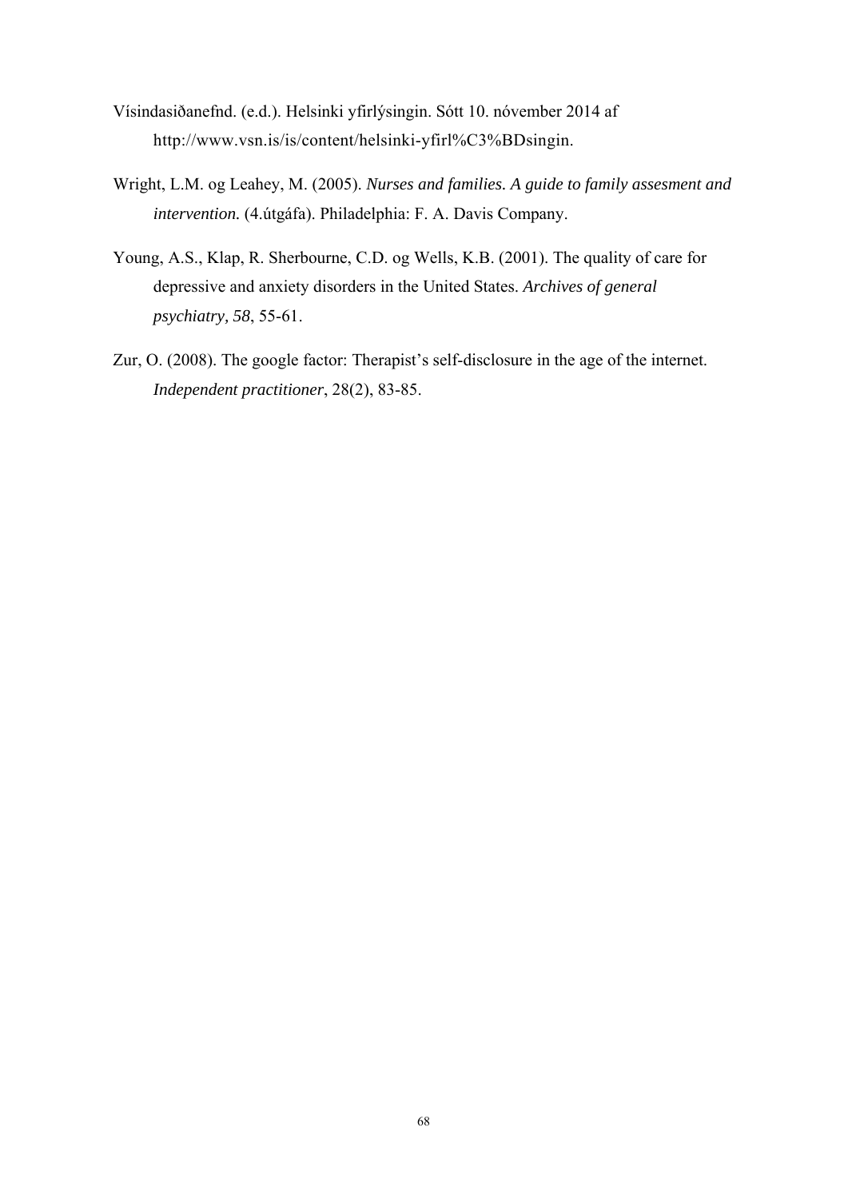Vísindasiðanefnd. (e.d.). Helsinki yfirlýsingin. Sótt 10. nóvember 2014 af http://www.vsn.is/is/content/helsinki-yfirl%C3%BDsingin.

Wright, L.M. og Leahey, M. (2005). *Nurses and families. A guide to family assesment and intervention.* (4.útgáfa). Philadelphia: F. A. Davis Company.

Young, A.S., Klap, R. Sherbourne, C.D. og Wells, K.B. (2001). The quality of care for depressive and anxiety disorders in the United States. *Archives of general psychiatry, 58*, 55-61.

Zur, O. (2008). The google factor: Therapist's self-disclosure in the age of the internet. *Independent practitioner*, 28(2), 83-85.